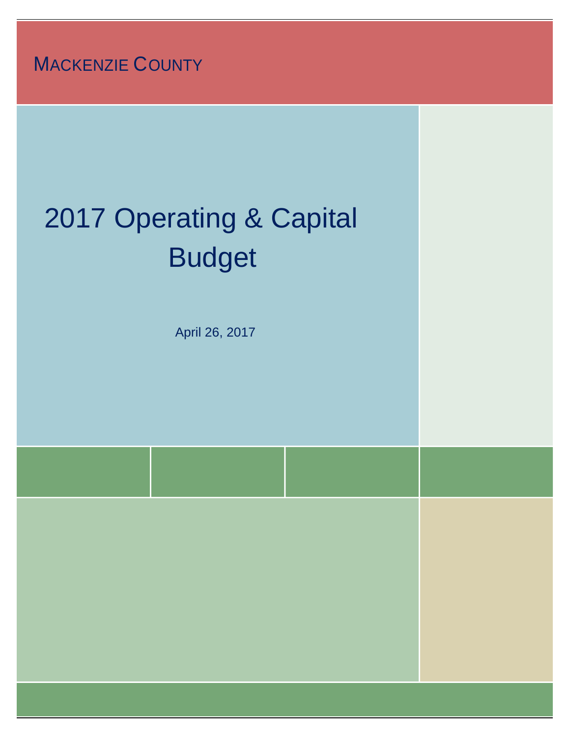MACKENZIE COUNTY

# 2017 Operating & Capital Budget

April 26, 2017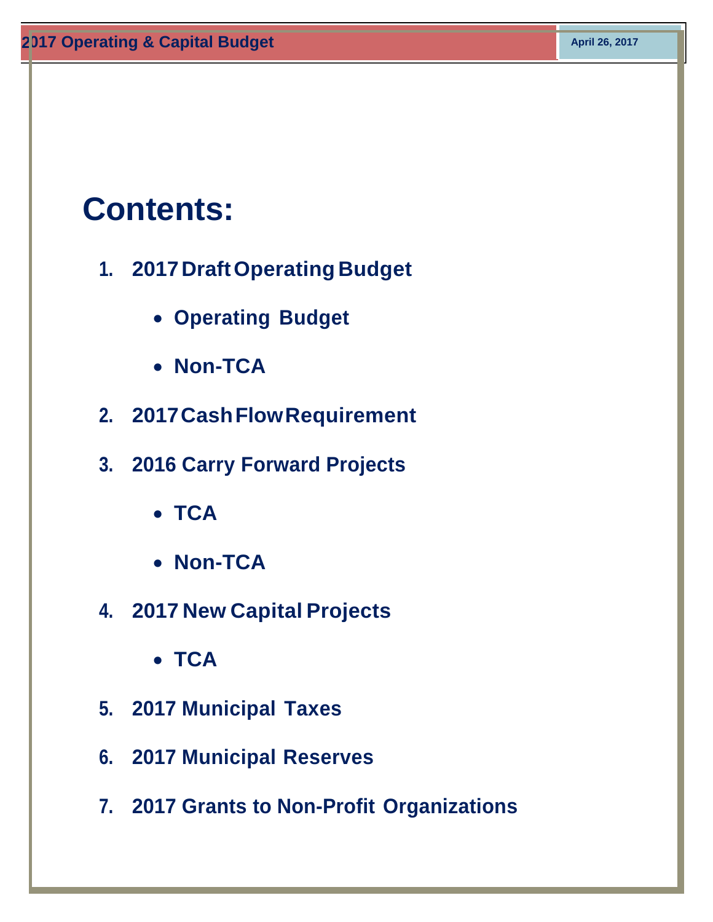# Contents:

1. **2017 Draft Operating Budget**
   - **Operating Budget**
   - **Non-TCA**
2. **2017 Cash Flow Requirement**
3. **2016 Carry Forward Projects**
   - **TCA**
   - **Non-TCA**
4. **2017 New Capital Projects**
   - **TCA**
5. **2017 Municipal Taxes**
6. **2017 Municipal Reserves**
7. **2017 Grants to Non-Profit Organizations**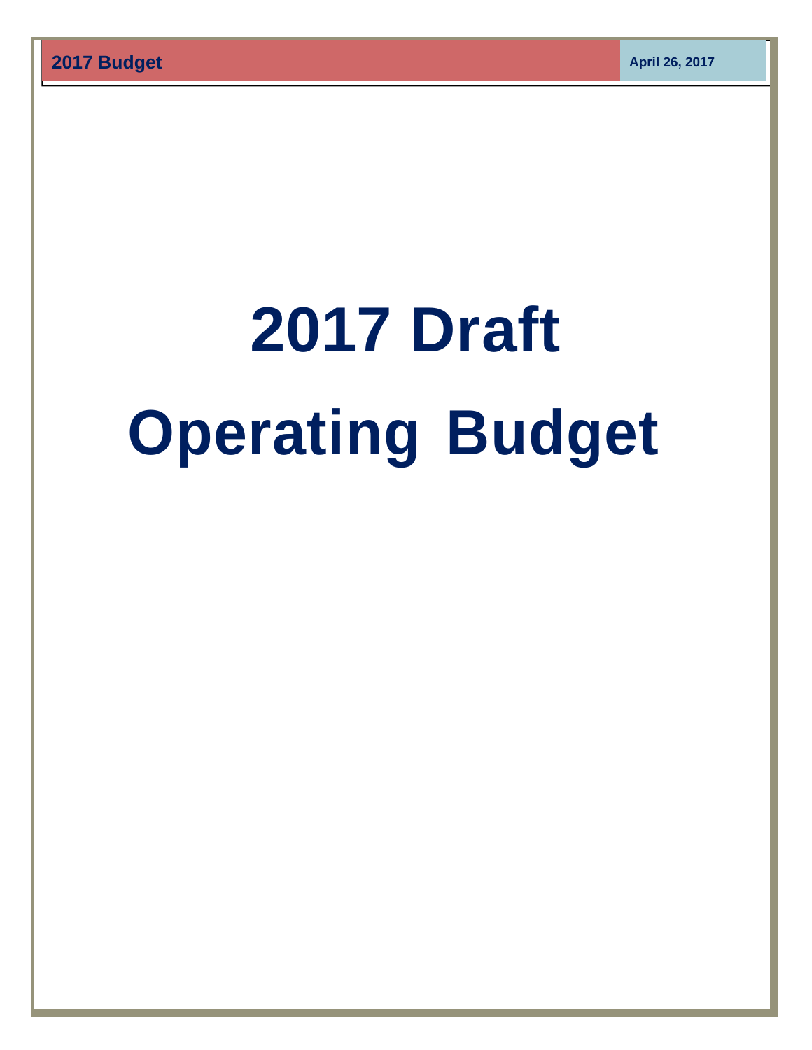# 2017 Draft

# Operating Budget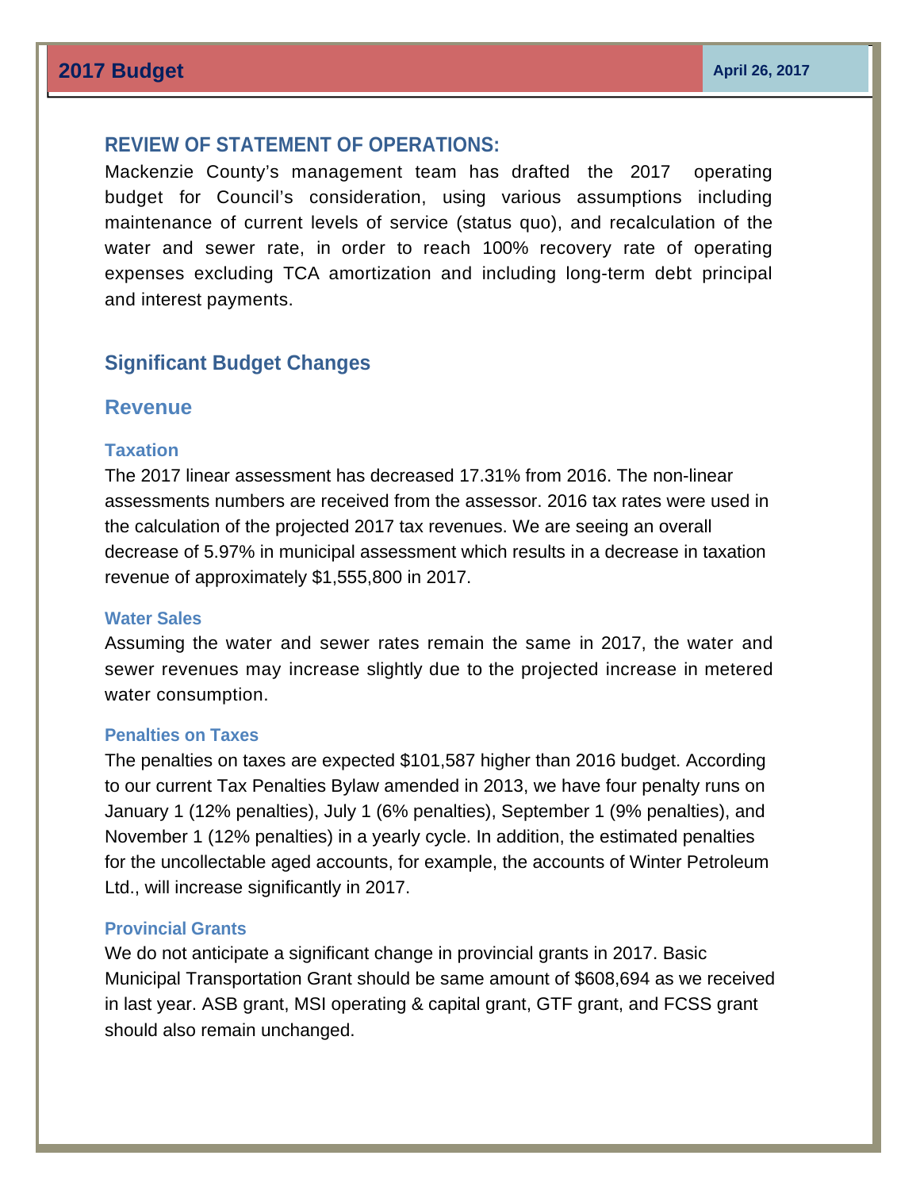## REVIEW OF STATEMENT OF OPERATIONS:

Mackenzie County's management team has drafted the 2017 operating budget for Council's consideration, using various assumptions including maintenance of current levels of service (status quo), and recalculation of the water and sewer rate, in order to reach 100% recovery rate of operating expenses excluding TCA amortization and including long-term debt principal and interest payments.

## Significant Budget Changes

## Revenue

### Taxation

The 2017 linear assessment has decreased 17.31% from 2016. The non-linear assessments numbers are received from the assessor. 2016 tax rates were used in the calculation of the projected 2017 tax revenues. We are seeing an overall decrease of 5.97% in municipal assessment which results in a decrease in taxation revenue of approximately $1,555,800 in 2017.

### Water Sales

Assuming the water and sewer rates remain the same in 2017, the water and sewer revenues may increase slightly due to the projected increase in metered water consumption.

### Penalties on Taxes

The penalties on taxes are expected $101,587 higher than 2016 budget. According to our current Tax Penalties Bylaw amended in 2013, we have four penalty runs on January 1 (12% penalties), July 1 (6% penalties), September 1 (9% penalties), and November 1 (12% penalties) in a yearly cycle. In addition, the estimated penalties for the uncollectable aged accounts, for example, the accounts of Winter Petroleum Ltd., will increase significantly in 2017.

### Provincial Grants

We do not anticipate a significant change in provincial grants in 2017. Basic Municipal Transportation Grant should be same amount of $608,694 as we received in last year. ASB grant, MSI operating & capital grant, GTF grant, and FCSS grant should also remain unchanged.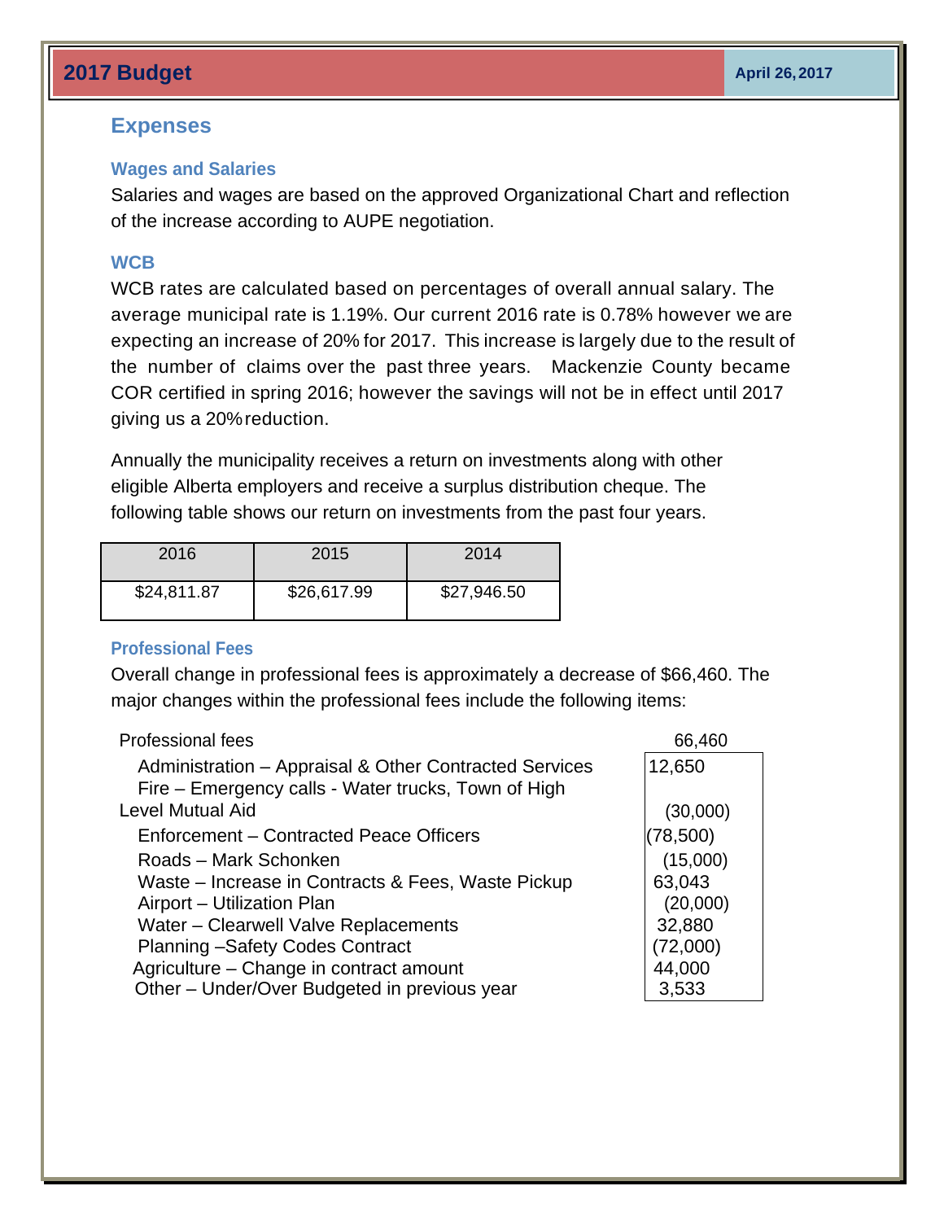# Expenses

### Wages and Salaries

Salaries and wages are based on the approved Organizational Chart and reflection of the increase according to AUPE negotiation.

### WCB

WCB rates are calculated based on percentages of overall annual salary. The average municipal rate is 1.19%. Our current 2016 rate is 0.78% however we are expecting an increase of 20% for 2017. This increase is largely due to the result of the number of claims over the past three years. Mackenzie County became COR certified in spring 2016; however the savings will not be in effect until 2017 giving us a 20% reduction.

Annually the municipality receives a return on investments along with other eligible Alberta employers and receive a surplus distribution cheque. The following table shows our return on investments from the past four years.

| 2016 | 2015 | 2014 |
|---|---|---|
| $24,811.87 | $26,617.99 | $27,946.50 |

### Professional Fees

Overall change in professional fees is approximately a decrease of $66,460. The major changes within the professional fees include the following items:

| Professional fees | 66,460 |
|---|---|
| Administration – Appraisal & Other Contracted Services | 12,650 |
| Fire – Emergency calls - Water trucks, Town of High Level Mutual Aid | (30,000) |
| Enforcement – Contracted Peace Officers | (78,500) |
| Roads – Mark Schonken | (15,000) |
| Waste – Increase in Contracts & Fees, Waste Pickup | 63,043 |
| Airport – Utilization Plan | (20,000) |
| Water – Clearwell Valve Replacements | 32,880 |
| Planning –Safety Codes Contract | (72,000) |
| Agriculture – Change in contract amount | 44,000 |
| Other – Under/Over Budgeted in previous year | 3,533 |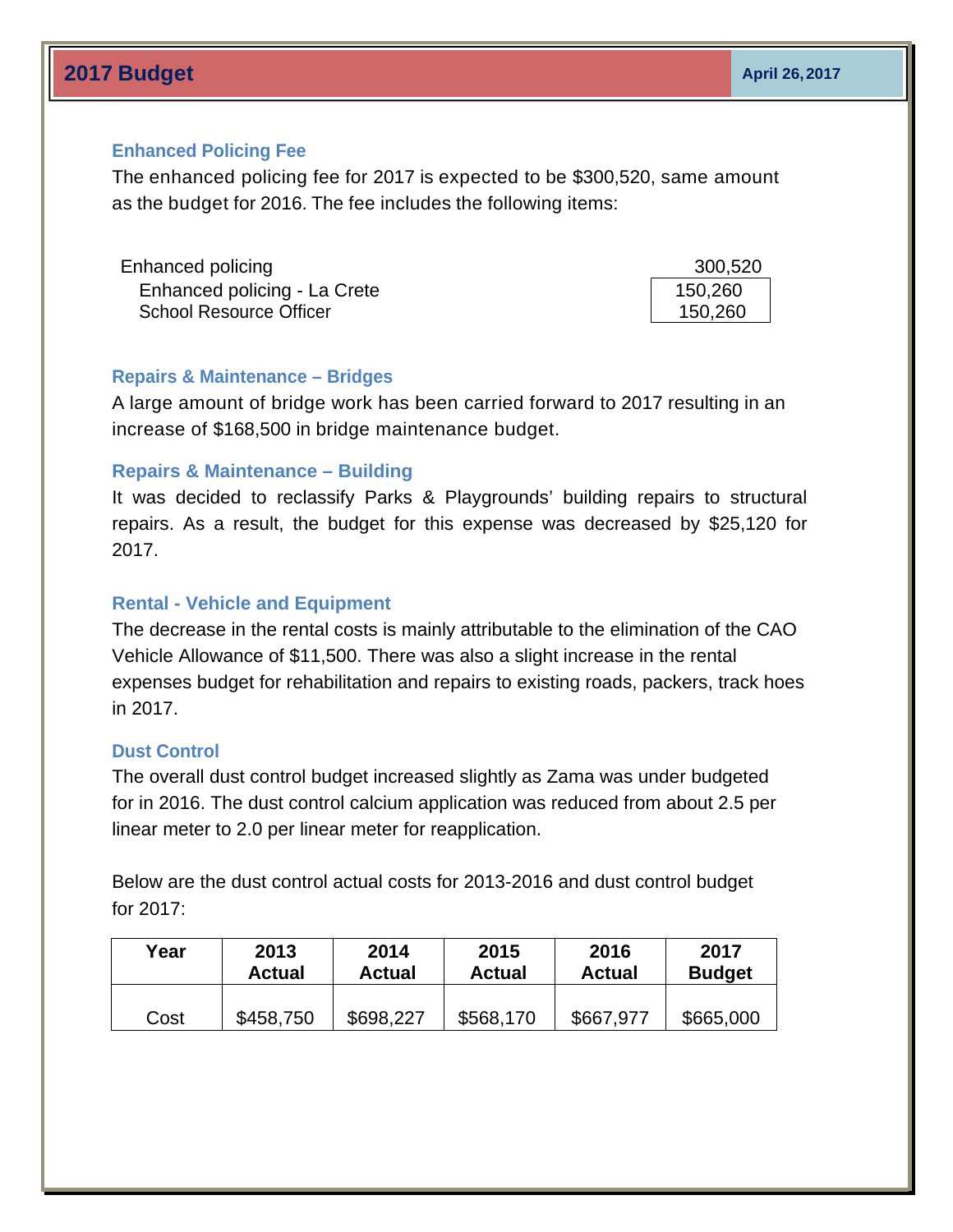## Enhanced Policing Fee

The enhanced policing fee for 2017 is expected to be $300,520, same amount as the budget for 2016. The fee includes the following items:

| | |
|---|---|
| Enhanced policing | 300,520 |
| Enhanced policing - La Crete | 150,260 |
| School Resource Officer | 150,260 |

## Repairs & Maintenance – Bridges

A large amount of bridge work has been carried forward to 2017 resulting in an increase of $168,500 in bridge maintenance budget.

## Repairs & Maintenance – Building

It was decided to reclassify Parks & Playgrounds' building repairs to structural repairs. As a result, the budget for this expense was decreased by $25,120 for 2017.

## Rental - Vehicle and Equipment

The decrease in the rental costs is mainly attributable to the elimination of the CAO Vehicle Allowance of $11,500. There was also a slight increase in the rental expenses budget for rehabilitation and repairs to existing roads, packers, track hoes in 2017.

## Dust Control

The overall dust control budget increased slightly as Zama was under budgeted for in 2016. The dust control calcium application was reduced from about 2.5 per linear meter to 2.0 per linear meter for reapplication.

Below are the dust control actual costs for 2013-2016 and dust control budget for 2017:

| Year | 2013 Actual | 2014 Actual | 2015 Actual | 2016 Actual | 2017 Budget |
|---|---|---|---|---|---|
| Cost | $458,750 | $698,227 | $568,170 | $667,977 | $665,000 |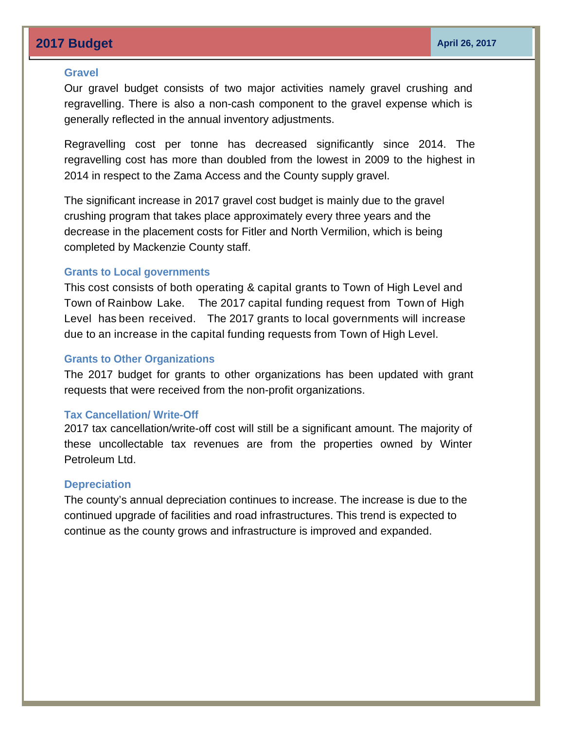### Gravel

Our gravel budget consists of two major activities namely gravel crushing and regravelling. There is also a non-cash component to the gravel expense which is generally reflected in the annual inventory adjustments.

Regravelling cost per tonne has decreased significantly since 2014. The regravelling cost has more than doubled from the lowest in 2009 to the highest in 2014 in respect to the Zama Access and the County supply gravel.

The significant increase in 2017 gravel cost budget is mainly due to the gravel crushing program that takes place approximately every three years and the decrease in the placement costs for Fitler and North Vermilion, which is being completed by Mackenzie County staff.

### Grants to Local governments

This cost consists of both operating & capital grants to Town of High Level and Town of Rainbow Lake. The 2017 capital funding request from Town of High Level has been received. The 2017 grants to local governments will increase due to an increase in the capital funding requests from Town of High Level.

### Grants to Other Organizations

The 2017 budget for grants to other organizations has been updated with grant requests that were received from the non-profit organizations.

### Tax Cancellation/ Write-Off

2017 tax cancellation/write-off cost will still be a significant amount. The majority of these uncollectable tax revenues are from the properties owned by Winter Petroleum Ltd.

### Depreciation

The county's annual depreciation continues to increase. The increase is due to the continued upgrade of facilities and road infrastructures. This trend is expected to continue as the county grows and infrastructure is improved and expanded.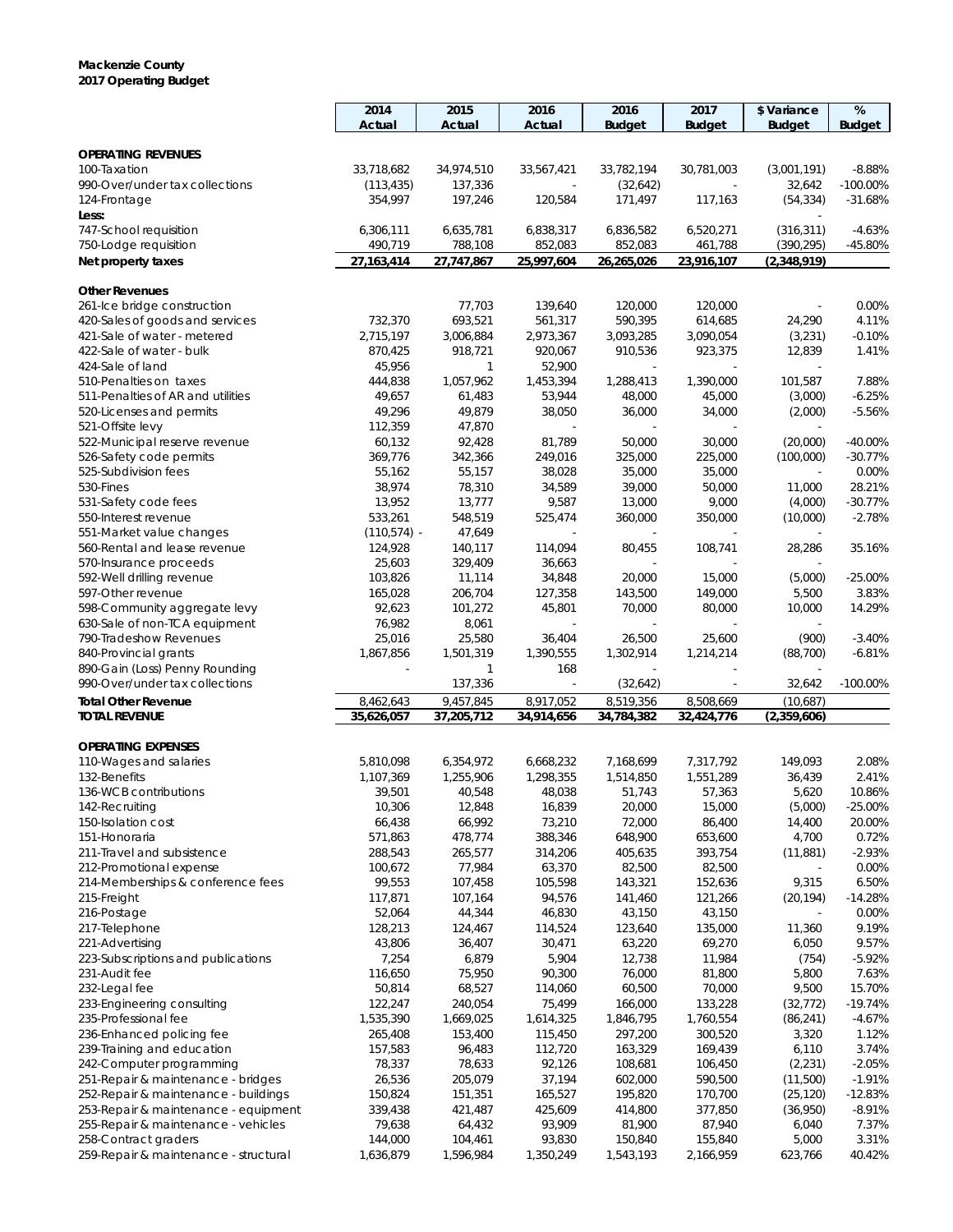**Mackenzie County**
**2017 Operating Budget**

| | 2014 Actual | 2015 Actual | 2016 Actual | 2016 Budget | 2017 Budget | $ Variance Budget | % Budget |
|---|---|---|---|---|---|---|---|
| **OPERATING REVENUES** | | | | | | | |
| 100-Taxation | 33,718,682 | 34,974,510 | 33,567,421 | 33,782,194 | 30,781,003 | (3,001,191) | -8.88% |
| 990-Over/under tax collections | (113,435) | 137,336 | - | (32,642) | - | 32,642 | -100.00% |
| 124-Frontage | 354,997 | 197,246 | 120,584 | 171,497 | 117,163 | (54,334) | -31.68% |
| **Less:** | | | | | | - | |
| 747-School requisition | 6,306,111 | 6,635,781 | 6,838,317 | 6,836,582 | 6,520,271 | (316,311) | -4.63% |
| 750-Lodge requisition | 490,719 | 788,108 | 852,083 | 852,083 | 461,788 | (390,295) | -45.80% |
| **Net property taxes** | **27,163,414** | **27,747,867** | **25,997,604** | **26,265,026** | **23,916,107** | **(2,348,919)** | |
| | | | | | | | |
| **Other Revenues** | | | | | | | |
| 261-Ice bridge construction | | 77,703 | 139,640 | 120,000 | 120,000 | - | 0.00% |
| 420-Sales of goods and services | 732,370 | 693,521 | 561,317 | 590,395 | 614,685 | 24,290 | 4.11% |
| 421-Sale of water - metered | 2,715,197 | 3,006,884 | 2,973,367 | 3,093,285 | 3,090,054 | (3,231) | -0.10% |
| 422-Sale of water - bulk | 870,425 | 918,721 | 920,067 | 910,536 | 923,375 | 12,839 | 1.41% |
| 424-Sale of land | 45,956 | 1 | 52,900 | - | - | - | |
| 510-Penalties on taxes | 444,838 | 1,057,962 | 1,453,394 | 1,288,413 | 1,390,000 | 101,587 | 7.88% |
| 511-Penalties of AR and utilities | 49,657 | 61,483 | 53,944 | 48,000 | 45,000 | (3,000) | -6.25% |
| 520-Licenses and permits | 49,296 | 49,879 | 38,050 | 36,000 | 34,000 | (2,000) | -5.56% |
| 521-Offsite levy | 112,359 | 47,870 | - | - | - | - | |
| 522-Municipal reserve revenue | 60,132 | 92,428 | 81,789 | 50,000 | 30,000 | (20,000) | -40.00% |
| 526-Safety code permits | 369,776 | 342,366 | 249,016 | 325,000 | 225,000 | (100,000) | -30.77% |
| 525-Subdivision fees | 55,162 | 55,157 | 38,028 | 35,000 | 35,000 | - | 0.00% |
| 530-Fines | 38,974 | 78,310 | 34,589 | 39,000 | 50,000 | 11,000 | 28.21% |
| 531-Safety code fees | 13,952 | 13,777 | 9,587 | 13,000 | 9,000 | (4,000) | -30.77% |
| 550-Interest revenue | 533,261 | 548,519 | 525,474 | 360,000 | 350,000 | (10,000) | -2.78% |
| 551-Market value changes | (110,574) - | 47,649 | | - | | - | |
| 560-Rental and lease revenue | 124,928 | 140,117 | 114,094 | 80,455 | 108,741 | 28,286 | 35.16% |
| 570-Insurance proceeds | 25,603 | 329,409 | 36,663 | - | - | - | |
| 592-Well drilling revenue | 103,826 | 11,114 | 34,848 | 20,000 | 15,000 | (5,000) | -25.00% |
| 597-Other revenue | 165,028 | 206,704 | 127,358 | 143,500 | 149,000 | 5,500 | 3.83% |
| 598-Community aggregate levy | 92,623 | 101,272 | 45,801 | 70,000 | 80,000 | 10,000 | 14.29% |
| 630-Sale of non-TCA equipment | 76,982 | 8,061 | - | - | - | - | |
| 790-Tradeshow Revenues | 25,016 | 25,580 | 36,404 | 26,500 | 25,600 | (900) | -3.40% |
| 840-Provincial grants | 1,867,856 | 1,501,319 | 1,390,555 | 1,302,914 | 1,214,214 | (88,700) | -6.81% |
| 890-Gain (Loss) Penny Rounding | - | 1 | 168 | - | - | - | |
| 990-Over/under tax collections | | 137,336 | - | (32,642) | - | 32,642 | -100.00% |
| **Total Other Revenue** | **8,462,643** | **9,457,845** | **8,917,052** | **8,519,356** | **8,508,669** | **(10,687)** | |
| **TOTAL REVENUE** | **35,626,057** | **37,205,712** | **34,914,656** | **34,784,382** | **32,424,776** | **(2,359,606)** | |
| | | | | | | | |
| **OPERATING EXPENSES** | | | | | | | |
| 110-Wages and salaries | 5,810,098 | 6,354,972 | 6,668,232 | 7,168,699 | 7,317,792 | 149,093 | 2.08% |
| 132-Benefits | 1,107,369 | 1,255,906 | 1,298,355 | 1,514,850 | 1,551,289 | 36,439 | 2.41% |
| 136-WCB contributions | 39,501 | 40,548 | 48,038 | 51,743 | 57,363 | 5,620 | 10.86% |
| 142-Recruiting | 10,306 | 12,848 | 16,839 | 20,000 | 15,000 | (5,000) | -25.00% |
| 150-Isolation cost | 66,438 | 66,992 | 73,210 | 72,000 | 86,400 | 14,400 | 20.00% |
| 151-Honoraria | 571,863 | 478,774 | 388,346 | 648,900 | 653,600 | 4,700 | 0.72% |
| 211-Travel and subsistence | 288,543 | 265,577 | 314,206 | 405,635 | 393,754 | (11,881) | -2.93% |
| 212-Promotional expense | 100,672 | 77,984 | 63,370 | 82,500 | 82,500 | - | 0.00% |
| 214-Memberships & conference fees | 99,553 | 107,458 | 105,598 | 143,321 | 152,636 | 9,315 | 6.50% |
| 215-Freight | 117,871 | 107,164 | 94,576 | 141,460 | 121,266 | (20,194) | -14.28% |
| 216-Postage | 52,064 | 44,344 | 46,830 | 43,150 | 43,150 | - | 0.00% |
| 217-Telephone | 128,213 | 124,467 | 114,524 | 123,640 | 135,000 | 11,360 | 9.19% |
| 221-Advertising | 43,806 | 36,407 | 30,471 | 63,220 | 69,270 | 6,050 | 9.57% |
| 223-Subscriptions and publications | 7,254 | 6,879 | 5,904 | 12,738 | 11,984 | (754) | -5.92% |
| 231-Audit fee | 116,650 | 75,950 | 90,300 | 76,000 | 81,800 | 5,800 | 7.63% |
| 232-Legal fee | 50,814 | 68,527 | 114,060 | 60,500 | 70,000 | 9,500 | 15.70% |
| 233-Engineering consulting | 122,247 | 240,054 | 75,499 | 166,000 | 133,228 | (32,772) | -19.74% |
| 235-Professional fee | 1,535,390 | 1,669,025 | 1,614,325 | 1,846,795 | 1,760,554 | (86,241) | -4.67% |
| 236-Enhanced policing fee | 265,408 | 153,400 | 115,450 | 297,200 | 300,520 | 3,320 | 1.12% |
| 239-Training and education | 157,583 | 96,483 | 112,720 | 163,329 | 169,439 | 6,110 | 3.74% |
| 242-Computer programming | 78,337 | 78,633 | 92,126 | 108,681 | 106,450 | (2,231) | -2.05% |
| 251-Repair & maintenance - bridges | 26,536 | 205,079 | 37,194 | 602,000 | 590,500 | (11,500) | -1.91% |
| 252-Repair & maintenance - buildings | 150,824 | 151,351 | 165,527 | 195,820 | 170,700 | (25,120) | -12.83% |
| 253-Repair & maintenance - equipment | 339,438 | 421,487 | 425,609 | 414,800 | 377,850 | (36,950) | -8.91% |
| 255-Repair & maintenance - vehicles | 79,638 | 64,432 | 93,909 | 81,900 | 87,940 | 6,040 | 7.37% |
| 258-Contract graders | 144,000 | 104,461 | 93,830 | 150,840 | 155,840 | 5,000 | 3.31% |
| 259-Repair & maintenance - structural | 1,636,879 | 1,596,984 | 1,350,249 | 1,543,193 | 2,166,959 | 623,766 | 40.42% |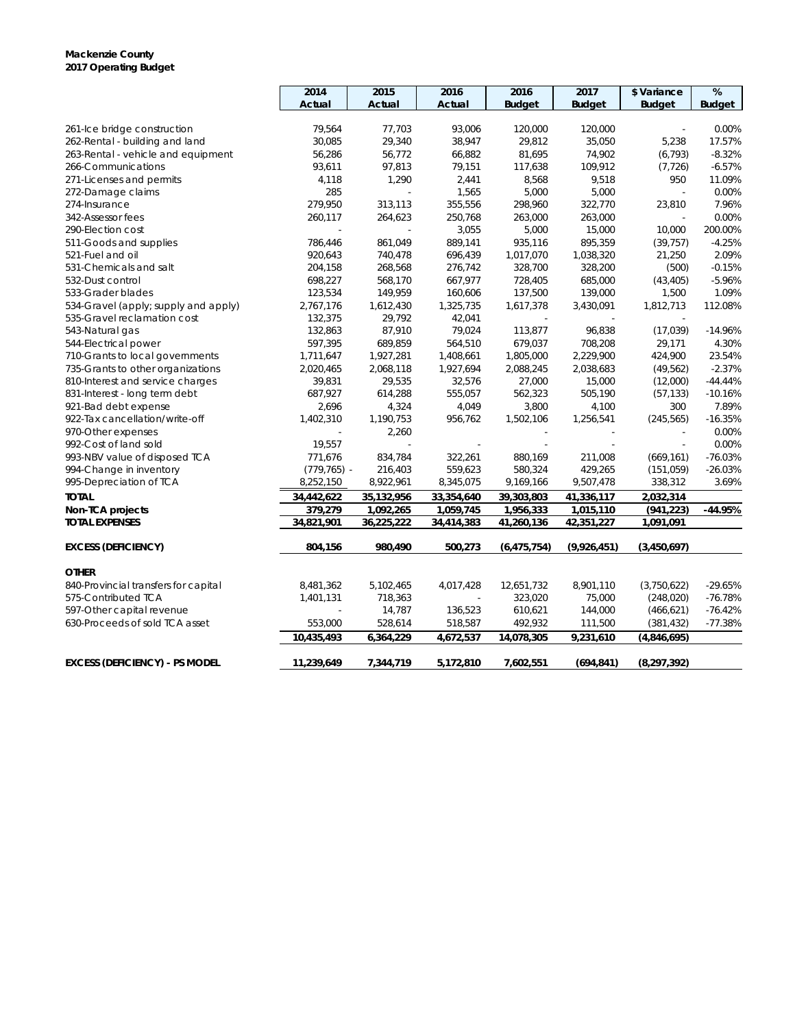**Mackenzie County**
**2017 Operating Budget**

| | 2014 Actual | 2015 Actual | 2016 Actual | 2016 Budget | 2017 Budget | $ Variance Budget | % Budget |
|---|---|---|---|---|---|---|---|
| 261-Ice bridge construction | 79,564 | 77,703 | 93,006 | 120,000 | 120,000 | - | 0.00% |
| 262-Rental - building and land | 30,085 | 29,340 | 38,947 | 29,812 | 35,050 | 5,238 | 17.57% |
| 263-Rental - vehicle and equipment | 56,286 | 56,772 | 66,882 | 81,695 | 74,902 | (6,793) | -8.32% |
| 266-Communications | 93,611 | 97,813 | 79,151 | 117,638 | 109,912 | (7,726) | -6.57% |
| 271-Licenses and permits | 4,118 | 1,290 | 2,441 | 8,568 | 9,518 | 950 | 11.09% |
| 272-Damage claims | 285 | - | 1,565 | 5,000 | 5,000 | - | 0.00% |
| 274-Insurance | 279,950 | 313,113 | 355,556 | 298,960 | 322,770 | 23,810 | 7.96% |
| 342-Assessor fees | 260,117 | 264,623 | 250,768 | 263,000 | 263,000 | - | 0.00% |
| 290-Election cost | - | - | 3,055 | 5,000 | 15,000 | 10,000 | 200.00% |
| 511-Goods and supplies | 786,446 | 861,049 | 889,141 | 935,116 | 895,359 | (39,757) | -4.25% |
| 521-Fuel and oil | 920,643 | 740,478 | 696,439 | 1,017,070 | 1,038,320 | 21,250 | 2.09% |
| 531-Chemicals and salt | 204,158 | 268,568 | 276,742 | 328,700 | 328,200 | (500) | -0.15% |
| 532-Dust control | 698,227 | 568,170 | 667,977 | 728,405 | 685,000 | (43,405) | -5.96% |
| 533-Grader blades | 123,534 | 149,959 | 160,606 | 137,500 | 139,000 | 1,500 | 1.09% |
| 534-Gravel (apply; supply and apply) | 2,767,176 | 1,612,430 | 1,325,735 | 1,617,378 | 3,430,091 | 1,812,713 | 112.08% |
| 535-Gravel reclamation cost | 132,375 | 29,792 | 42,041 | - | - | - | |
| 543-Natural gas | 132,863 | 87,910 | 79,024 | 113,877 | 96,838 | (17,039) | -14.96% |
| 544-Electrical power | 597,395 | 689,859 | 564,510 | 679,037 | 708,208 | 29,171 | 4.30% |
| 710-Grants to local governments | 1,711,647 | 1,927,281 | 1,408,661 | 1,805,000 | 2,229,900 | 424,900 | 23.54% |
| 735-Grants to other organizations | 2,020,465 | 2,068,118 | 1,927,694 | 2,088,245 | 2,038,683 | (49,562) | -2.37% |
| 810-Interest and service charges | 39,831 | 29,535 | 32,576 | 27,000 | 15,000 | (12,000) | -44.44% |
| 831-Interest - long term debt | 687,927 | 614,288 | 555,057 | 562,323 | 505,190 | (57,133) | -10.16% |
| 921-Bad debt expense | 2,696 | 4,324 | 4,049 | 3,800 | 4,100 | 300 | 7.89% |
| 922-Tax cancellation/write-off | 1,402,310 | 1,190,753 | 956,762 | 1,502,106 | 1,256,541 | (245,565) | -16.35% |
| 970-Other expenses | - | 2,260 | | - | - | - | 0.00% |
| 992-Cost of land sold | 19,557 | - | - | - | - | - | 0.00% |
| 993-NBV value of disposed TCA | 771,676 | 834,784 | 322,261 | 880,169 | 211,008 | (669,161) | -76.03% |
| 994-Change in inventory | (779,765) - | 216,403 | 559,623 | 580,324 | 429,265 | (151,059) | -26.03% |
| 995-Depreciation of TCA | 8,252,150 | 8,922,961 | 8,345,075 | 9,169,166 | 9,507,478 | 338,312 | 3.69% |
| **TOTAL** | **34,442,622** | **35,132,956** | **33,354,640** | **39,303,803** | **41,336,117** | **2,032,314** | |
| **Non-TCA projects** | **379,279** | **1,092,265** | **1,059,745** | **1,956,333** | **1,015,110** | **(941,223)** | **-44.95%** |
| **TOTAL EXPENSES** | **34,821,901** | **36,225,222** | **34,414,383** | **41,260,136** | **42,351,227** | **1,091,091** | |
| **EXCESS (DEFICIENCY)** | **804,156** | **980,490** | **500,273** | **(6,475,754)** | **(9,926,451)** | **(3,450,697)** | |
| **OTHER** | | | | | | | |
| 840-Provincial transfers for capital | 8,481,362 | 5,102,465 | 4,017,428 | 12,651,732 | 8,901,110 | (3,750,622) | -29.65% |
| 575-Contributed TCA | 1,401,131 | 718,363 | - | 323,020 | 75,000 | (248,020) | -76.78% |
| 597-Other capital revenue | - | 14,787 | 136,523 | 610,621 | 144,000 | (466,621) | -76.42% |
| 630-Proceeds of sold TCA asset | 553,000 | 528,614 | 518,587 | 492,932 | 111,500 | (381,432) | -77.38% |
| | **10,435,493** | **6,364,229** | **4,672,537** | **14,078,305** | **9,231,610** | **(4,846,695)** | |
| **EXCESS (DEFICIENCY) - PS MODEL** | **11,239,649** | **7,344,719** | **5,172,810** | **7,602,551** | **(694,841)** | **(8,297,392)** | |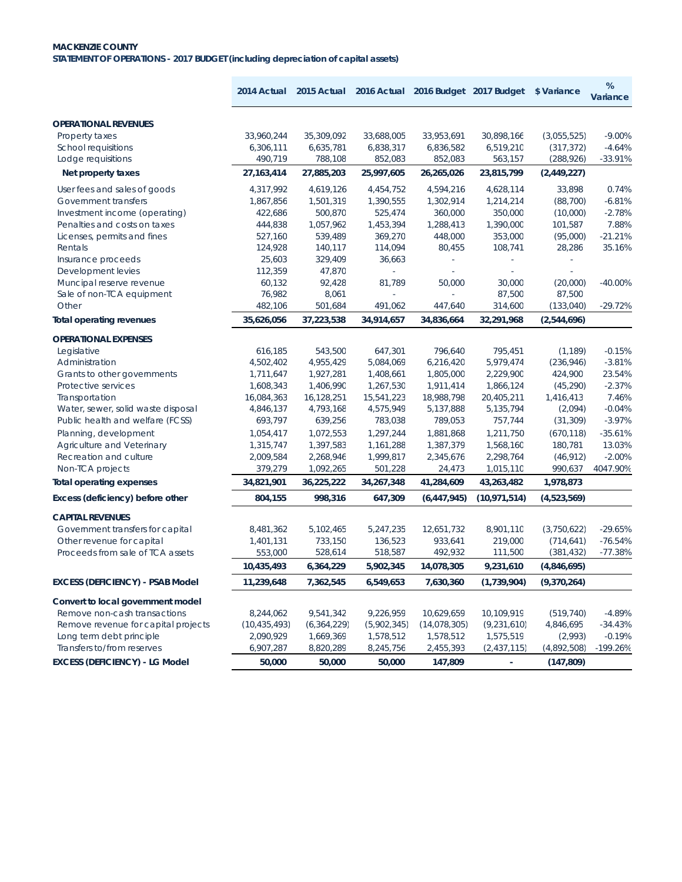**MACKENZIE COUNTY**
**STATEMENT OF OPERATIONS - 2017 BUDGET (including depreciation of capital assets)**

| | 2014 Actual | 2015 Actual | 2016 Actual | 2016 Budget | 2017 Budget | $ Variance | % Variance |
|---|---|---|---|---|---|---|---|
| **OPERATIONAL REVENUES** | | | | | | | |
| Property taxes | 33,960,244 | 35,309,092 | 33,688,005 | 33,953,691 | 30,898,166 | (3,055,525) | -9.00% |
| School requisitions | 6,306,111 | 6,635,781 | 6,838,317 | 6,836,582 | 6,519,210 | (317,372) | -4.64% |
| Lodge requisitions | 490,719 | 788,108 | 852,083 | 852,083 | 563,157 | (288,926) | -33.91% |
| **Net property taxes** | **27,163,414** | **27,885,203** | **25,997,605** | **26,265,026** | **23,815,799** | **(2,449,227)** | |
| User fees and sales of goods | 4,317,992 | 4,619,126 | 4,454,752 | 4,594,216 | 4,628,114 | 33,898 | 0.74% |
| Government transfers | 1,867,856 | 1,501,319 | 1,390,555 | 1,302,914 | 1,214,214 | (88,700) | -6.81% |
| Investment income (operating) | 422,686 | 500,870 | 525,474 | 360,000 | 350,000 | (10,000) | -2.78% |
| Penalties and costs on taxes | 444,838 | 1,057,962 | 1,453,394 | 1,288,413 | 1,390,000 | 101,587 | 7.88% |
| Licenses, permits and fines | 527,160 | 539,489 | 369,270 | 448,000 | 353,000 | (95,000) | -21.21% |
| Rentals | 124,928 | 140,117 | 114,094 | 80,455 | 108,741 | 28,286 | 35.16% |
| Insurance proceeds | 25,603 | 329,409 | 36,663 | - | - | - | |
| Development levies | 112,359 | 47,870 | - | - | - | - | |
| Muncipal reserve revenue | 60,132 | 92,428 | 81,789 | 50,000 | 30,000 | (20,000) | -40.00% |
| Sale of non-TCA equipment | 76,982 | 8,061 | - | - | 87,500 | 87,500 | |
| Other | 482,106 | 501,684 | 491,062 | 447,640 | 314,600 | (133,040) | -29.72% |
| **Total operating revenues** | **35,626,056** | **37,223,538** | **34,914,657** | **34,836,664** | **32,291,968** | **(2,544,696)** | |
| **OPERATIONAL EXPENSES** | | | | | | | |
| Legislative | 616,185 | 543,500 | 647,301 | 796,640 | 795,451 | (1,189) | -0.15% |
| Administration | 4,502,402 | 4,955,429 | 5,084,069 | 6,216,420 | 5,979,474 | (236,946) | -3.81% |
| Grants to other governments | 1,711,647 | 1,927,281 | 1,408,661 | 1,805,000 | 2,229,900 | 424,900 | 23.54% |
| Protective services | 1,608,343 | 1,406,990 | 1,267,530 | 1,911,414 | 1,866,124 | (45,290) | -2.37% |
| Transportation | 16,084,363 | 16,128,251 | 15,541,223 | 18,988,798 | 20,405,211 | 1,416,413 | 7.46% |
| Water, sewer, solid waste disposal | 4,846,137 | 4,793,168 | 4,575,949 | 5,137,888 | 5,135,794 | (2,094) | -0.04% |
| Public health and welfare (FCSS) | 693,797 | 639,256 | 783,038 | 789,053 | 757,744 | (31,309) | -3.97% |
| Planning, development | 1,054,417 | 1,072,553 | 1,297,244 | 1,881,868 | 1,211,750 | (670,118) | -35.61% |
| Agriculture and Veterinary | 1,315,747 | 1,397,583 | 1,161,288 | 1,387,379 | 1,568,160 | 180,781 | 13.03% |
| Recreation and culture | 2,009,584 | 2,268,946 | 1,999,817 | 2,345,676 | 2,298,764 | (46,912) | -2.00% |
| Non-TCA projects | 379,279 | 1,092,265 | 501,228 | 24,473 | 1,015,110 | 990,637 | 4047.90% |
| **Total operating expenses** | **34,821,901** | **36,225,222** | **34,267,348** | **41,284,609** | **43,263,482** | **1,978,873** | |
| **Excess (deficiency) before other** | **804,155** | **998,316** | **647,309** | **(6,447,945)** | **(10,971,514)** | **(4,523,569)** | |
| **CAPITAL REVENUES** | | | | | | | |
| Government transfers for capital | 8,481,362 | 5,102,465 | 5,247,235 | 12,651,732 | 8,901,110 | (3,750,622) | -29.65% |
| Other revenue for capital | 1,401,131 | 733,150 | 136,523 | 933,641 | 219,000 | (714,641) | -76.54% |
| Proceeds from sale of TCA assets | 553,000 | 528,614 | 518,587 | 492,932 | 111,500 | (381,432) | -77.38% |
| | **10,435,493** | **6,364,229** | **5,902,345** | **14,078,305** | **9,231,610** | **(4,846,695)** | |
| **EXCESS (DEFICIENCY) - PSAB Model** | **11,239,648** | **7,362,545** | **6,549,653** | **7,630,360** | **(1,739,904)** | **(9,370,264)** | |
| **Convert to local government model** | | | | | | | |
| Remove non-cash transactions | 8,244,062 | 9,541,342 | 9,226,959 | 10,629,659 | 10,109,919 | (519,740) | -4.89% |
| Remove revenue for capital projects | (10,435,493) | (6,364,229) | (5,902,345) | (14,078,305) | (9,231,610) | 4,846,695 | -34.43% |
| Long term debt principle | 2,090,929 | 1,669,369 | 1,578,512 | 1,578,512 | 1,575,519 | (2,993) | -0.19% |
| Transfers to/from reserves | 6,907,287 | 8,820,289 | 8,245,756 | 2,455,393 | (2,437,115) | (4,892,508) | -199.26% |
| **EXCESS (DEFICIENCY) - LG Model** | **50,000** | **50,000** | **50,000** | **147,809** | **-** | **(147,809)** | |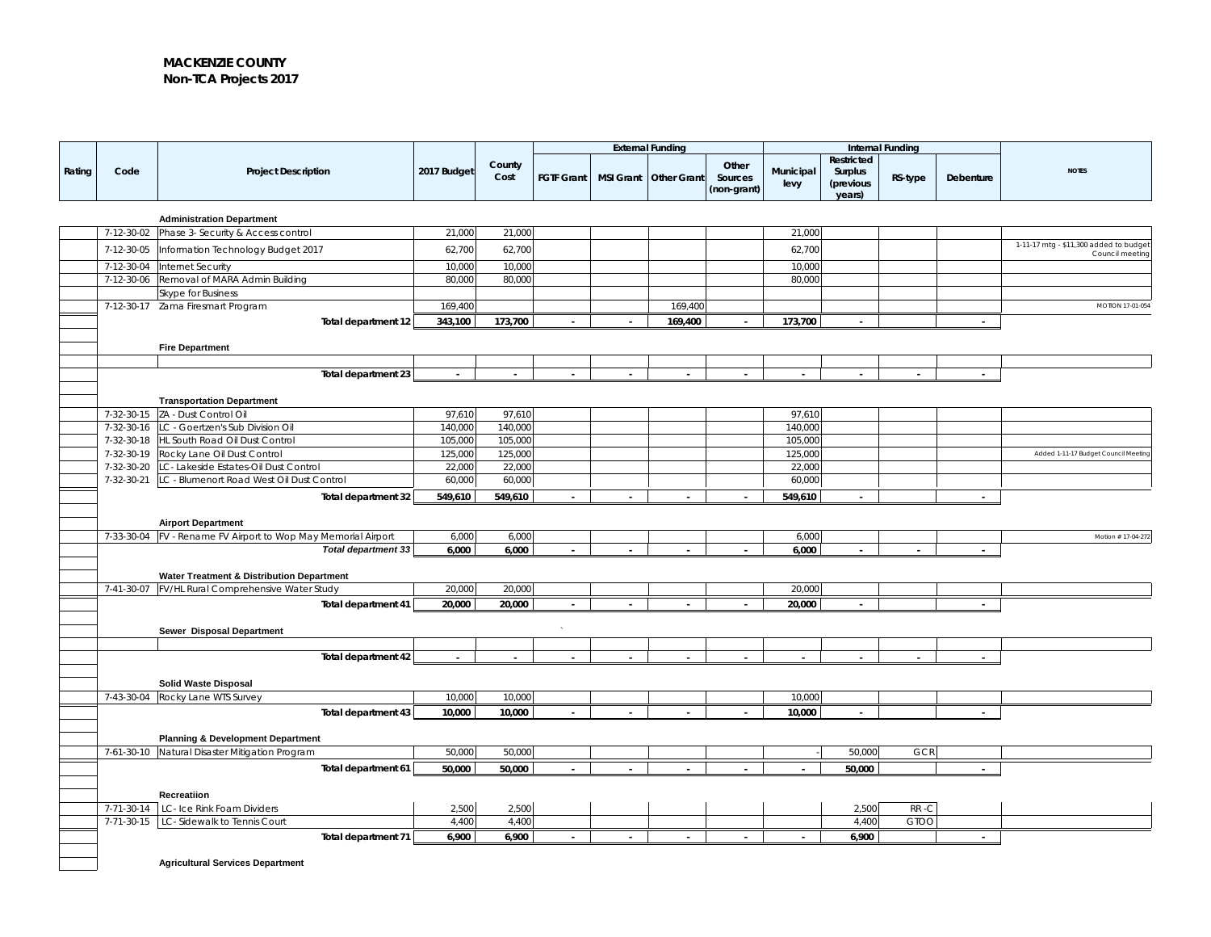**MACKENZIE COUNTY**
**Non-TCA Projects 2017**

| Rating | Code | Project Description | 2017 Budget | County Cost | External Funding | | | | Internal Funding | | | | NOTES |
|---|---|---|---|---|---|---|---|---|---|---|---|---|---|
| | | | | | FGTF Grant | MSI Grant | Other Grant | Other Sources (non-grant) | Municipal levy | Restricted Surplus (previous years) | RS-type | Debenture | |
| | | **Administration Department** | | | | | | | | | | | |
| | 7-12-30-02 | Phase 3- Security & Access control | 21,000 | 21,000 | | | | | 21,000 | | | | |
| | 7-12-30-05 | Information Technology Budget 2017 | 62,700 | 62,700 | | | | | 62,700 | | | | 1-11-17 mtg - $11,300 added to budget Council meeting |
| | 7-12-30-04 | Internet Security | 10,000 | 10,000 | | | | | 10,000 | | | | |
| | 7-12-30-06 | Removal of MARA Admin Building | 80,000 | 80,000 | | | | | 80,000 | | | | |
| | | Skype for Business | | | | | | | | | | | |
| | 7-12-30-17 | Zama Firesmart Program | 169,400 | | | | 169,400 | | | | | | MOTION 17-01-054 |
| | | **Total department 12** | **343,100** | **173,700** | - | - | **169,400** | - | **173,700** | - | | - | |
| | | **Fire Department** | | | | | | | | | | | |
| | | | | | | | | | | | | | |
| | | **Total department 23** | - | - | - | - | - | - | - | - | - | - | |
| | | **Transportation Department** | | | | | | | | | | | |
| | 7-32-30-15 | ZA - Dust Control Oil | 97,610 | 97,610 | | | | | 97,610 | | | | |
| | 7-32-30-16 | LC - Goertzen's Sub Division Oil | 140,000 | 140,000 | | | | | 140,000 | | | | |
| | 7-32-30-18 | HL South Road Oil Dust Control | 105,000 | 105,000 | | | | | 105,000 | | | | |
| | 7-32-30-19 | Rocky Lane Oil Dust Control | 125,000 | 125,000 | | | | | 125,000 | | | | Added 1-11-17 Budget Council Meeting |
| | 7-32-30-20 | LC - Lakeside Estates-Oil Dust Control | 22,000 | 22,000 | | | | | 22,000 | | | | |
| | 7-32-30-21 | LC - Blumenort Road West Oil Dust Control | 60,000 | 60,000 | | | | | 60,000 | | | | |
| | | **Total department 32** | **549,610** | **549,610** | - | - | - | - | **549,610** | - | | - | |
| | | **Airport Department** | | | | | | | | | | | |
| | 7-33-30-04 | FV - Rename FV Airport to Wop May Memorial Airport | 6,000 | 6,000 | | | | | 6,000 | | | | Motion # 17-04-272 |
| | | ***Total department 33*** | **6,000** | **6,000** | - | - | - | - | **6,000** | - | - | - | |
| | | **Water Treatment & Distribution Department** | | | | | | | | | | | |
| | 7-41-30-07 | FV/HL Rural Comprehensive Water Study | 20,000 | 20,000 | | | | | 20,000 | | | | |
| | | **Total department 41** | **20,000** | **20,000** | - | - | - | - | **20,000** | - | | - | |
| | | **Sewer Disposal Department** | | | | | | | | | | | |
| | | | | | | | | | | | | | |
| | | **Total department 42** | - | - | - | - | - | - | - | - | - | - | |
| | | **Solid Waste Disposal** | | | | | | | | | | | |
| | 7-43-30-04 | Rocky Lane WTS Survey | 10,000 | 10,000 | | | | | 10,000 | | | | |
| | | **Total department 43** | **10,000** | **10,000** | - | - | - | - | **10,000** | - | | - | |
| | | **Planning & Development Department** | | | | | | | | | | | |
| | 7-61-30-10 | Natural Disaster Mitigation Program | 50,000 | 50,000 | | | | | - | 50,000 | GCR | | |
| | | **Total department 61** | **50,000** | **50,000** | - | - | - | - | - | **50,000** | | - | |
| | | **Recreatiion** | | | | | | | | | | | |
| | 7-71-30-14 | LC - Ice Rink Foam Dividers | 2,500 | 2,500 | | | | | | 2,500 | RR -C | | |
| | 7-71-30-15 | LC - Sidewalk to Tennis Court | 4,400 | 4,400 | | | | | | 4,400 | GTOO | | |
| | | **Total department 71** | **6,900** | **6,900** | - | - | - | - | - | **6,900** | | - | |
| | | **Agricultural Services Department** | | | | | | | | | | | |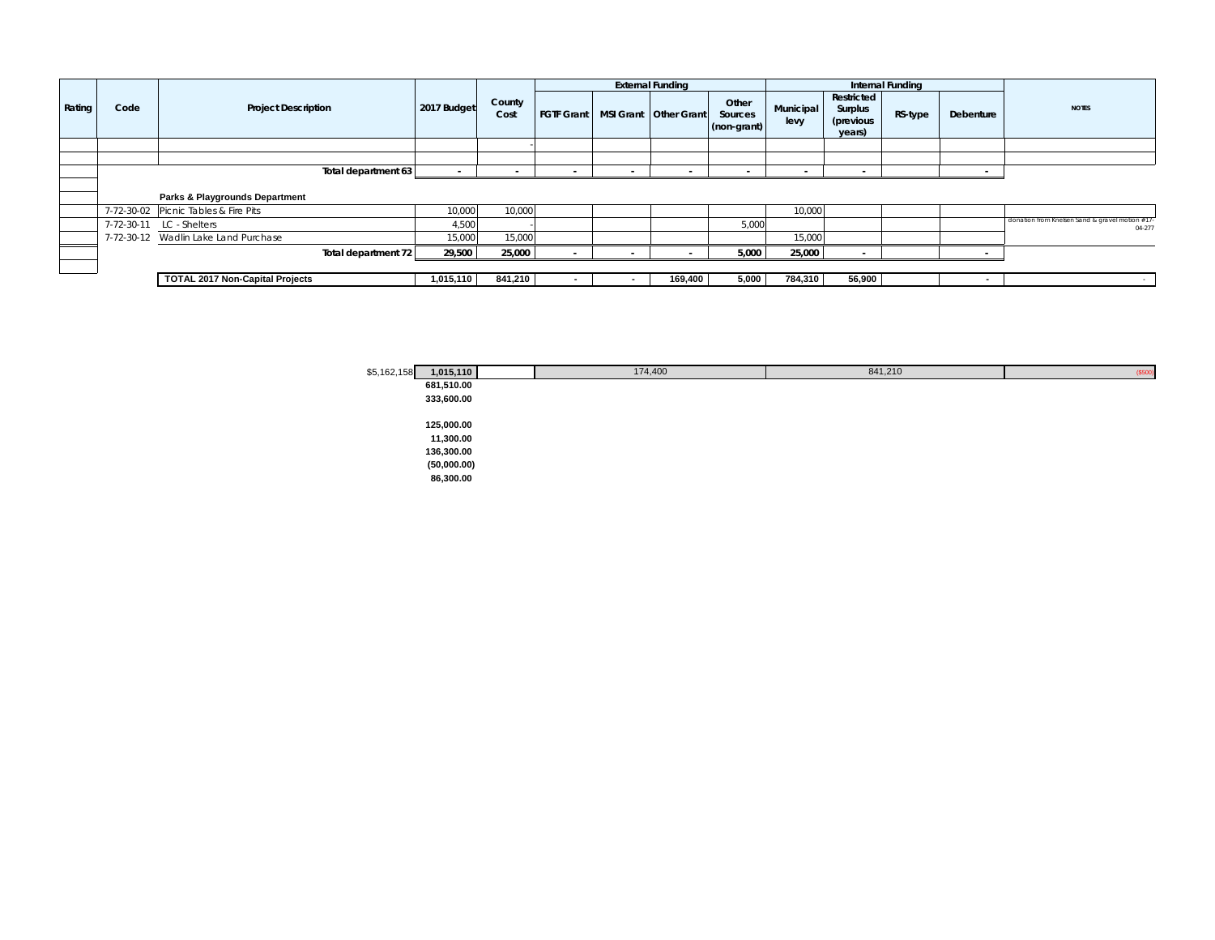| Rating | Code | Project Description | 2017 Budget | County Cost | External Funding | | | | Internal Funding | | | | NOTES |
|---|---|---|---|---|---|---|---|---|---|---|---|---|---|
| | | | | | FGTF Grant | MSI Grant | Other Grant | Other Sources (non-grant) | Municipal levy | Restricted Surplus (previous years) | RS-type | Debenture | |
| | | | | - | | | | | | | | | |
| | | | | | | | | | | | | | |
| | | Total department 63 | - | - | - | - | - | - | - | - | | - | |
| | | | | | | | | | | | | | |
| | | **Parks & Playgrounds Department** | | | | | | | | | | | |
| | 7-72-30-02 | Picnic Tables & Fire Pits | 10,000 | 10,000 | | | | | 10,000 | | | | |
| | 7-72-30-11 | LC - Shelters | 4,500 | - | | | | 5,000 | | | | | donation from Knelsen Sand & gravel motion #17-04-277 |
| | 7-72-30-12 | Wadlin Lake Land Purchase | 15,000 | 15,000 | | | | | 15,000 | | | | |
| | | Total department 72 | 29,500 | 25,000 | - | - | - | 5,000 | 25,000 | - | | - | |
| | | | | | | | | | | | | | |
| | | **TOTAL 2017 Non-Capital Projects** | 1,015,110 | 841,210 | - | - | 169,400 | 5,000 | 784,310 | 56,900 | | - | - |

| | | | | |
|---|---|---|---|---|
| $5,162,158 | **1,015,110** | 174,400 | 841,210 | ($500) |
| | **681,510.00** | | | |
| | **333,600.00** | | | |
| | | | | |
| | **125,000.00** | | | |
| | **11,300.00** | | | |
| | **136,300.00** | | | |
| | **(50,000.00)** | | | |
| | **86,300.00** | | | |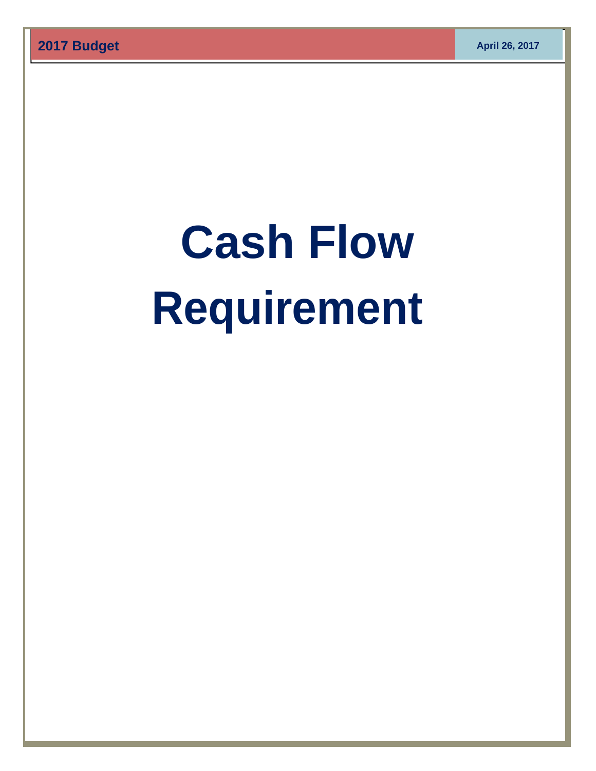# Cash Flow Requirement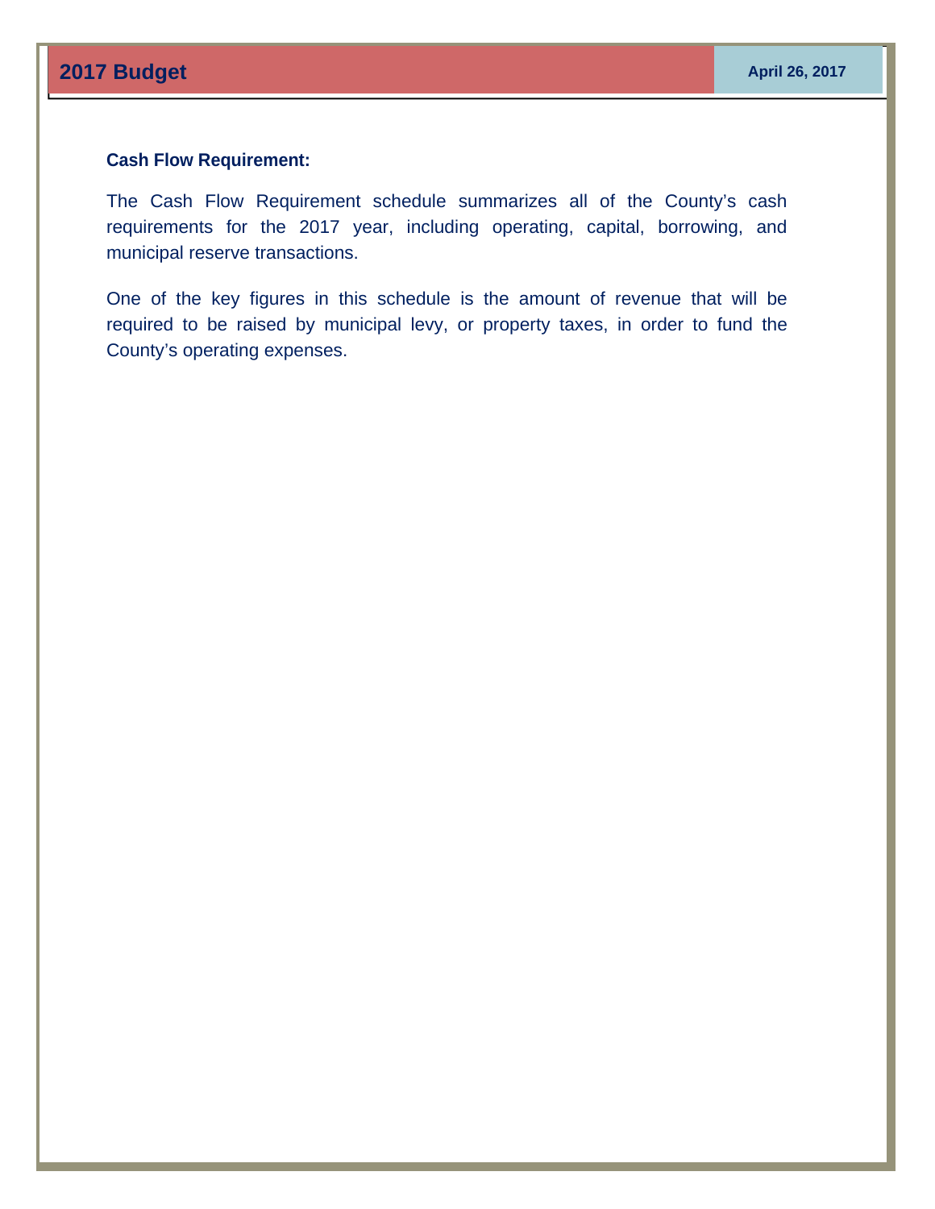**Cash Flow Requirement:**

The Cash Flow Requirement schedule summarizes all of the County's cash requirements for the 2017 year, including operating, capital, borrowing, and municipal reserve transactions.

One of the key figures in this schedule is the amount of revenue that will be required to be raised by municipal levy, or property taxes, in order to fund the County's operating expenses.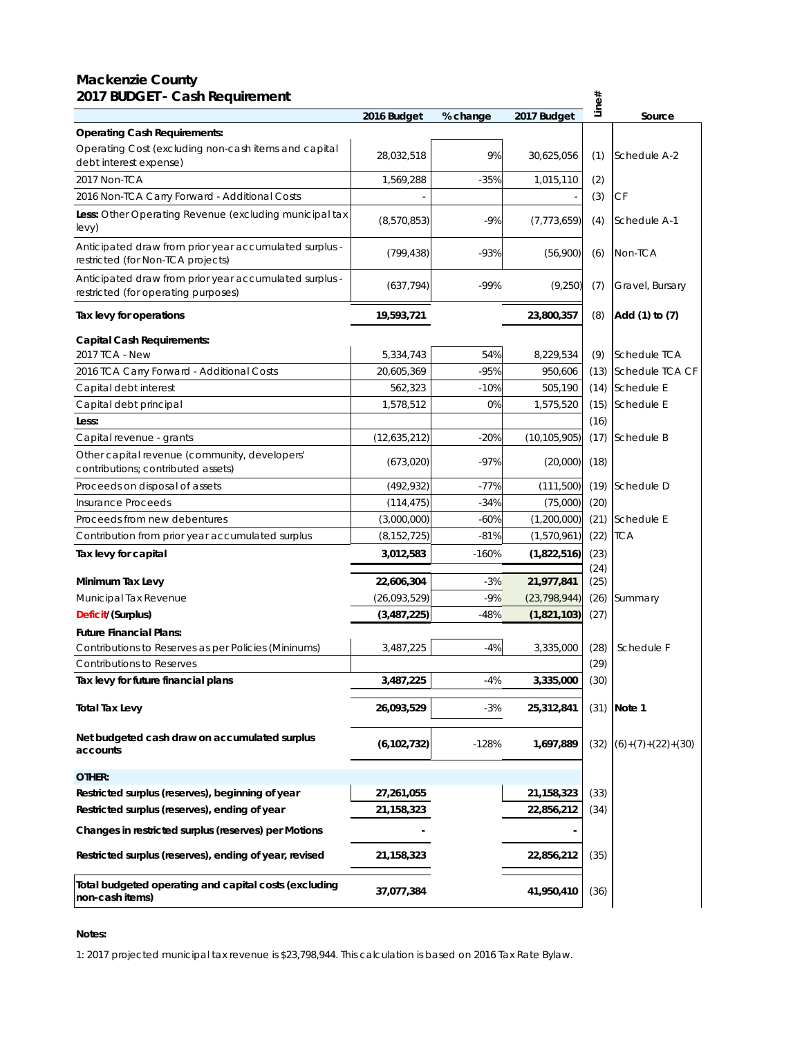# Mackenzie County

## 2017 BUDGET - Cash Requirement

| | 2016 Budget | % change | 2017 Budget | Line# | Source |
|---|---|---|---|---|---|
| **Operating Cash Requirements:** | | | | | |
| Operating Cost (excluding non-cash items and capital debt interest expense) | 28,032,518 | 9% | 30,625,056 | (1) | Schedule A-2 |
| 2017 Non-TCA | 1,569,288 | -35% | 1,015,110 | (2) | |
| 2016 Non-TCA Carry Forward - Additional Costs | - | | - | (3) | CF |
| **Less:** Other Operating Revenue (excluding municipal tax levy) | (8,570,853) | -9% | (7,773,659) | (4) | Schedule A-1 |
| Anticipated draw from prior year accumulated surplus - restricted (for Non-TCA projects) | (799,438) | -93% | (56,900) | (6) | Non-TCA |
| Anticipated draw from prior year accumulated surplus - restricted (for operating purposes) | (637,794) | -99% | (9,250) | (7) | Gravel, Bursary |
| **Tax levy for operations** | **19,593,721** | | **23,800,357** | (8) | **Add (1) to (7)** |
| **Capital Cash Requirements:** | | | | | |
| 2017 TCA - New | 5,334,743 | 54% | 8,229,534 | (9) | Schedule TCA |
| 2016 TCA Carry Forward - Additional Costs | 20,605,369 | -95% | 950,606 | (13) | Schedule TCA CF |
| Capital debt interest | 562,323 | -10% | 505,190 | (14) | Schedule E |
| Capital debt principal | 1,578,512 | 0% | 1,575,520 | (15) | Schedule E |
| **Less:** | | | | (16) | |
| Capital revenue - grants | (12,635,212) | -20% | (10,105,905) | (17) | Schedule B |
| Other capital revenue (community, developers' contributions; contributed assets) | (673,020) | -97% | (20,000) | (18) | |
| Proceeds on disposal of assets | (492,932) | -77% | (111,500) | (19) | Schedule D |
| Insurance Proceeds | (114,475) | -34% | (75,000) | (20) | |
| Proceeds from new debentures | (3,000,000) | -60% | (1,200,000) | (21) | Schedule E |
| Contribution from prior year accumulated surplus | (8,152,725) | -81% | (1,570,961) | (22) | TCA |
| **Tax levy for capital** | **3,012,583** | -160% | **(1,822,516)** | (23) | |
| | | | | (24) | |
| **Minimum Tax Levy** | **22,606,304** | -3% | **21,977,841** | (25) | |
| Municipal Tax Revenue | (26,093,529) | -9% | (23,798,944) | (26) | Summary |
| **Deficit/(Surplus)** | **(3,487,225)** | -48% | **(1,821,103)** | (27) | |
| **Future Financial Plans:** | | | | | |
| Contributions to Reserves as per Policies (Mininums) | 3,487,225 | -4% | 3,335,000 | (28) | Schedule F |
| Contributions to Reserves | | | | (29) | |
| **Tax levy for future financial plans** | **3,487,225** | -4% | **3,335,000** | (30) | |
| **Total Tax Levy** | **26,093,529** | -3% | **25,312,841** | (31) | **Note 1** |
| **Net budgeted cash draw on accumulated surplus accounts** | **(6,102,732)** | -128% | **1,697,889** | (32) | (6)+(7)+(22)+(30) |
| **OTHER:** | | | | | |
| **Restricted surplus (reserves), beginning of year** | **27,261,055** | | **21,158,323** | (33) | |
| **Restricted surplus (reserves), ending of year** | **21,158,323** | | **22,856,212** | (34) | |
| **Changes in restricted surplus (reserves) per Motions** | **-** | | **-** | | |
| **Restricted surplus (reserves), ending of year, revised** | **21,158,323** | | **22,856,212** | (35) | |
| **Total budgeted operating and capital costs (excluding non-cash items)** | **37,077,384** | | **41,950,410** | (36) | |

**Notes:**

1: 2017 projected municipal tax revenue is $23,798,944. This calculation is based on 2016 Tax Rate Bylaw.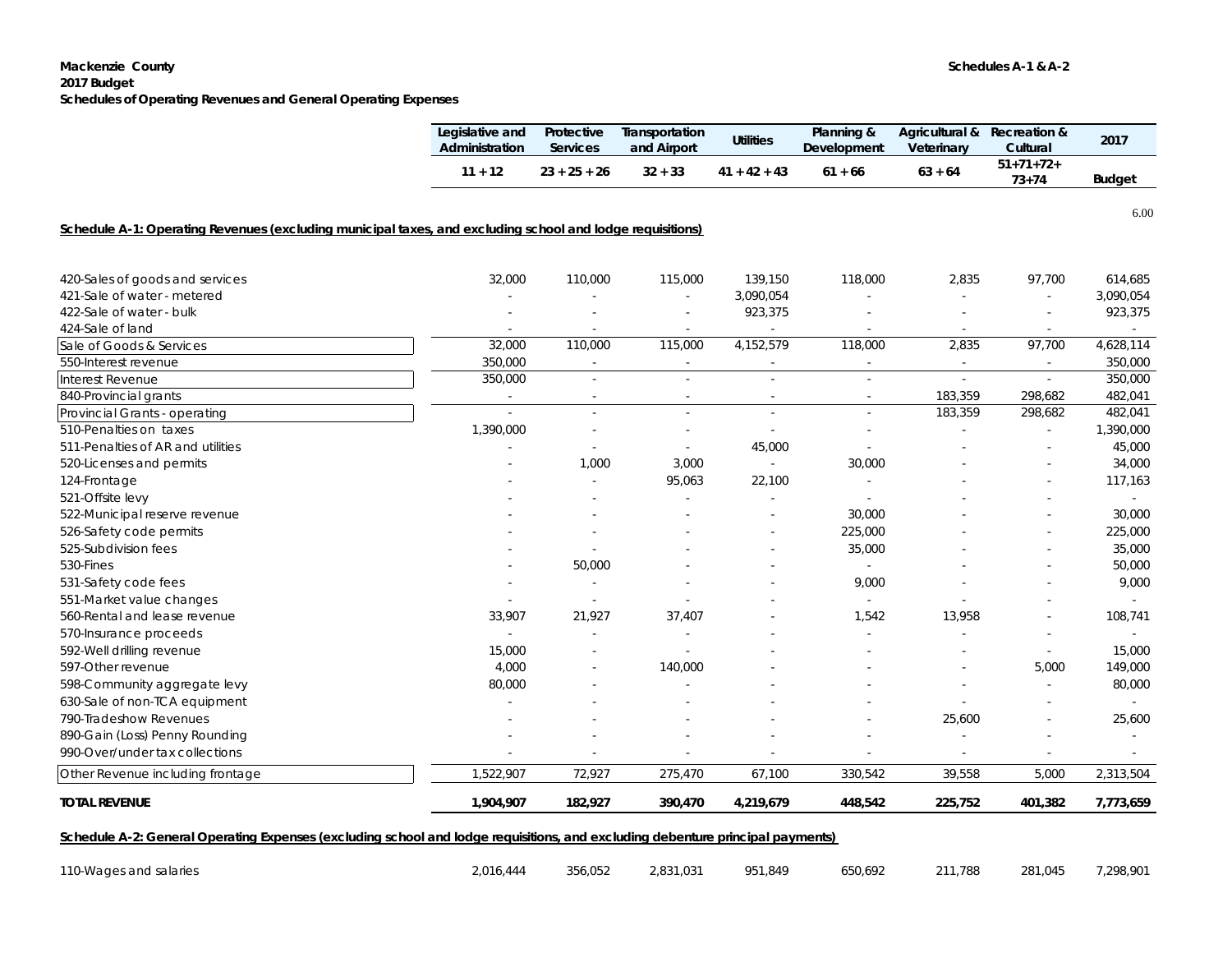**Mackenzie County**
**2017 Budget**
**Schedules of Operating Revenues and General Operating Expenses**

**Schedules A-1 & A-2**

| | Legislative and Administration | Protective Services | Transportation and Airport | Utilities | Planning & Development | Agricultural & Veterinary | Recreation & Cultural | 2017 |
|---|---|---|---|---|---|---|---|---|
| | 11 + 12 | 23 + 25 + 26 | 32 + 33 | 41 + 42 + 43 | 61 + 66 | 63 + 64 | 51+71+72+ 73+74 | Budget |

6.00

**Schedule A-1: Operating Revenues (excluding municipal taxes, and excluding school and lodge requisitions)**

| | Legislative and Administration | Protective Services | Transportation and Airport | Utilities | Planning & Development | Agricultural & Veterinary | Recreation & Cultural | 2017 Budget |
|---|---|---|---|---|---|---|---|---|
| 420-Sales of goods and services | 32,000 | 110,000 | 115,000 | 139,150 | 118,000 | 2,835 | 97,700 | 614,685 |
| 421-Sale of water - metered | - | - | - | 3,090,054 | - | - | - | 3,090,054 |
| 422-Sale of water - bulk | - | - | - | 923,375 | - | - | - | 923,375 |
| 424-Sale of land | - | - | - | - | - | - | - | - |
| Sale of Goods & Services | 32,000 | 110,000 | 115,000 | 4,152,579 | 118,000 | 2,835 | 97,700 | 4,628,114 |
| 550-Interest revenue | 350,000 | - | - | - | - | - | - | 350,000 |
| Interest Revenue | 350,000 | - | - | - | - | - | - | 350,000 |
| 840-Provincial grants | - | - | - | - | - | 183,359 | 298,682 | 482,041 |
| Provincial Grants - operating | - | - | - | - | - | 183,359 | 298,682 | 482,041 |
| 510-Penalties on taxes | 1,390,000 | - | - | - | - | - | - | 1,390,000 |
| 511-Penalties of AR and utilities | - | - | - | 45,000 | - | - | - | 45,000 |
| 520-Licenses and permits | - | 1,000 | 3,000 | - | 30,000 | - | - | 34,000 |
| 124-Frontage | - | - | 95,063 | 22,100 | - | - | - | 117,163 |
| 521-Offsite levy | - | - | - | - | - | - | - | - |
| 522-Municipal reserve revenue | - | - | - | - | 30,000 | - | - | 30,000 |
| 526-Safety code permits | - | - | - | - | 225,000 | - | - | 225,000 |
| 525-Subdivision fees | - | - | - | - | 35,000 | - | - | 35,000 |
| 530-Fines | - | 50,000 | - | - | - | - | - | 50,000 |
| 531-Safety code fees | - | - | - | - | 9,000 | - | - | 9,000 |
| 551-Market value changes | - | - | - | - | - | - | - | - |
| 560-Rental and lease revenue | 33,907 | 21,927 | 37,407 | - | 1,542 | 13,958 | - | 108,741 |
| 570-Insurance proceeds | - | - | - | - | - | - | - | - |
| 592-Well drilling revenue | 15,000 | - | - | - | - | - | - | 15,000 |
| 597-Other revenue | 4,000 | - | 140,000 | - | - | - | 5,000 | 149,000 |
| 598-Community aggregate levy | 80,000 | - | - | - | - | - | - | 80,000 |
| 630-Sale of non-TCA equipment | - | - | - | - | - | - | - | - |
| 790-Tradeshow Revenues | - | - | - | - | - | 25,600 | - | 25,600 |
| 890-Gain (Loss) Penny Rounding | - | - | - | - | - | - | - | - |
| 990-Over/under tax collections | - | - | - | - | - | - | - | - |
| Other Revenue including frontage | 1,522,907 | 72,927 | 275,470 | 67,100 | 330,542 | 39,558 | 5,000 | 2,313,504 |
| **TOTAL REVENUE** | **1,904,907** | **182,927** | **390,470** | **4,219,679** | **448,542** | **225,752** | **401,382** | **7,773,659** |

**Schedule A-2: General Operating Expenses (excluding school and lodge requisitions, and excluding debenture principal payments)**

| | Legislative and Administration | Protective Services | Transportation and Airport | Utilities | Planning & Development | Agricultural & Veterinary | Recreation & Cultural | 2017 Budget |
|---|---|---|---|---|---|---|---|---|
| 110-Wages and salaries | 2,016,444 | 356,052 | 2,831,031 | 951,849 | 650,692 | 211,788 | 281,045 | 7,298,901 |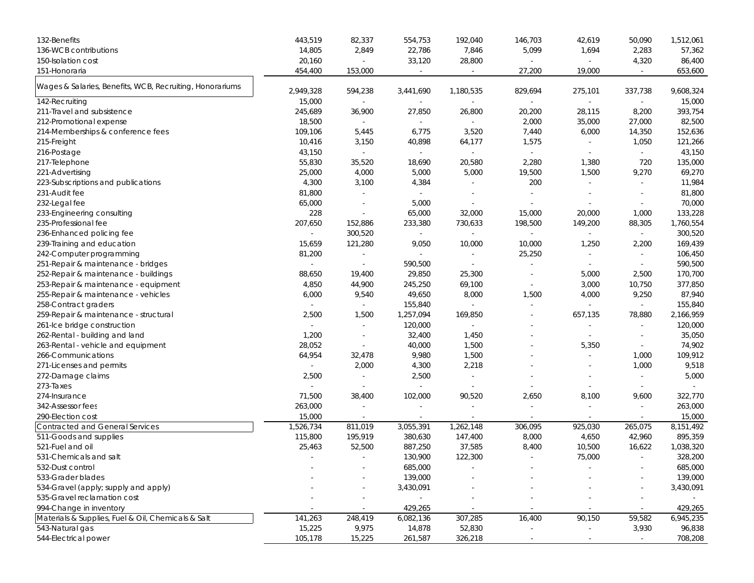| | | | | | | | | |
|---|---|---|---|---|---|---|---|---|
| 132-Benefits | 443,519 | 82,337 | 554,753 | 192,040 | 146,703 | 42,619 | 50,090 | 1,512,061 |
| 136-WCB contributions | 14,805 | 2,849 | 22,786 | 7,846 | 5,099 | 1,694 | 2,283 | 57,362 |
| 150-Isolation cost | 20,160 | - | 33,120 | 28,800 | - | - | 4,320 | 86,400 |
| 151-Honoraria | 454,400 | 153,000 | - | - | 27,200 | 19,000 | - | 653,600 |
| Wages & Salaries, Benefits, WCB, Recruiting, Honorariums | 2,949,328 | 594,238 | 3,441,690 | 1,180,535 | 829,694 | 275,101 | 337,738 | 9,608,324 |
| 142-Recruiting | 15,000 | - | - | - | - | - | - | 15,000 |
| 211-Travel and subsistence | 245,689 | 36,900 | 27,850 | 26,800 | 20,200 | 28,115 | 8,200 | 393,754 |
| 212-Promotional expense | 18,500 | - | - | - | 2,000 | 35,000 | 27,000 | 82,500 |
| 214-Memberships & conference fees | 109,106 | 5,445 | 6,775 | 3,520 | 7,440 | 6,000 | 14,350 | 152,636 |
| 215-Freight | 10,416 | 3,150 | 40,898 | 64,177 | 1,575 | - | 1,050 | 121,266 |
| 216-Postage | 43,150 | - | - | - | - | - | - | 43,150 |
| 217-Telephone | 55,830 | 35,520 | 18,690 | 20,580 | 2,280 | 1,380 | 720 | 135,000 |
| 221-Advertising | 25,000 | 4,000 | 5,000 | 5,000 | 19,500 | 1,500 | 9,270 | 69,270 |
| 223-Subscriptions and publications | 4,300 | 3,100 | 4,384 | - | 200 | - | - | 11,984 |
| 231-Audit fee | 81,800 | - | - | - | - | - | - | 81,800 |
| 232-Legal fee | 65,000 | - | 5,000 | - | - | - | - | 70,000 |
| 233-Engineering consulting | 228 | - | 65,000 | 32,000 | 15,000 | 20,000 | 1,000 | 133,228 |
| 235-Professional fee | 207,650 | 152,886 | 233,380 | 730,633 | 198,500 | 149,200 | 88,305 | 1,760,554 |
| 236-Enhanced policing fee | - | 300,520 | - | - | - | - | - | 300,520 |
| 239-Training and education | 15,659 | 121,280 | 9,050 | 10,000 | 10,000 | 1,250 | 2,200 | 169,439 |
| 242-Computer programming | 81,200 | - | - | - | 25,250 | - | - | 106,450 |
| 251-Repair & maintenance - bridges | - | - | 590,500 | - | - | - | - | 590,500 |
| 252-Repair & maintenance - buildings | 88,650 | 19,400 | 29,850 | 25,300 | - | 5,000 | 2,500 | 170,700 |
| 253-Repair & maintenance - equipment | 4,850 | 44,900 | 245,250 | 69,100 | - | 3,000 | 10,750 | 377,850 |
| 255-Repair & maintenance - vehicles | 6,000 | 9,540 | 49,650 | 8,000 | 1,500 | 4,000 | 9,250 | 87,940 |
| 258-Contract graders | - | - | 155,840 | - | - | - | - | 155,840 |
| 259-Repair & maintenance - structural | 2,500 | 1,500 | 1,257,094 | 169,850 | - | 657,135 | 78,880 | 2,166,959 |
| 261-Ice bridge construction | - | - | 120,000 | - | - | - | - | 120,000 |
| 262-Rental - building and land | 1,200 | - | 32,400 | 1,450 | - | - | - | 35,050 |
| 263-Rental - vehicle and equipment | 28,052 | - | 40,000 | 1,500 | - | 5,350 | - | 74,902 |
| 266-Communications | 64,954 | 32,478 | 9,980 | 1,500 | - | - | 1,000 | 109,912 |
| 271-Licenses and permits | - | 2,000 | 4,300 | 2,218 | - | - | 1,000 | 9,518 |
| 272-Damage claims | 2,500 | - | 2,500 | - | - | - | - | 5,000 |
| 273-Taxes | - | - | - | - | - | - | - | - |
| 274-Insurance | 71,500 | 38,400 | 102,000 | 90,520 | 2,650 | 8,100 | 9,600 | 322,770 |
| 342-Assessor fees | 263,000 | - | - | - | - | - | - | 263,000 |
| 290-Election cost | 15,000 | - | - | - | - | - | - | 15,000 |
| Contracted and General Services | 1,526,734 | 811,019 | 3,055,391 | 1,262,148 | 306,095 | 925,030 | 265,075 | 8,151,492 |
| 511-Goods and supplies | 115,800 | 195,919 | 380,630 | 147,400 | 8,000 | 4,650 | 42,960 | 895,359 |
| 521-Fuel and oil | 25,463 | 52,500 | 887,250 | 37,585 | 8,400 | 10,500 | 16,622 | 1,038,320 |
| 531-Chemicals and salt | - | - | 130,900 | 122,300 | - | 75,000 | - | 328,200 |
| 532-Dust control | - | - | 685,000 | - | - | - | - | 685,000 |
| 533-Grader blades | - | - | 139,000 | - | - | - | - | 139,000 |
| 534-Gravel (apply; supply and apply) | - | - | 3,430,091 | - | - | - | - | 3,430,091 |
| 535-Gravel reclamation cost | - | - | - | - | - | - | - | - |
| 994-Change in inventory | - | - | 429,265 | - | - | - | - | 429,265 |
| Materials & Supplies, Fuel & Oil, Chemicals & Salt | 141,263 | 248,419 | 6,082,136 | 307,285 | 16,400 | 90,150 | 59,582 | 6,945,235 |
| 543-Natural gas | 15,225 | 9,975 | 14,878 | 52,830 | - | - | 3,930 | 96,838 |
| 544-Electrical power | 105,178 | 15,225 | 261,587 | 326,218 | - | - | - | 708,208 |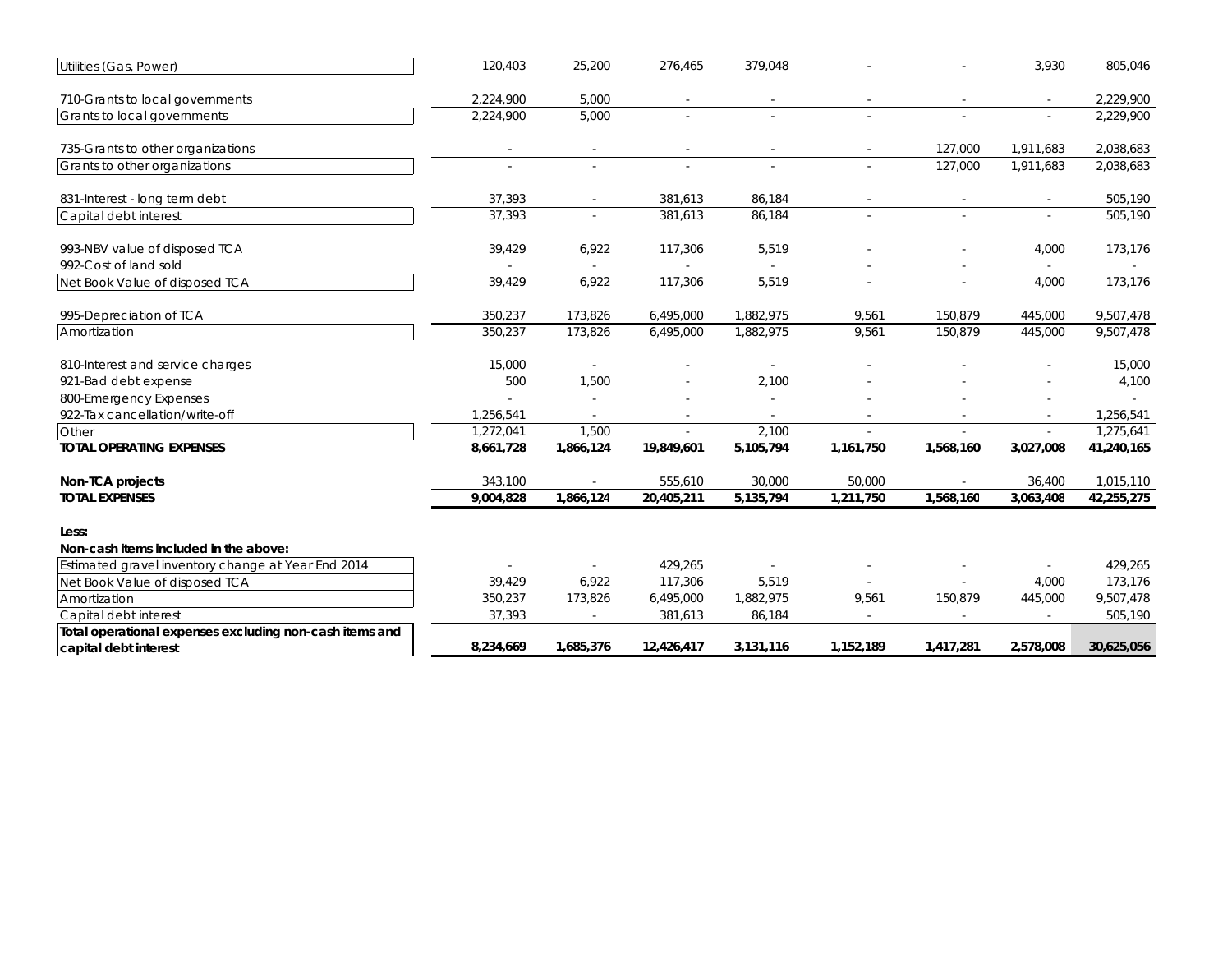| | | | | | | | | |
|---|---|---|---|---|---|---|---|---|
| Utilities (Gas, Power) | 120,403 | 25,200 | 276,465 | 379,048 | - | - | 3,930 | 805,046 |
| | | | | | | | | |
| 710-Grants to local governments | 2,224,900 | 5,000 | - | - | - | - | - | 2,229,900 |
| Grants to local governments | 2,224,900 | 5,000 | - | - | - | - | - | 2,229,900 |
| | | | | | | | | |
| 735-Grants to other organizations | - | - | - | - | - | 127,000 | 1,911,683 | 2,038,683 |
| Grants to other organizations | - | - | - | - | - | 127,000 | 1,911,683 | 2,038,683 |
| | | | | | | | | |
| 831-Interest - long term debt | 37,393 | - | 381,613 | 86,184 | - | - | - | 505,190 |
| Capital debt interest | 37,393 | - | 381,613 | 86,184 | - | - | - | 505,190 |
| | | | | | | | | |
| 993-NBV value of disposed TCA | 39,429 | 6,922 | 117,306 | 5,519 | - | - | 4,000 | 173,176 |
| 992-Cost of land sold | - | - | - | - | - | - | - | - |
| Net Book Value of disposed TCA | 39,429 | 6,922 | 117,306 | 5,519 | - | - | 4,000 | 173,176 |
| | | | | | | | | |
| 995-Depreciation of TCA | 350,237 | 173,826 | 6,495,000 | 1,882,975 | 9,561 | 150,879 | 445,000 | 9,507,478 |
| Amortization | 350,237 | 173,826 | 6,495,000 | 1,882,975 | 9,561 | 150,879 | 445,000 | 9,507,478 |
| | | | | | | | | |
| 810-Interest and service charges | 15,000 | - | - | - | - | - | - | 15,000 |
| 921-Bad debt expense | 500 | 1,500 | - | 2,100 | - | - | - | 4,100 |
| 800-Emergency Expenses | - | - | - | - | - | - | - | - |
| 922-Tax cancellation/write-off | 1,256,541 | - | - | - | - | - | - | 1,256,541 |
| Other | 1,272,041 | 1,500 | - | 2,100 | - | - | - | 1,275,641 |
| **TOTAL OPERATING EXPENSES** | **8,661,728** | **1,866,124** | **19,849,601** | **5,105,794** | **1,161,750** | **1,568,160** | **3,027,008** | **41,240,165** |
| | | | | | | | | |
| **Non-TCA projects** | 343,100 | - | 555,610 | 30,000 | 50,000 | - | 36,400 | 1,015,110 |
| **TOTAL EXPENSES** | **9,004,828** | **1,866,124** | **20,405,211** | **5,135,794** | **1,211,750** | **1,568,160** | **3,063,408** | **42,255,275** |
| | | | | | | | | |
| **Less:** | | | | | | | | |
| **Non-cash items included in the above:** | | | | | | | | |
| Estimated gravel inventory change at Year End 2014 | - | - | 429,265 | - | - | - | - | 429,265 |
| Net Book Value of disposed TCA | 39,429 | 6,922 | 117,306 | 5,519 | - | - | 4,000 | 173,176 |
| Amortization | 350,237 | 173,826 | 6,495,000 | 1,882,975 | 9,561 | 150,879 | 445,000 | 9,507,478 |
| Capital debt interest | 37,393 | - | 381,613 | 86,184 | - | - | - | 505,190 |
| **Total operational expenses excluding non-cash items and capital debt interest** | **8,234,669** | **1,685,376** | **12,426,417** | **3,131,116** | **1,152,189** | **1,417,281** | **2,578,008** | **30,625,056** |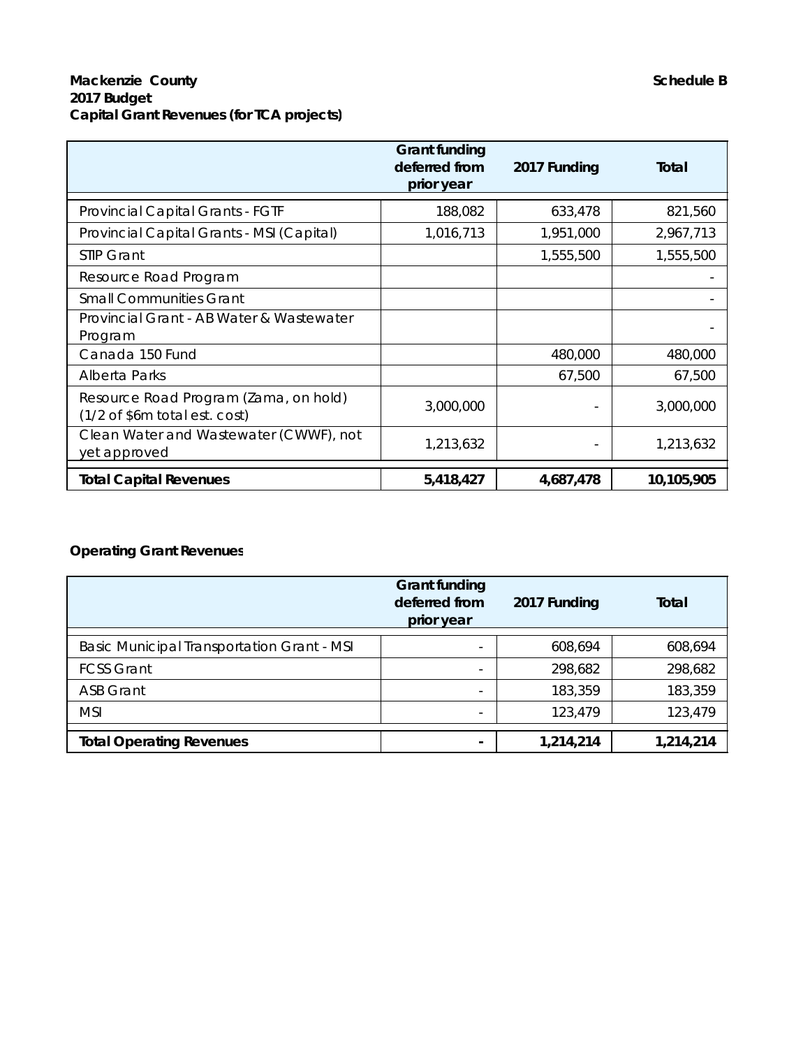**Mackenzie County** **Schedule B**
**2017 Budget**
**Capital Grant Revenues (for TCA projects)**

| | Grant funding deferred from prior year | 2017 Funding | Total |
|---|---|---|---|
| Provincial Capital Grants - FGTF | 188,082 | 633,478 | 821,560 |
| Provincial Capital Grants - MSI (Capital) | 1,016,713 | 1,951,000 | 2,967,713 |
| STIP Grant | | 1,555,500 | 1,555,500 |
| Resource Road Program | | | - |
| Small Communities Grant | | | - |
| Provincial Grant - AB Water & Wastewater Program | | | - |
| Canada 150 Fund | | 480,000 | 480,000 |
| Alberta Parks | | 67,500 | 67,500 |
| Resource Road Program (Zama, on hold) (1/2 of $6m total est. cost) | 3,000,000 | - | 3,000,000 |
| Clean Water and Wastewater (CWWF), not yet approved | 1,213,632 | - | 1,213,632 |
| **Total Capital Revenues** | **5,418,427** | **4,687,478** | **10,105,905** |

**Operating Grant Revenues**

| | Grant funding deferred from prior year | 2017 Funding | Total |
|---|---|---|---|
| Basic Municipal Transportation Grant - MSI | - | 608,694 | 608,694 |
| FCSS Grant | - | 298,682 | 298,682 |
| ASB Grant | - | 183,359 | 183,359 |
| MSI | - | 123,479 | 123,479 |
| **Total Operating Revenues** | **-** | **1,214,214** | **1,214,214** |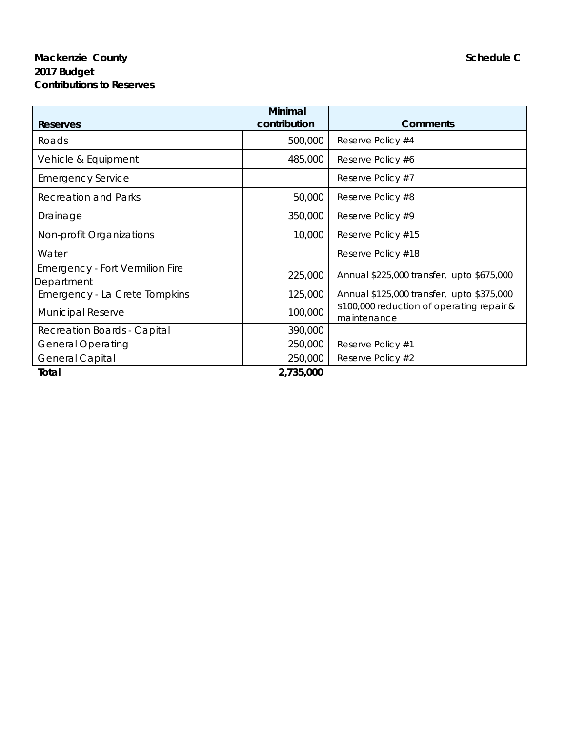**Mackenzie County** **Schedule C**
**2017 Budget**
**Contributions to Reserves**

| **Reserves** | **Minimal contribution** | **Comments** |
|---|---:|---|
| Roads | 500,000 | Reserve Policy #4 |
| Vehicle & Equipment | 485,000 | Reserve Policy #6 |
| Emergency Service | | Reserve Policy #7 |
| Recreation and Parks | 50,000 | Reserve Policy #8 |
| Drainage | 350,000 | Reserve Policy #9 |
| Non-profit Organizations | 10,000 | Reserve Policy #15 |
| Water | | Reserve Policy #18 |
| Emergency - Fort Vermilion Fire Department | 225,000 | Annual $225,000 transfer, upto $675,000 |
| Emergency - La Crete Tompkins | 125,000 | Annual $125,000 transfer, upto $375,000 |
| Municipal Reserve | 100,000 | $100,000 reduction of operating repair & maintenance |
| Recreation Boards - Capital | 390,000 | |
| General Operating | 250,000 | Reserve Policy #1 |
| General Capital | 250,000 | Reserve Policy #2 |
| **Total** | **2,735,000** | |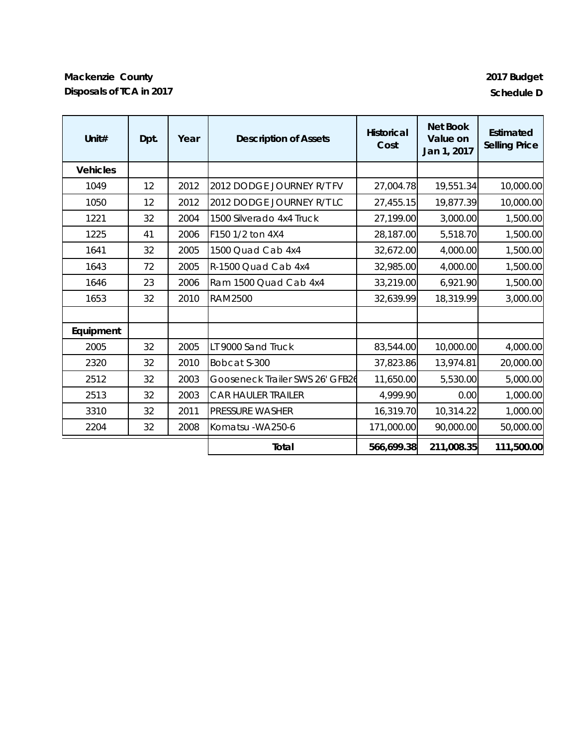**Mackenzie County**
**Disposals of TCA in 2017**

**2017 Budget**
**Schedule D**

| Unit# | Dpt. | Year | Description of Assets | Historical Cost | Net Book Value on Jan 1, 2017 | Estimated Selling Price |
|---|---|---|---|---|---|---|
| **Vehicles** | | | | | | |
| 1049 | 12 | 2012 | 2012 DODGE JOURNEY R/T FV | 27,004.78 | 19,551.34 | 10,000.00 |
| 1050 | 12 | 2012 | 2012 DODGE JOURNEY R/T LC | 27,455.15 | 19,877.39 | 10,000.00 |
| 1221 | 32 | 2004 | 1500 Silverado 4x4 Truck | 27,199.00 | 3,000.00 | 1,500.00 |
| 1225 | 41 | 2006 | F150 1/2 ton 4X4 | 28,187.00 | 5,518.70 | 1,500.00 |
| 1641 | 32 | 2005 | 1500 Quad Cab 4x4 | 32,672.00 | 4,000.00 | 1,500.00 |
| 1643 | 72 | 2005 | R-1500 Quad Cab 4x4 | 32,985.00 | 4,000.00 | 1,500.00 |
| 1646 | 23 | 2006 | Ram 1500 Quad Cab 4x4 | 33,219.00 | 6,921.90 | 1,500.00 |
| 1653 | 32 | 2010 | RAM2500 | 32,639.99 | 18,319.99 | 3,000.00 |
| | | | | | | |
| **Equipment** | | | | | | |
| 2005 | 32 | 2005 | LT 9000 Sand Truck | 83,544.00 | 10,000.00 | 4,000.00 |
| 2320 | 32 | 2010 | Bobcat S-300 | 37,823.86 | 13,974.81 | 20,000.00 |
| 2512 | 32 | 2003 | Gooseneck Trailer SWS 26' GFB26 | 11,650.00 | 5,530.00 | 5,000.00 |
| 2513 | 32 | 2003 | CAR HAULER TRAILER | 4,999.90 | 0.00 | 1,000.00 |
| 3310 | 32 | 2011 | PRESSURE WASHER | 16,319.70 | 10,314.22 | 1,000.00 |
| 2204 | 32 | 2008 | Komatsu -WA250-6 | 171,000.00 | 90,000.00 | 50,000.00 |
| | | | **Total** | **566,699.38** | **211,008.35** | **111,500.00** |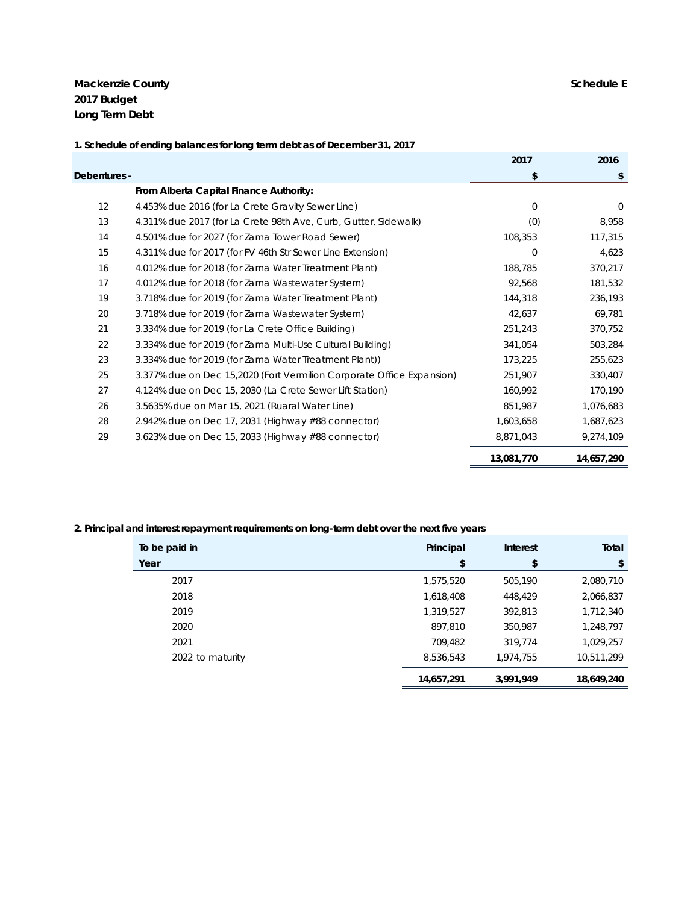**Mackenzie County** **Schedule E**
**2017 Budget**
**Long Term Debt**

**1. Schedule of ending balances for long term debt as of December 31, 2017**

| Debentures - | | 2017 | 2016 |
|---|---|---|---|
| | | $ | $ |
| | **From Alberta Capital Finance Authority:** | | |
| 12 | 4.453% due 2016 (for La Crete Gravity Sewer Line) | 0 | 0 |
| 13 | 4.311% due 2017 (for La Crete 98th Ave, Curb, Gutter, Sidewalk) | (0) | 8,958 |
| 14 | 4.501% due for 2027 (for Zama Tower Road Sewer) | 108,353 | 117,315 |
| 15 | 4.311% due for 2017 (for FV 46th Str Sewer Line Extension) | 0 | 4,623 |
| 16 | 4.012% due for 2018 (for Zama Water Treatment Plant) | 188,785 | 370,217 |
| 17 | 4.012% due for 2018 (for Zama Wastewater System) | 92,568 | 181,532 |
| 19 | 3.718% due for 2019 (for Zama Water Treatment Plant) | 144,318 | 236,193 |
| 20 | 3.718% due for 2019 (for Zama Wastewater System) | 42,637 | 69,781 |
| 21 | 3.334% due for 2019 (for La Crete Office Building) | 251,243 | 370,752 |
| 22 | 3.334% due for 2019 (for Zama Multi-Use Cultural Building) | 341,054 | 503,284 |
| 23 | 3.334% due for 2019 (for Zama Water Treatment Plant)) | 173,225 | 255,623 |
| 25 | 3.377% due on Dec 15,2020 (Fort Vermilion Corporate Office Expansion) | 251,907 | 330,407 |
| 27 | 4.124% due on Dec 15, 2030 (La Crete Sewer Lift Station) | 160,992 | 170,190 |
| 26 | 3.5635% due on Mar 15, 2021 (Ruaral Water Line) | 851,987 | 1,076,683 |
| 28 | 2.942% due on Dec 17, 2031 (Highway #88 connector) | 1,603,658 | 1,687,623 |
| 29 | 3.623% due on Dec 15, 2033 (Highway #88 connector) | 8,871,043 | 9,274,109 |
| | | **13,081,770** | **14,657,290** |

**2. Principal and interest repayment requirements on long-term debt over the next five years**

| To be paid in | Principal | Interest | Total |
|---|---|---|---|
| Year | $ | $ | $ |
| 2017 | 1,575,520 | 505,190 | 2,080,710 |
| 2018 | 1,618,408 | 448,429 | 2,066,837 |
| 2019 | 1,319,527 | 392,813 | 1,712,340 |
| 2020 | 897,810 | 350,987 | 1,248,797 |
| 2021 | 709,482 | 319,774 | 1,029,257 |
| 2022 to maturity | 8,536,543 | 1,974,755 | 10,511,299 |
| | **14,657,291** | **3,991,949** | **18,649,240** |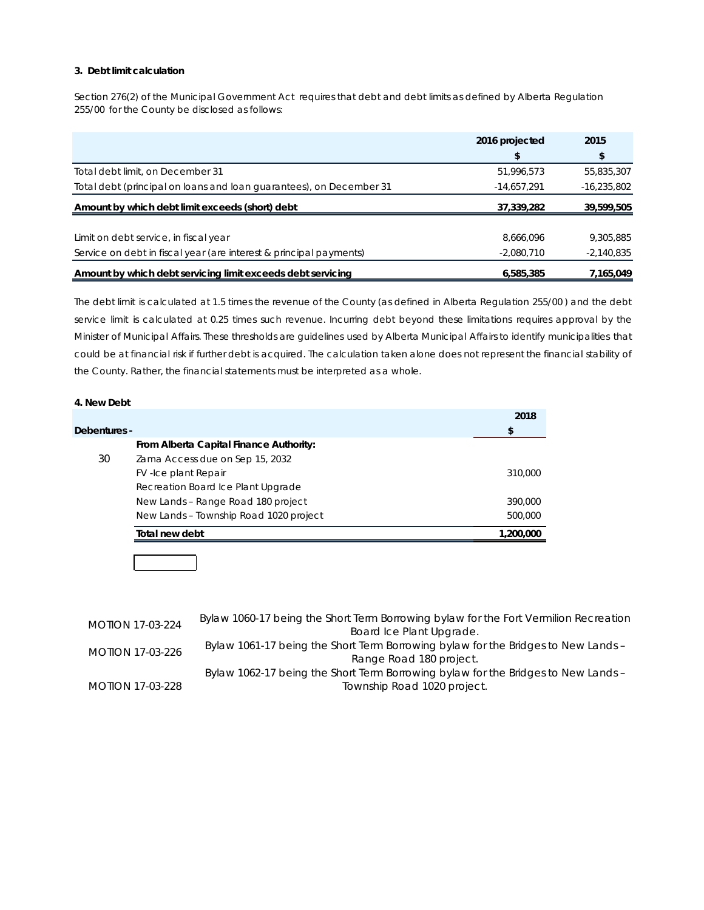### 3. Debt limit calculation

Section 276(2) of the *Municipal Government Act* requires that debt and debt limits as defined by Alberta Regulation 255/00 for the County be disclosed as follows:

| | 2016 projected | 2015 |
|---|---|---|
| | $ | $ |
| Total debt limit, on December 31 | 51,996,573 | 55,835,307 |
| Total debt (principal on loans and loan guarantees), on December 31 | -14,657,291 | -16,235,802 |
| **Amount by which debt limit exceeds (short) debt** | **37,339,282** | **39,599,505** |
| | | |
| Limit on debt service, in fiscal year | 8,666,096 | 9,305,885 |
| Service on debt in fiscal year (are interest & principal payments) | -2,080,710 | -2,140,835 |
| **Amount by which debt servicing limit exceeds debt servicing** | **6,585,385** | **7,165,049** |

The debt limit is calculated at 1.5 times the revenue of the County (as defined in Alberta Regulation 255/00) and the debt service limit is calculated at 0.25 times such revenue. Incurring debt beyond these limitations requires approval by the Minister of Municipal Affairs. These thresholds are guidelines used by Alberta Municipal Affairs to identify municipalities that could be at financial risk if further debt is acquired. The calculation taken alone does not represent the financial stability of the County. Rather, the financial statements must be interpreted as a whole.

### 4. New Debt

| Debentures - | | 2018 $ |
|---|---|---|
| | **From Alberta Capital Finance Authority:** | |
| 30 | Zama Access due on Sep 15, 2032 | |
| | FV -Ice plant Repair | 310,000 |
| | Recreation Board Ice Plant Upgrade | |
| | New Lands – Range Road 180 project | 390,000 |
| | New Lands – Township Road 1020 project | 500,000 |
| | **Total new debt** | **1,200,000** |

| | |
|---|---|
| MOTION 17-03-224 | Bylaw 1060-17 being the Short Term Borrowing bylaw for the Fort Vermilion Recreation Board Ice Plant Upgrade. |
| MOTION 17-03-226 | Bylaw 1061-17 being the Short Term Borrowing bylaw for the Bridges to New Lands – Range Road 180 project. |
| MOTION 17-03-228 | Bylaw 1062-17 being the Short Term Borrowing bylaw for the Bridges to New Lands – Township Road 1020 project. |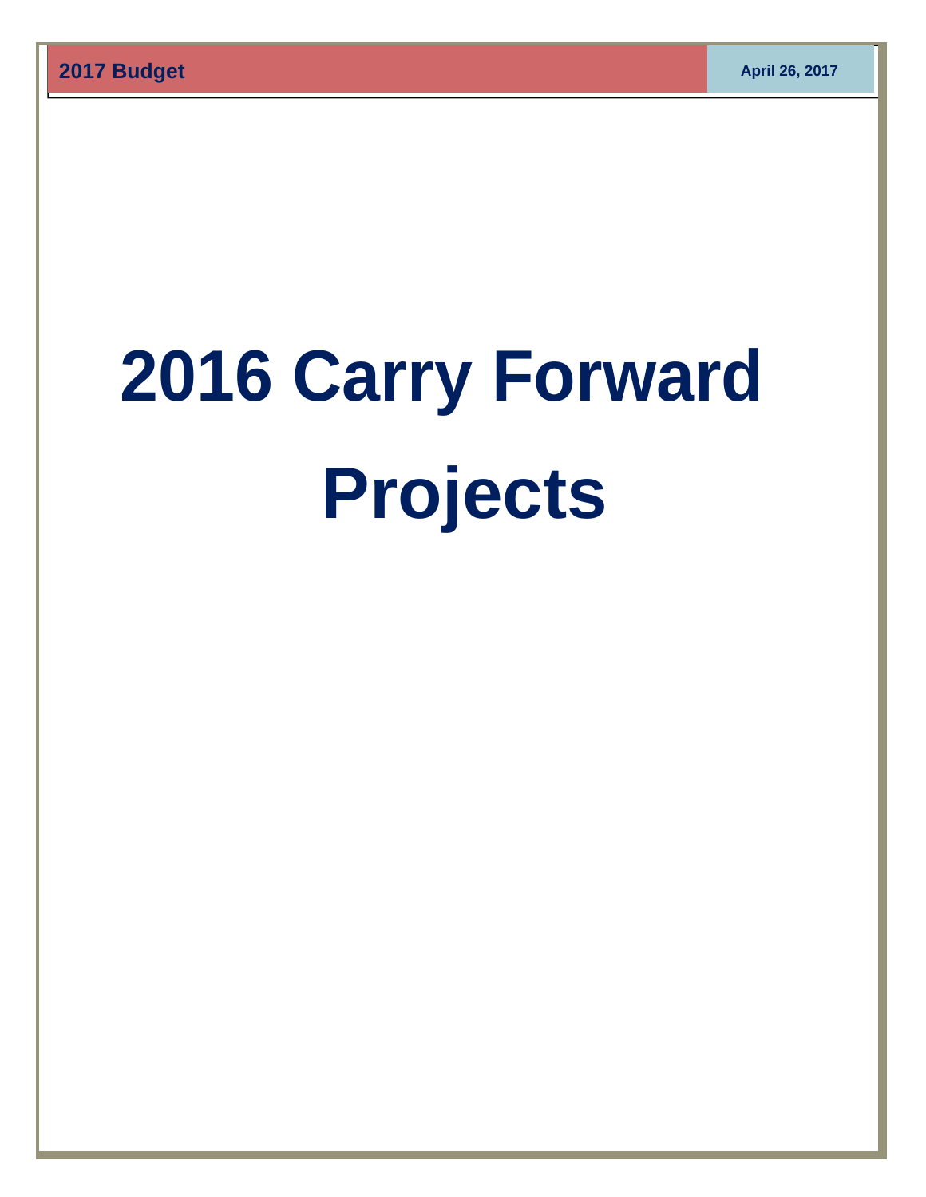# 2016 Carry Forward Projects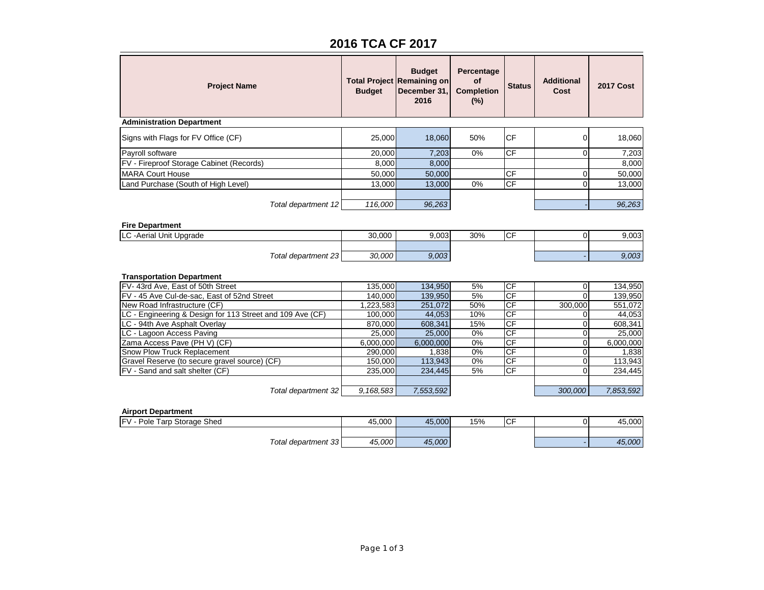# 2016 TCA CF 2017

| Project Name | Total Project Budget | Budget Remaining on December 31, 2016 | Percentage of Completion (%) | Status | Additional Cost | 2017 Cost |
|---|---|---|---|---|---|---|
| **Administration Department** | | | | | | |
| Signs with Flags for FV Office (CF) | 25,000 | 18,060 | 50% | CF | 0 | 18,060 |
| Payroll software | 20,000 | 7,203 | 0% | CF | 0 | 7,203 |
| FV - Fireproof Storage Cabinet (Records) | 8,000 | 8,000 | | | | 8,000 |
| MARA Court House | 50,000 | 50,000 | | CF | 0 | 50,000 |
| Land Purchase (South of High Level) | 13,000 | 13,000 | 0% | CF | 0 | 13,000 |
| *Total department 12* | *116,000* | *96,263* | | | - | *96,263* |
| **Fire Department** | | | | | | |
| LC -Aerial Unit Upgrade | 30,000 | 9,003 | 30% | CF | 0 | 9,003 |
| *Total department 23* | *30,000* | *9,003* | | | - | *9,003* |
| **Transportation Department** | | | | | | |
| FV- 43rd Ave, East of 50th Street | 135,000 | 134,950 | 5% | CF | 0 | 134,950 |
| FV - 45 Ave Cul-de-sac, East of 52nd Street | 140,000 | 139,950 | 5% | CF | 0 | 139,950 |
| New Road Infrastructure (CF) | 1,223,583 | 251,072 | 50% | CF | 300,000 | 551,072 |
| LC - Engineering & Design for 113 Street and 109 Ave (CF) | 100,000 | 44,053 | 10% | CF | 0 | 44,053 |
| LC - 94th Ave Asphalt Overlay | 870,000 | 608,341 | 15% | CF | 0 | 608,341 |
| LC - Lagoon Access Paving | 25,000 | 25,000 | 0% | CF | 0 | 25,000 |
| Zama Access Pave (PH V) (CF) | 6,000,000 | 6,000,000 | 0% | CF | 0 | 6,000,000 |
| Snow Plow Truck Replacement | 290,000 | 1,838 | 0% | CF | 0 | 1,838 |
| Gravel Reserve (to secure gravel source) (CF) | 150,000 | 113,943 | 0% | CF | 0 | 113,943 |
| FV - Sand and salt shelter (CF) | 235,000 | 234,445 | 5% | CF | 0 | 234,445 |
| *Total department 32* | *9,168,583* | *7,553,592* | | | *300,000* | *7,853,592* |
| **Airport Department** | | | | | | |
| FV - Pole Tarp Storage Shed | 45,000 | 45,000 | 15% | CF | 0 | 45,000 |
| *Total department 33* | *45,000* | *45,000* | | | - | *45,000* |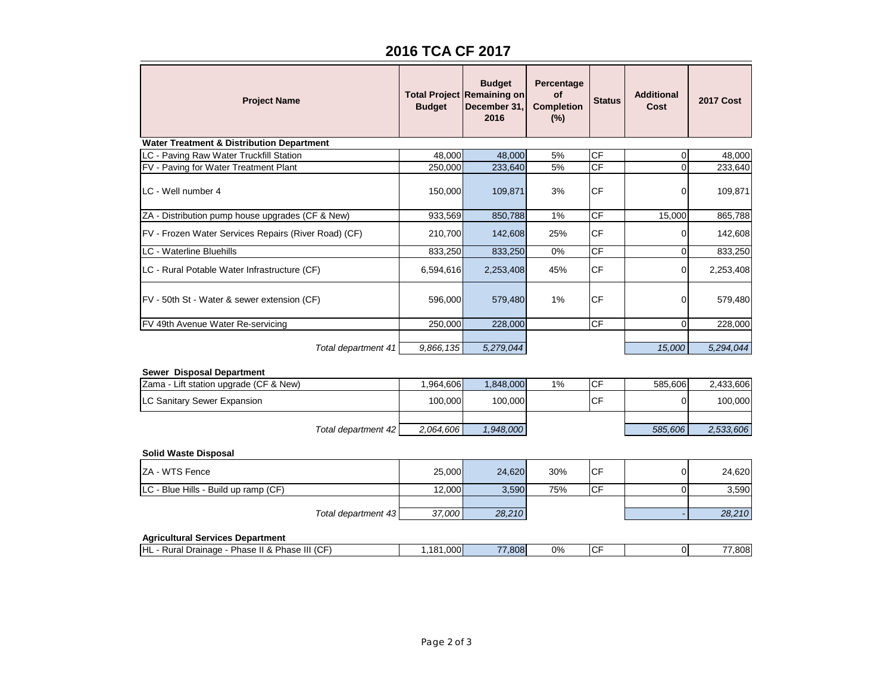# 2016 TCA CF 2017

| Project Name | Total Project Budget | Budget Remaining on December 31, 2016 | Percentage of Completion (%) | Status | Additional Cost | 2017 Cost |
|---|---|---|---|---|---|---|
| **Water Treatment & Distribution Department** | | | | | | |
| LC - Paving Raw Water Truckfill Station | 48,000 | 48,000 | 5% | CF | 0 | 48,000 |
| FV - Paving for Water Treatment Plant | 250,000 | 233,640 | 5% | CF | 0 | 233,640 |
| LC - Well number 4 | 150,000 | 109,871 | 3% | CF | 0 | 109,871 |
| ZA - Distribution pump house upgrades (CF & New) | 933,569 | 850,788 | 1% | CF | 15,000 | 865,788 |
| FV - Frozen Water Services Repairs (River Road) (CF) | 210,700 | 142,608 | 25% | CF | 0 | 142,608 |
| LC - Waterline Bluehills | 833,250 | 833,250 | 0% | CF | 0 | 833,250 |
| LC - Rural Potable Water Infrastructure (CF) | 6,594,616 | 2,253,408 | 45% | CF | 0 | 2,253,408 |
| FV - 50th St - Water & sewer extension (CF) | 596,000 | 579,480 | 1% | CF | 0 | 579,480 |
| FV 49th Avenue Water Re-servicing | 250,000 | 228,000 | | CF | 0 | 228,000 |
| *Total department 41* | *9,866,135* | *5,279,044* | | | *15,000* | *5,294,044* |
| **Sewer Disposal Department** | | | | | | |
| Zama - Lift station upgrade (CF & New) | 1,964,606 | 1,848,000 | 1% | CF | 585,606 | 2,433,606 |
| LC Sanitary Sewer Expansion | 100,000 | 100,000 | | CF | 0 | 100,000 |
| *Total department 42* | *2,064,606* | *1,948,000* | | | *585,606* | *2,533,606* |
| **Solid Waste Disposal** | | | | | | |
| ZA - WTS Fence | 25,000 | 24,620 | 30% | CF | 0 | 24,620 |
| LC - Blue Hills - Build up ramp (CF) | 12,000 | 3,590 | 75% | CF | 0 | 3,590 |
| *Total department 43* | *37,000* | *28,210* | | | - | *28,210* |
| **Agricultural Services Department** | | | | | | |
| HL - Rural Drainage - Phase II & Phase III (CF) | 1,181,000 | 77,808 | 0% | CF | 0 | 77,808 |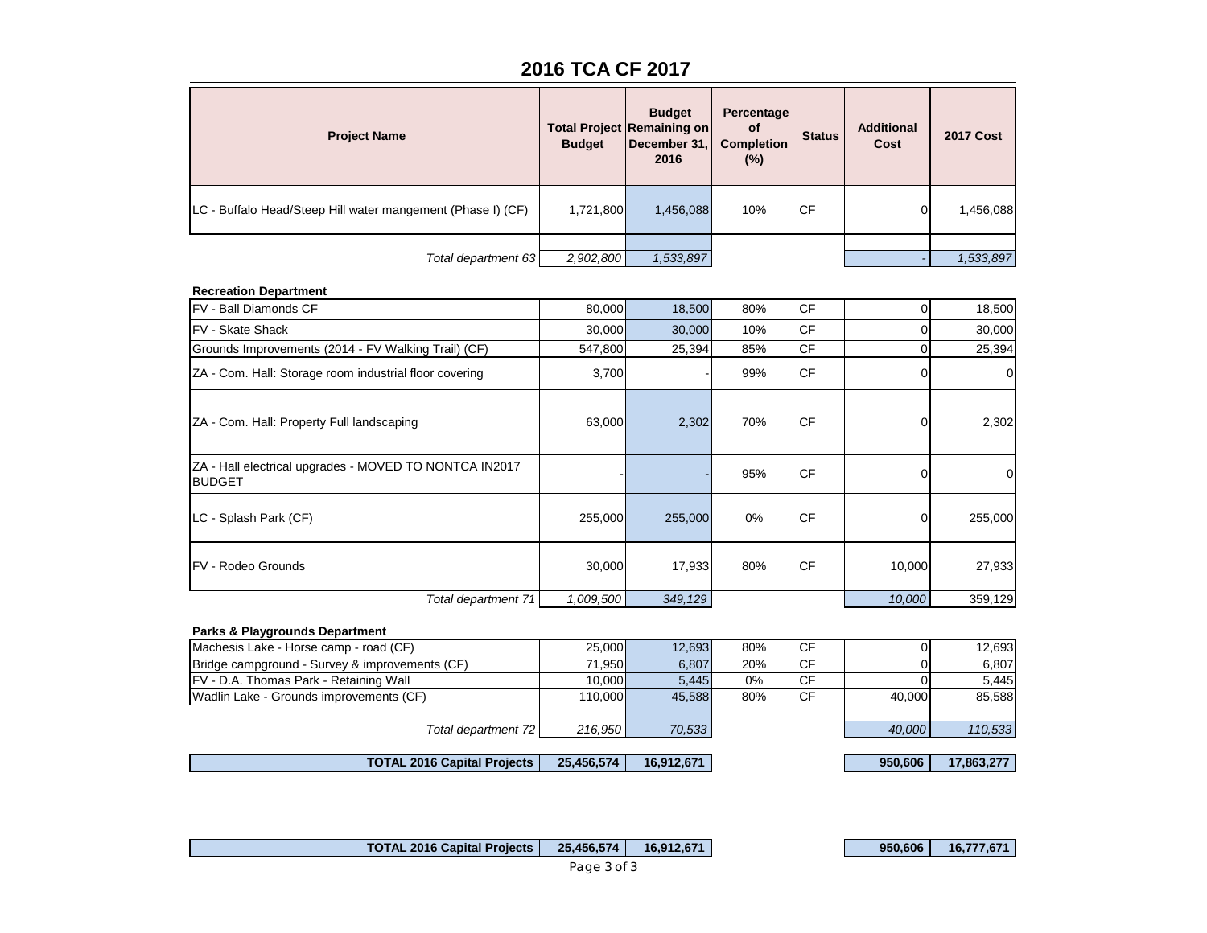## 2016 TCA CF 2017

| Project Name | Total Project Budget | Budget Remaining on December 31, 2016 | Percentage of Completion (%) | Status | Additional Cost | 2017 Cost |
|---|---|---|---|---|---|---|
| LC - Buffalo Head/Steep Hill water mangement (Phase I) (CF) | 1,721,800 | 1,456,088 | 10% | CF | 0 | 1,456,088 |
| | | | | | | |
| *Total department 63* | *2,902,800* | *1,533,897* | | | - | *1,533,897* |
| **Recreation Department** | | | | | | |
| FV - Ball Diamonds CF | 80,000 | 18,500 | 80% | CF | 0 | 18,500 |
| FV - Skate Shack | 30,000 | 30,000 | 10% | CF | 0 | 30,000 |
| Grounds Improvements (2014 - FV Walking Trail) (CF) | 547,800 | 25,394 | 85% | CF | 0 | 25,394 |
| ZA - Com. Hall: Storage room industrial floor covering | 3,700 | - | 99% | CF | 0 | 0 |
| ZA - Com. Hall: Property Full landscaping | 63,000 | 2,302 | 70% | CF | 0 | 2,302 |
| ZA - Hall electrical upgrades - MOVED TO NONTCA IN2017 BUDGET | - | - | 95% | CF | 0 | 0 |
| LC - Splash Park (CF) | 255,000 | 255,000 | 0% | CF | 0 | 255,000 |
| FV - Rodeo Grounds | 30,000 | 17,933 | 80% | CF | 10,000 | 27,933 |
| *Total department 71* | *1,009,500* | *349,129* | | | *10,000* | 359,129 |
| **Parks & Playgrounds Department** | | | | | | |
| Machesis Lake - Horse camp - road (CF) | 25,000 | 12,693 | 80% | CF | 0 | 12,693 |
| Bridge campground - Survey & improvements (CF) | 71,950 | 6,807 | 20% | CF | 0 | 6,807 |
| FV - D.A. Thomas Park - Retaining Wall | 10,000 | 5,445 | 0% | CF | 0 | 5,445 |
| Wadlin Lake - Grounds improvements (CF) | 110,000 | 45,588 | 80% | CF | 40,000 | 85,588 |
| | | | | | | |
| *Total department 72* | *216,950* | *70,533* | | | *40,000* | *110,533* |
| **TOTAL 2016 Capital Projects** | **25,456,574** | **16,912,671** | | | **950,606** | **17,863,277** |
| | | | | | | |
| **TOTAL 2016 Capital Projects** | **25,456,574** | **16,912,671** | | | **950,606** | **16,777,671** |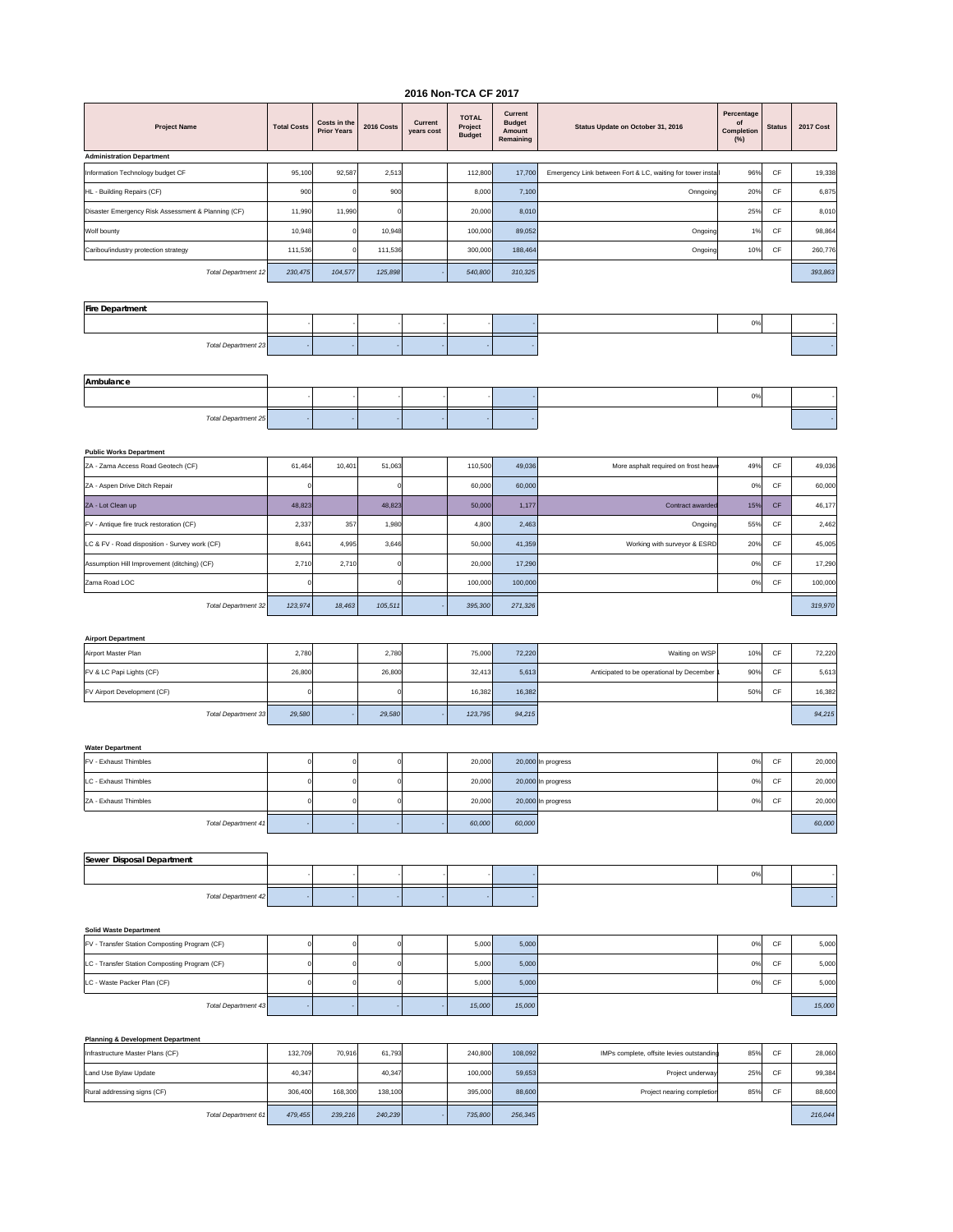# 2016 Non-TCA CF 2017

| Project Name | Total Costs | Costs in the Prior Years | 2016 Costs | Current years cost | TOTAL Project Budget | Current Budget Amount Remaining | Status Update on October 31, 2016 | Percentage of Completion (%) | Status | 2017 Cost |
|---|---|---|---|---|---|---|---|---|---|---|
| **Administration Department** | | | | | | | | | | |
| Information Technology budget CF | 95,100 | 92,587 | 2,513 | | 112,800 | 17,700 | Emergency Link between Fort & LC, waiting for tower instal | 96% | CF | 19,338 |
| HL - Building Repairs (CF) | 900 | 0 | 900 | | 8,000 | 7,100 | Onngoing | 20% | CF | 6,875 |
| Disaster Emergency Risk Assessment & Planning (CF) | 11,990 | 11,990 | 0 | | 20,000 | 8,010 | | 25% | CF | 8,010 |
| Wolf bounty | 10,948 | 0 | 10,948 | | 100,000 | 89,052 | Ongoing | 1% | CF | 98,864 |
| Caribou/industry protection strategy | 111,536 | 0 | 111,536 | | 300,000 | 188,464 | Ongoing | 10% | CF | 260,776 |
| *Total Department 12* | *230,475* | *104,577* | *125,898* | - | *540,800* | *310,325* | | | | *393,863* |
| **Fire Department** | | | | | | | | | | |
| | - | - | - | - | - | - | | 0% | | - |
| *Total Department 23* | - | - | - | - | - | - | | | | - |
| **Ambulance** | | | | | | | | | | |
| | - | - | - | - | - | - | | 0% | | - |
| *Total Department 25* | - | - | - | - | - | - | | | | - |
| **Public Works Department** | | | | | | | | | | |
| ZA - Zama Access Road Geotech (CF) | 61,464 | 10,401 | 51,063 | | 110,500 | 49,036 | More asphalt required on frost heave | 49% | CF | 49,036 |
| ZA - Aspen Drive Ditch Repair | 0 | | 0 | | 60,000 | 60,000 | | 0% | CF | 60,000 |
| ZA - Lot Clean up | 48,823 | | 48,823 | | 50,000 | 1,177 | Contract awarded | 15% | CF | 46,177 |
| FV - Antique fire truck restoration (CF) | 2,337 | 357 | 1,980 | | 4,800 | 2,463 | Ongoing | 55% | CF | 2,462 |
| LC & FV - Road disposition - Survey work (CF) | 8,641 | 4,995 | 3,646 | | 50,000 | 41,359 | Working with surveyor & ESRD | 20% | CF | 45,005 |
| Assumption Hill Improvement (ditching) (CF) | 2,710 | 2,710 | 0 | | 20,000 | 17,290 | | 0% | CF | 17,290 |
| Zama Road LOC | 0 | | 0 | | 100,000 | 100,000 | | 0% | CF | 100,000 |
| *Total Department 32* | *123,974* | *18,463* | *105,511* | - | *395,300* | *271,326* | | | | *319,970* |
| **Airport Department** | | | | | | | | | | |
| Airport Master Plan | 2,780 | | 2,780 | | 75,000 | 72,220 | Waiting on WSP | 10% | CF | 72,220 |
| FV & LC Papi Lights (CF) | 26,800 | | 26,800 | | 32,413 | 5,613 | Anticipated to be operational by December 1 | 90% | CF | 5,613 |
| FV Airport Development (CF) | 0 | | 0 | | 16,382 | 16,382 | | 50% | CF | 16,382 |
| *Total Department 33* | *29,580* | - | *29,580* | - | *123,795* | *94,215* | | | | *94,215* |
| **Water Department** | | | | | | | | | | |
| FV - Exhaust Thimbles | 0 | 0 | 0 | | 20,000 | 20,000 | In progress | 0% | CF | 20,000 |
| LC - Exhaust Thimbles | 0 | 0 | 0 | | 20,000 | 20,000 | In progress | 0% | CF | 20,000 |
| ZA - Exhaust Thimbles | 0 | 0 | 0 | | 20,000 | 20,000 | In progress | 0% | CF | 20,000 |
| *Total Department 41* | - | - | - | - | *60,000* | *60,000* | | | | *60,000* |
| **Sewer Disposal Department** | | | | | | | | | | |
| | - | - | - | - | - | - | | 0% | | - |
| *Total Department 42* | - | - | - | - | - | - | | | | - |
| **Solid Waste Department** | | | | | | | | | | |
| FV - Transfer Station Composting Program (CF) | 0 | 0 | 0 | | 5,000 | 5,000 | | 0% | CF | 5,000 |
| LC - Transfer Station Composting Program (CF) | 0 | 0 | 0 | | 5,000 | 5,000 | | 0% | CF | 5,000 |
| LC - Waste Packer Plan (CF) | 0 | 0 | 0 | | 5,000 | 5,000 | | 0% | CF | 5,000 |
| *Total Department 43* | - | - | - | - | *15,000* | *15,000* | | | | *15,000* |
| **Planning & Development Department** | | | | | | | | | | |
| Infrastructure Master Plans (CF) | 132,709 | 70,916 | 61,793 | | 240,800 | 108,092 | IMPs complete, offsite levies outstanding | 85% | CF | 28,080 |
| Land Use Bylaw Update | 40,347 | | 40,347 | | 100,000 | 59,653 | Project underway | 25% | CF | 99,384 |
| Rural addressing signs (CF) | 306,400 | 168,300 | 138,100 | | 395,000 | 88,600 | Project nearing completion | 85% | CF | 88,600 |
| *Total Department 61* | *479,455* | *239,216* | *240,239* | - | *735,800* | *256,345* | | | | *216,044* |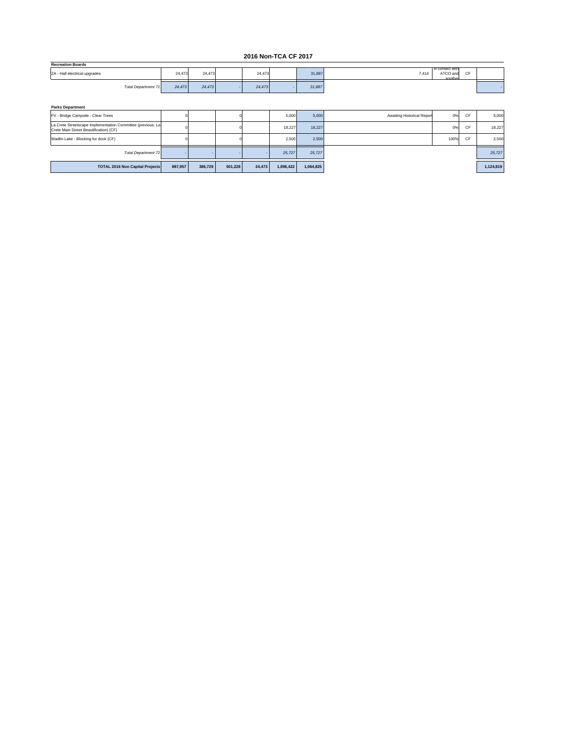## 2016 Non-TCA CF 2017

**Recreation Boards**

| | | | | | | | | | | |
|---|---|---|---|---|---|---|---|---|---|---|
| ZA - Hall electrical upgrades | 24,473 | 24,473 | | 24,473 | | 31,887 | 7,414 | In contact with ATCO and another | CF | |
| *Total Department 71* | *24,473* | *24,473* | - | *24,473* | - | *31,887* | | | | - |

**Parks Department**

| | | | | | | | | | | |
|---|---|---|---|---|---|---|---|---|---|---|
| FV - Bridge Campsite - Clear Trees | 0 | | 0 | | 5,000 | 5,000 | Awaiting Historical Report | 0% | CF | 5,000 |
| La Crete Streetscape Implementation Committee (previous: La Crete Main Street Beautification) (CF) | 0 | | 0 | | 18,227 | 18,227 | | 0% | CF | 18,227 |
| Wadlin Lake - Blocking for dock (CF) | 0 | | 0 | | 2,500 | 2,500 | | 100% | CF | 2,500 |
| *Total Department 72* | - | - | - | - | *25,727* | *25,727* | | | | *25,727* |
| **TOTAL 2016 Non Capital Projects** | **887,957** | **386,729** | **501,228** | **24,473** | **1,896,422** | **1,064,825** | | | | **1,124,819** |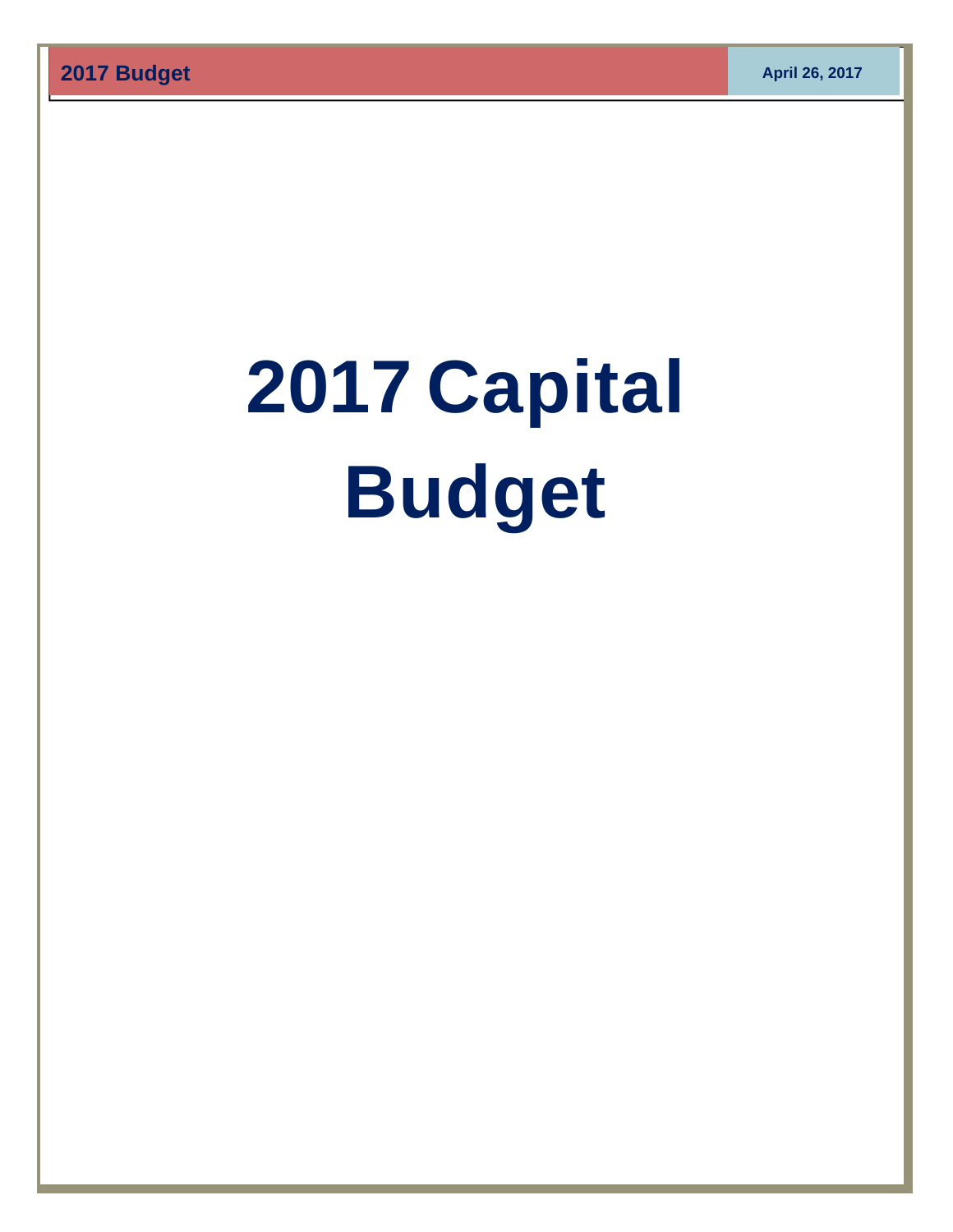# 2017 Capital Budget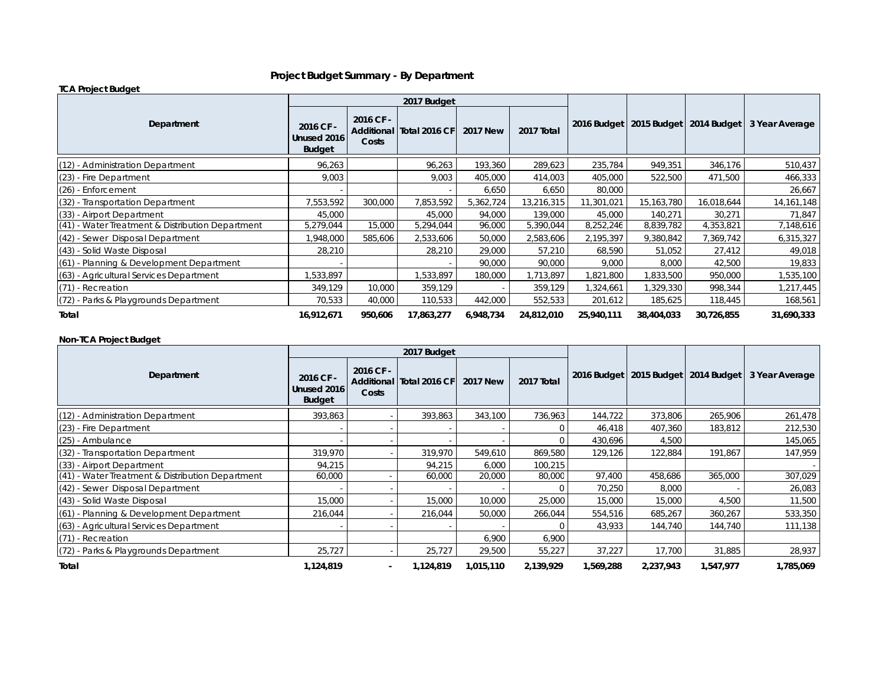# Project Budget Summary - By Department

**TCA Project Budget**

| Department | 2017 Budget | | | | | 2016 Budget | 2015 Budget | 2014 Budget | 3 Year Average |
|---|---|---|---|---|---|---|---|---|---|
| | 2016 CF - Unused 2016 Budget | 2016 CF - Additional Costs | Total 2016 CF | 2017 New | 2017 Total | | | | |
| (12) - Administration Department | 96,263 | | 96,263 | 193,360 | 289,623 | 235,784 | 949,351 | 346,176 | 510,437 |
| (23) - Fire Department | 9,003 | | 9,003 | 405,000 | 414,003 | 405,000 | 522,500 | 471,500 | 466,333 |
| (26) - Enforcement | - | | - | 6,650 | 6,650 | 80,000 | | | 26,667 |
| (32) - Transportation Department | 7,553,592 | 300,000 | 7,853,592 | 5,362,724 | 13,216,315 | 11,301,021 | 15,163,780 | 16,018,644 | 14,161,148 |
| (33) - Airport Department | 45,000 | | 45,000 | 94,000 | 139,000 | 45,000 | 140,271 | 30,271 | 71,847 |
| (41) - Water Treatment & Distribution Department | 5,279,044 | 15,000 | 5,294,044 | 96,000 | 5,390,044 | 8,252,246 | 8,839,782 | 4,353,821 | 7,148,616 |
| (42) - Sewer Disposal Department | 1,948,000 | 585,606 | 2,533,606 | 50,000 | 2,583,606 | 2,195,397 | 9,380,842 | 7,369,742 | 6,315,327 |
| (43) - Solid Waste Disposal | 28,210 | | 28,210 | 29,000 | 57,210 | 68,590 | 51,052 | 27,412 | 49,018 |
| (61) - Planning & Development Department | - | | - | 90,000 | 90,000 | 9,000 | 8,000 | 42,500 | 19,833 |
| (63) - Agricultural Services Department | 1,533,897 | | 1,533,897 | 180,000 | 1,713,897 | 1,821,800 | 1,833,500 | 950,000 | 1,535,100 |
| (71) - Recreation | 349,129 | 10,000 | 359,129 | - | 359,129 | 1,324,661 | 1,329,330 | 998,344 | 1,217,445 |
| (72) - Parks & Playgrounds Department | 70,533 | 40,000 | 110,533 | 442,000 | 552,533 | 201,612 | 185,625 | 118,445 | 168,561 |
| **Total** | **16,912,671** | **950,606** | **17,863,277** | **6,948,734** | **24,812,010** | **25,940,111** | **38,404,033** | **30,726,855** | **31,690,333** |

**Non-TCA Project Budget**

| Department | 2017 Budget | | | | | 2016 Budget | 2015 Budget | 2014 Budget | 3 Year Average |
|---|---|---|---|---|---|---|---|---|---|
| | 2016 CF - Unused 2016 Budget | 2016 CF - Additional Costs | Total 2016 CF | 2017 New | 2017 Total | | | | |
| (12) - Administration Department | 393,863 | - | 393,863 | 343,100 | 736,963 | 144,722 | 373,806 | 265,906 | 261,478 |
| (23) - Fire Department | - | - | - | - | 0 | 46,418 | 407,360 | 183,812 | 212,530 |
| (25) - Ambulance | - | - | - | - | 0 | 430,696 | 4,500 | | 145,065 |
| (32) - Transportation Department | 319,970 | - | 319,970 | 549,610 | 869,580 | 129,126 | 122,884 | 191,867 | 147,959 |
| (33) - Airport Department | 94,215 | | 94,215 | 6,000 | 100,215 | | | | - |
| (41) - Water Treatment & Distribution Department | 60,000 | - | 60,000 | 20,000 | 80,000 | 97,400 | 458,686 | 365,000 | 307,029 |
| (42) - Sewer Disposal Department | - | - | - | - | 0 | 70,250 | 8,000 | - | 26,083 |
| (43) - Solid Waste Disposal | 15,000 | - | 15,000 | 10,000 | 25,000 | 15,000 | 15,000 | 4,500 | 11,500 |
| (61) - Planning & Development Department | 216,044 | - | 216,044 | 50,000 | 266,044 | 554,516 | 685,267 | 360,267 | 533,350 |
| (63) - Agricultural Services Department | - | - | - | - | 0 | 43,933 | 144,740 | 144,740 | 111,138 |
| (71) - Recreation | | | | 6,900 | 6,900 | | | | |
| (72) - Parks & Playgrounds Department | 25,727 | - | 25,727 | 29,500 | 55,227 | 37,227 | 17,700 | 31,885 | 28,937 |
| **Total** | **1,124,819** | **-** | **1,124,819** | **1,015,110** | **2,139,929** | **1,569,288** | **2,237,943** | **1,547,977** | **1,785,069** |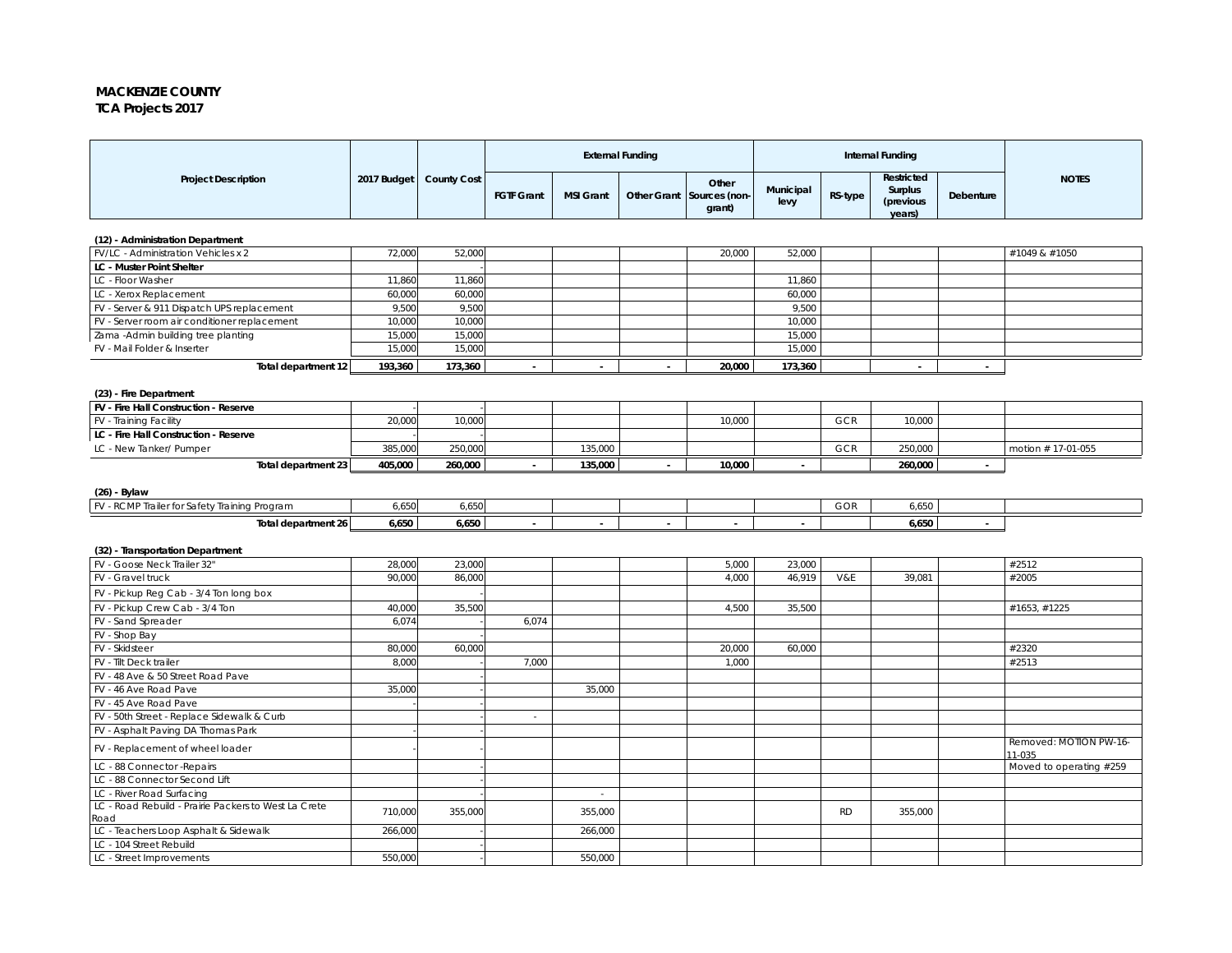**MACKENZIE COUNTY**
**TCA Projects 2017**

| Project Description | 2017 Budget | County Cost | External Funding | | | | Internal Funding | | | | NOTES |
|---|---|---|---|---|---|---|---|---|---|---|---|
| | | | FGTF Grant | MSI Grant | Other Grant | Other Sources (non-grant) | Municipal levy | RS-type | Restricted Surplus (previous years) | Debenture | |
| **(12) - Administration Department** | | | | | | | | | | | |
| FV/LC - Administration Vehicles x 2 | 72,000 | 52,000 | | | | 20,000 | 52,000 | | | | #1049 & #1050 |
| **LC - Muster Point Shelter** | | - | | | | | | | | | |
| LC - Floor Washer | 11,860 | 11,860 | | | | | 11,860 | | | | |
| LC - Xerox Replacement | 60,000 | 60,000 | | | | | 60,000 | | | | |
| FV - Server & 911 Dispatch UPS replacement | 9,500 | 9,500 | | | | | 9,500 | | | | |
| FV - Server room air conditioner replacement | 10,000 | 10,000 | | | | | 10,000 | | | | |
| Zama -Admin building tree planting | 15,000 | 15,000 | | | | | 15,000 | | | | |
| FV - Mail Folder & Inserter | 15,000 | 15,000 | | | | | 15,000 | | | | |
| **Total department 12** | **193,360** | **173,360** | **-** | **-** | **-** | **20,000** | **173,360** | | **-** | **-** | |
| **(23) - Fire Department** | | | | | | | | | | | |
| **FV - Fire Hall Construction - Reserve** | - | - | | | | | | | | | |
| FV - Training Facility | 20,000 | 10,000 | | | | 10,000 | | GCR | 10,000 | | |
| **LC - Fire Hall Construction - Reserve** | - | - | | | | | | | | | |
| LC - New Tanker/ Pumper | 385,000 | 250,000 | | 135,000 | | | | GCR | 250,000 | | motion # 17-01-055 |
| **Total department 23** | **405,000** | **260,000** | **-** | **135,000** | **-** | **10,000** | **-** | | **260,000** | **-** | |
| **(26) - Bylaw** | | | | | | | | | | | |
| FV - RCMP Trailer for Safety Training Program | 6,650 | 6,650 | | | | | | GOR | 6,650 | | |
| **Total department 26** | **6,650** | **6,650** | **-** | **-** | **-** | **-** | **-** | | **6,650** | **-** | |
| **(32) - Transportation Department** | | | | | | | | | | | |
| FV - Goose Neck Trailer 32" | 28,000 | 23,000 | | | | 5,000 | 23,000 | | | | #2512 |
| FV - Gravel truck | 90,000 | 86,000 | | | | 4,000 | 46,919 | V&E | 39,081 | | #2005 |
| FV - Pickup Reg Cab - 3/4 Ton long box | | - | | | | | | | | | |
| FV - Pickup Crew Cab - 3/4 Ton | 40,000 | 35,500 | | | | 4,500 | 35,500 | | | | #1653, #1225 |
| FV - Sand Spreader | 6,074 | - | 6,074 | | | | | | | | |
| FV - Shop Bay | | - | | | | | | | | | |
| FV - Skidsteer | 80,000 | 60,000 | | | | 20,000 | 60,000 | | | | #2320 |
| FV - Tilt Deck trailer | 8,000 | - | 7,000 | | | 1,000 | | | | | #2513 |
| FV - 48 Ave & 50 Street Road Pave | | - | | | | | | | | | |
| FV - 46 Ave Road Pave | 35,000 | - | | 35,000 | | | | | | | |
| FV - 45 Ave Road Pave | - | - | | | | | | | | | |
| FV - 50th Street - Replace Sidewalk & Curb | | - | - | | | | | | | | |
| FV - Asphalt Paving DA Thomas Park | - | - | | | | | | | | | |
| FV - Replacement of wheel loader | - | - | | | | | | | | | Removed: MOTION PW-16-11-035 |
| LC - 88 Connector -Repairs | | - | | | | | | | | | Moved to operating #259 |
| LC - 88 Connector Second Lift | | - | | | | | | | | | |
| LC - River Road Surfacing | | - | | - | | | | | | | |
| LC - Road Rebuild - Prairie Packers to West La Crete Road | 710,000 | 355,000 | | 355,000 | | | | RD | 355,000 | | |
| LC - Teachers Loop Asphalt & Sidewalk | 266,000 | - | | 266,000 | | | | | | | |
| LC - 104 Street Rebuild | | - | | | | | | | | | |
| LC - Street Improvements | 550,000 | - | | 550,000 | | | | | | | |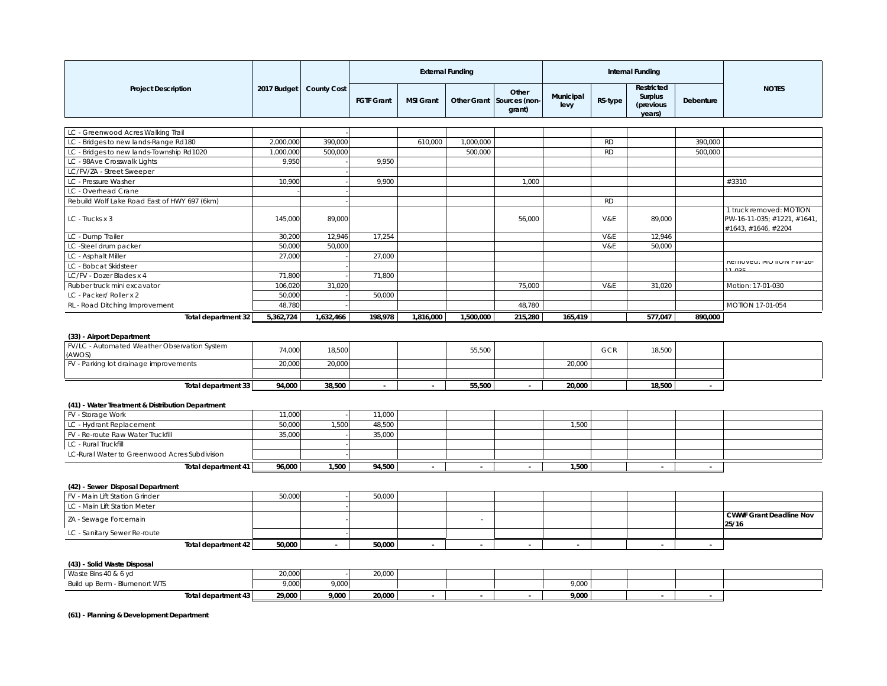| Project Description | 2017 Budget | County Cost | External Funding | | | | Internal Funding | | | | NOTES |
|---|---|---|---|---|---|---|---|---|---|---|---|
| | | | FGTF Grant | MSI Grant | Other Grant | Other Sources (non-grant) | Municipal levy | RS-type | Restricted Surplus (previous years) | Debenture | |
| LC - Greenwood Acres Walking Trail | | - | | | | | | | | | |
| LC - Bridges to new lands-Range Rd180 | 2,000,000 | 390,000 | | 610,000 | 1,000,000 | | | RD | | 390,000 | |
| LC - Bridges to new lands-Township Rd1020 | 1,000,000 | 500,000 | | | 500,000 | | | RD | | 500,000 | |
| LC - 98Ave Crosswalk Lights | 9,950 | - | 9,950 | | | | | | | | |
| LC/FV/ZA - Street Sweeper | | - | | | | | | | | | |
| LC - Pressure Washer | 10,900 | - | 9,900 | | | 1,000 | | | | | #3310 |
| LC - Overhead Crane | - | - | | | | | | | | | |
| Rebuild Wolf Lake Road East of HWY 697 (6km) | | - | | | | | | RD | | | |
| LC - Trucks x 3 | 145,000 | 89,000 | | | | 56,000 | | V&E | 89,000 | | 1 truck removed: MOTION PW-16-11-035; #1221, #1641, #1643, #1646, #2204 |
| LC - Dump Trailer | 30,200 | 12,946 | 17,254 | | | | | V&E | 12,946 | | |
| LC -Steel drum packer | 50,000 | 50,000 | | | | | | V&E | 50,000 | | |
| LC - Asphalt Miller | 27,000 | - | 27,000 | | | | | | | | |
| LC - Bobcat Skidsteer | | - | | | | | | | | | Removed: MOTION PW-16-11-035 |
| LC/FV - Dozer Blades x 4 | 71,800 | - | 71,800 | | | | | | | | |
| Rubber truck mini excavator | 106,020 | 31,020 | | | | 75,000 | | V&E | 31,020 | | Motion: 17-01-030 |
| LC - Packer/ Roller x 2 | 50,000 | - | 50,000 | | | | | | | | |
| RL - Road Ditching Improvement | 48,780 | - | | | | 48,780 | | | | | MOTION 17-01-054 |
| **Total department 32** | **5,362,724** | **1,632,466** | **198,978** | **1,816,000** | **1,500,000** | **215,280** | **165,419** | | **577,047** | **890,000** | |
| **(33) - Airport Department** | | | | | | | | | | | |
| FV/LC - Automated Weather Observation System (AWOS) | 74,000 | 18,500 | | | 55,500 | | | GCR | 18,500 | | |
| FV - Parking lot drainage improvements | 20,000 | 20,000 | | | | | 20,000 | | | | |
| **Total department 33** | **94,000** | **38,500** | **-** | **-** | **55,500** | **-** | **20,000** | | **18,500** | **-** | |
| **(41) - Water Treatment & Distribution Department** | | | | | | | | | | | |
| FV - Storage Work | 11,000 | - | 11,000 | | | | | | | | |
| LC - Hydrant Replacement | 50,000 | 1,500 | 48,500 | | | | 1,500 | | | | |
| FV - Re-route Raw Water Truckfill | 35,000 | - | 35,000 | | | | | | | | |
| LC - Rural Truckfill | | - | | | | | | | | | |
| LC-Rural Water to Greenwood Acres Subdivision | | - | | | | | | | | | |
| **Total department 41** | **96,000** | **1,500** | **94,500** | **-** | **-** | **-** | **1,500** | | **-** | **-** | |
| **(42) - Sewer Disposal Department** | | | | | | | | | | | |
| FV - Main Lift Station Grinder | 50,000 | - | 50,000 | | | | | | | | |
| LC - Main Lift Station Meter | | - | | | | | | | | | |
| ZA - Sewage Forcemain | | - | | | - | | | | | | **CWWF Grant Deadline Nov 25/16** |
| LC - Sanitary Sewer Re-route | | - | | | | | | | | | |
| **Total department 42** | **50,000** | **-** | **50,000** | **-** | **-** | **-** | **-** | | **-** | **-** | |
| **(43) - Solid Waste Disposal** | | | | | | | | | | | |
| Waste Bins 40 & 6 yd | 20,000 | - | 20,000 | | | | | | | | |
| Build up Berm - Blumenort WTS | 9,000 | 9,000 | | | | | 9,000 | | | | |
| **Total department 43** | **29,000** | **9,000** | **20,000** | **-** | **-** | **-** | **9,000** | | **-** | **-** | |

**(61) - Planning & Development Department**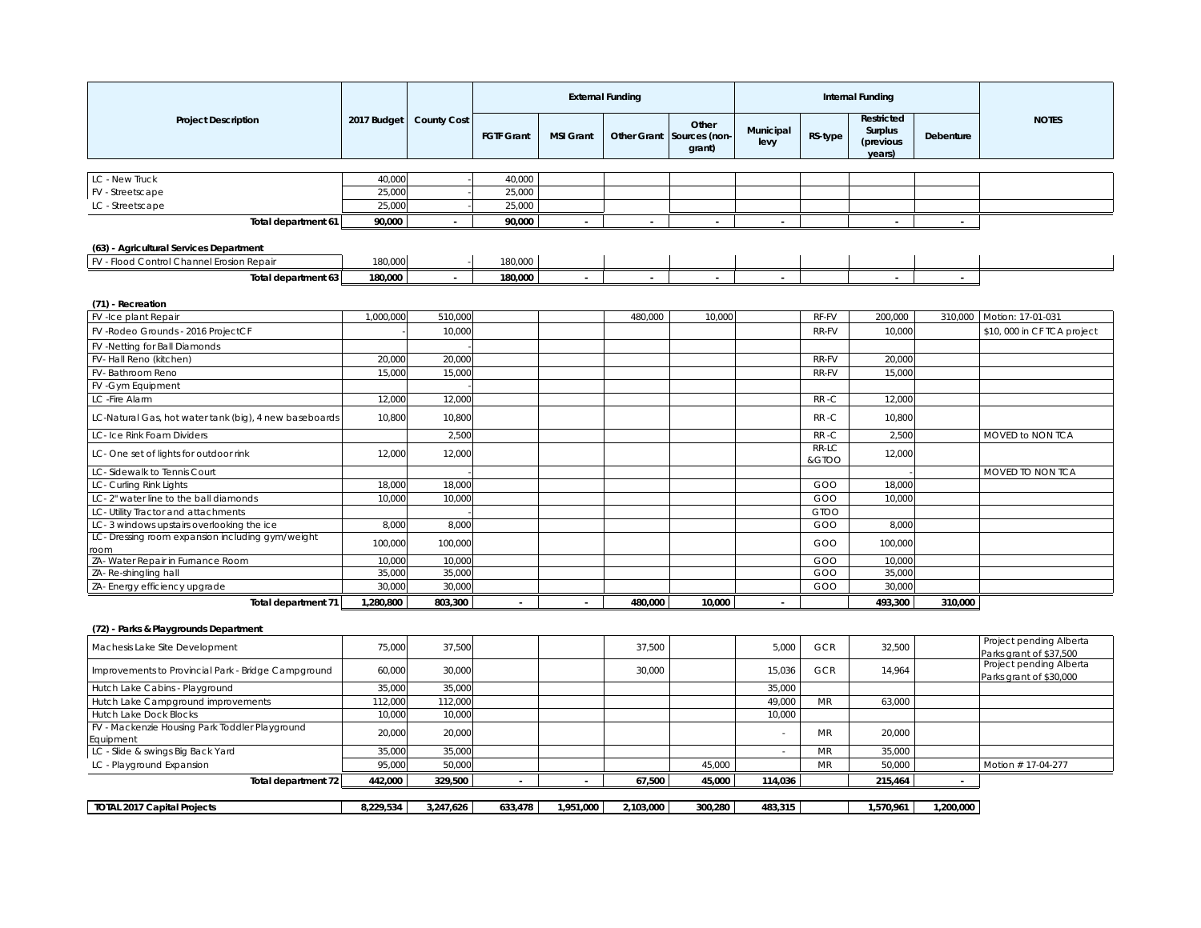| Project Description | 2017 Budget | County Cost | External Funding | | | | Internal Funding | | | | NOTES |
|---|---|---|---|---|---|---|---|---|---|---|---|
| | | | FGTF Grant | MSI Grant | Other Grant | Other Sources (non-grant) | Municipal levy | RS-type | Restricted Surplus (previous years) | Debenture | |
| LC - New Truck | 40,000 | - | 40,000 | | | | | | | | |
| FV - Streetscape | 25,000 | - | 25,000 | | | | | | | | |
| LC - Streetscape | 25,000 | - | 25,000 | | | | | | | | |
| **Total department 61** | **90,000** | **-** | **90,000** | **-** | **-** | **-** | **-** | | **-** | **-** | |
| **(63) - Agricultural Services Department** | | | | | | | | | | | |
| FV - Flood Control Channel Erosion Repair | 180,000 | - | 180,000 | | | | | | | | |
| **Total department 63** | **180,000** | **-** | **180,000** | **-** | **-** | **-** | **-** | | **-** | **-** | |
| **(71) - Recreation** | | | | | | | | | | | |
| FV -Ice plant Repair | 1,000,000 | 510,000 | | | 480,000 | 10,000 | | RF-FV | 200,000 | 310,000 | Motion: 17-01-031 |
| FV -Rodeo Grounds - 2016 ProjectCF | - | 10,000 | | | | | | RR-FV | 10,000 | | $10, 000 in CF TCA project |
| FV -Netting for Ball Diamonds | | - | | | | | | | | | |
| FV- Hall Reno (kitchen) | 20,000 | 20,000 | | | | | | RR-FV | 20,000 | | |
| FV- Bathroom Reno | 15,000 | 15,000 | | | | | | RR-FV | 15,000 | | |
| FV -Gym Equipment | | - | | | | | | | | | |
| LC -Fire Alarm | 12,000 | 12,000 | | | | | | RR -C | 12,000 | | |
| LC-Natural Gas, hot water tank (big), 4 new baseboards | 10,800 | 10,800 | | | | | | RR -C | 10,800 | | |
| LC- Ice Rink Foam Dividers | | 2,500 | | | | | | RR -C | 2,500 | | MOVED to NON TCA |
| LC- One set of lights for outdoor rink | 12,000 | 12,000 | | | | | | RR-LC &GTOO | 12,000 | | |
| LC- Sidewalk to Tennis Court | | - | | | | | | | - | | MOVED TO NON TCA |
| LC- Curling Rink Lights | 18,000 | 18,000 | | | | | | GOO | 18,000 | | |
| LC- 2" water line to the ball diamonds | 10,000 | 10,000 | | | | | | GOO | 10,000 | | |
| LC- Utility Tractor and attachments | | - | | | | | | GTOO | | | |
| LC- 3 windows upstairs overlooking the ice | 8,000 | 8,000 | | | | | | GOO | 8,000 | | |
| LC- Dressing room expansion including gym/weight room | 100,000 | 100,000 | | | | | | GOO | 100,000 | | |
| ZA- Water Repair in Furnance Room | 10,000 | 10,000 | | | | | | GOO | 10,000 | | |
| ZA- Re-shingling hall | 35,000 | 35,000 | | | | | | GOO | 35,000 | | |
| ZA- Energy efficiency upgrade | 30,000 | 30,000 | | | | | | GOO | 30,000 | | |
| **Total department 71** | **1,280,800** | **803,300** | **-** | **-** | **480,000** | **10,000** | **-** | | **493,300** | **310,000** | |
| **(72) - Parks & Playgrounds Department** | | | | | | | | | | | |
| Machesis Lake Site Development | 75,000 | 37,500 | | | 37,500 | | 5,000 | GCR | 32,500 | | Project pending Alberta Parks grant of $37,500 |
| Improvements to Provincial Park - Bridge Campground | 60,000 | 30,000 | | | 30,000 | | 15,036 | GCR | 14,964 | | Project pending Alberta Parks grant of $30,000 |
| Hutch Lake Cabins - Playground | 35,000 | 35,000 | | | | | 35,000 | | | | |
| Hutch Lake Campground improvements | 112,000 | 112,000 | | | | | 49,000 | MR | 63,000 | | |
| Hutch Lake Dock Blocks | 10,000 | 10,000 | | | | | 10,000 | | | | |
| FV - Mackenzie Housing Park Toddler Playground Equipment | 20,000 | 20,000 | | | | | - | MR | 20,000 | | |
| LC - Slide & swings Big Back Yard | 35,000 | 35,000 | | | | | - | MR | 35,000 | | |
| LC - Playground Expansion | 95,000 | 50,000 | | | | 45,000 | | MR | 50,000 | | Motion # 17-04-277 |
| **Total department 72** | **442,000** | **329,500** | **-** | **-** | **67,500** | **45,000** | **114,036** | | **215,464** | **-** | |
| **TOTAL 2017 Capital Projects** | **8,229,534** | **3,247,626** | **633,478** | **1,951,000** | **2,103,000** | **300,280** | **483,315** | | **1,570,961** | **1,200,000** | |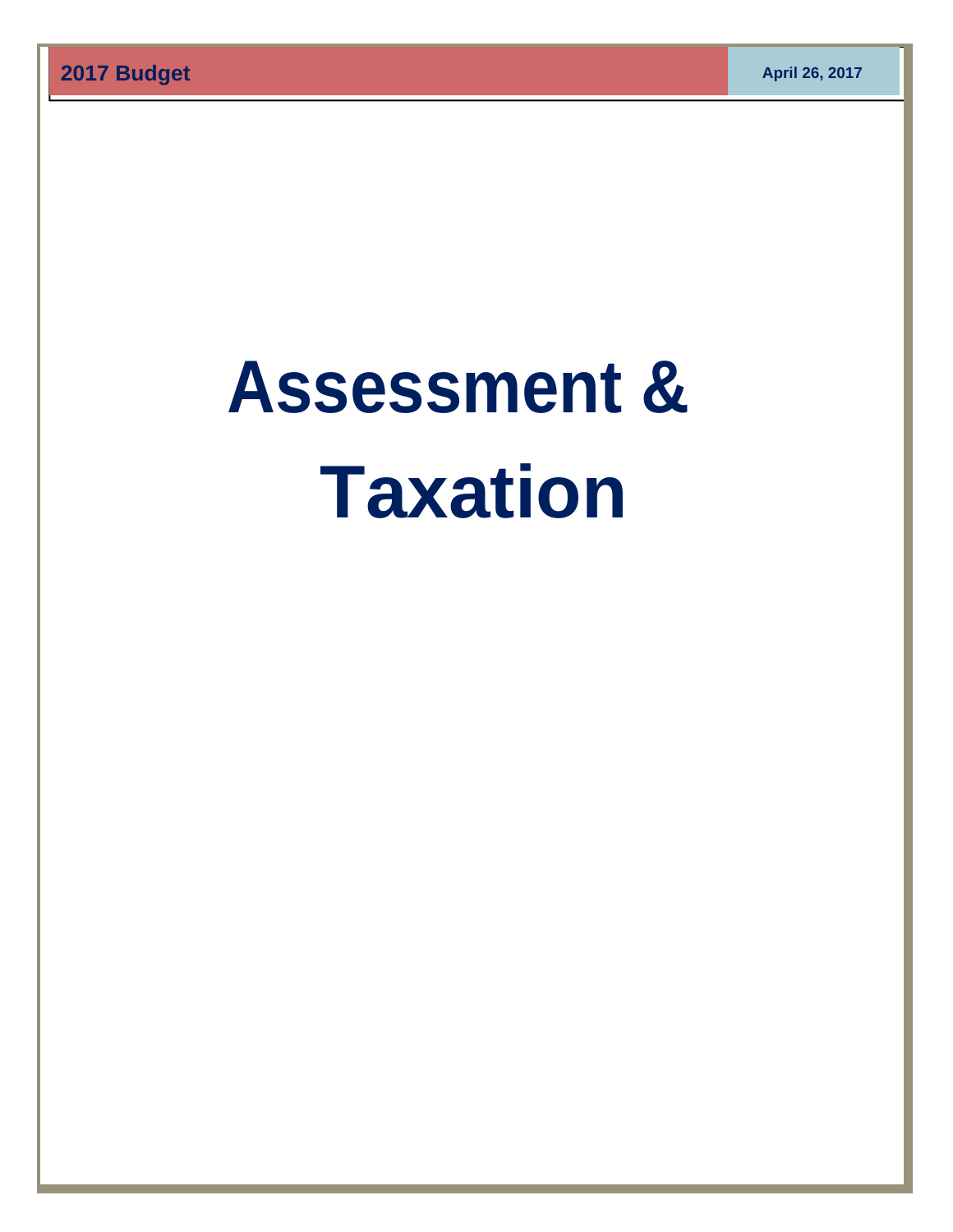# Assessment & Taxation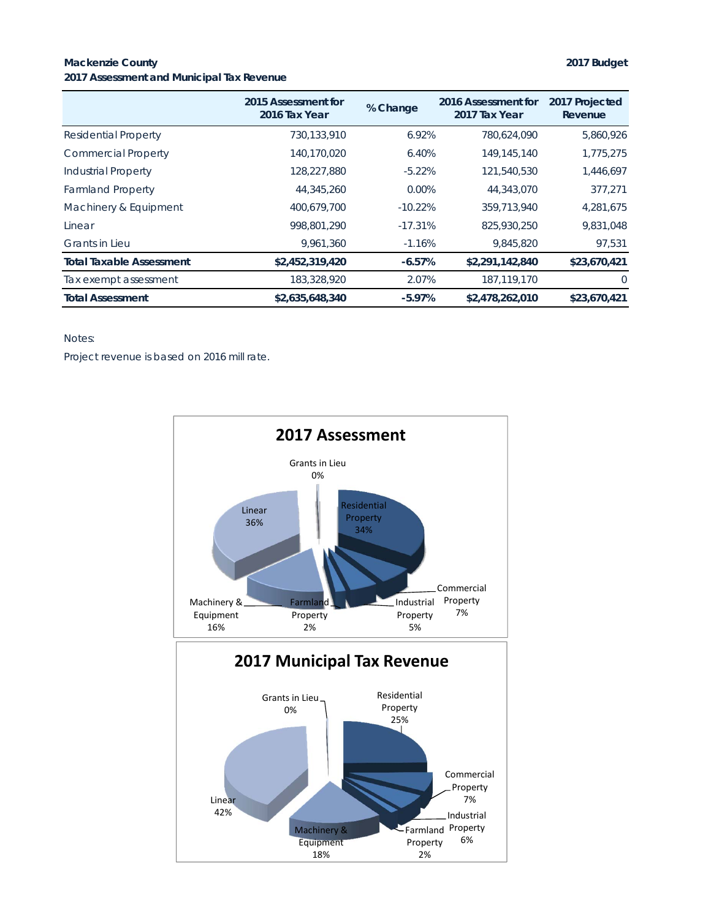**Mackenzie County**
**2017 Assessment and Municipal Tax Revenue**

| | 2015 Assessment for 2016 Tax Year | % Change | 2016 Assessment for 2017 Tax Year | 2017 Projected Revenue |
|---|---|---|---|---|
| Residential Property | 730,133,910 | 6.92% | 780,624,090 | 5,860,926 |
| Commercial Property | 140,170,020 | 6.40% | 149,145,140 | 1,775,275 |
| Industrial Property | 128,227,880 | -5.22% | 121,540,530 | 1,446,697 |
| Farmland Property | 44,345,260 | 0.00% | 44,343,070 | 377,271 |
| Machinery & Equipment | 400,679,700 | -10.22% | 359,713,940 | 4,281,675 |
| Linear | 998,801,290 | -17.31% | 825,930,250 | 9,831,048 |
| Grants in Lieu | 9,961,360 | -1.16% | 9,845,820 | 97,531 |
| **Total Taxable Assessment** | **$2,452,319,420** | **-6.57%** | **$2,291,142,840** | **$23,670,421** |
| Tax exempt assessment | 183,328,920 | 2.07% | 187,119,170 | 0 |
| **Total Assessment** | **$2,635,648,340** | **-5.97%** | **$2,478,262,010** | **$23,670,421** |

Notes:

Project revenue is based on 2016 mill rate.

**2017 Assessment**

- Residential Property 34%
- Commercial Property 7%
- Industrial Property 5%
- Farmland Property 2%
- Machinery & Equipment 16%
- Linear 36%
- Grants in Lieu 0%

**2017 Municipal Tax Revenue**

- Residential Property 25%
- Commercial Property 7%
- Industrial Property 6%
- Farmland Property 2%
- Machinery & Equipment 18%
- Linear 42%
- Grants in Lieu 0%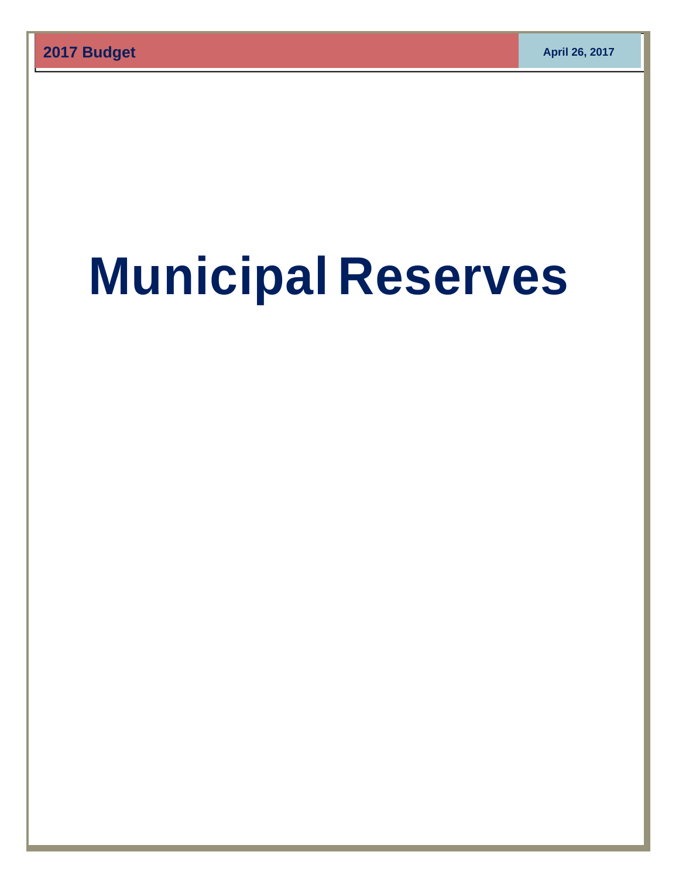# Municipal Reserves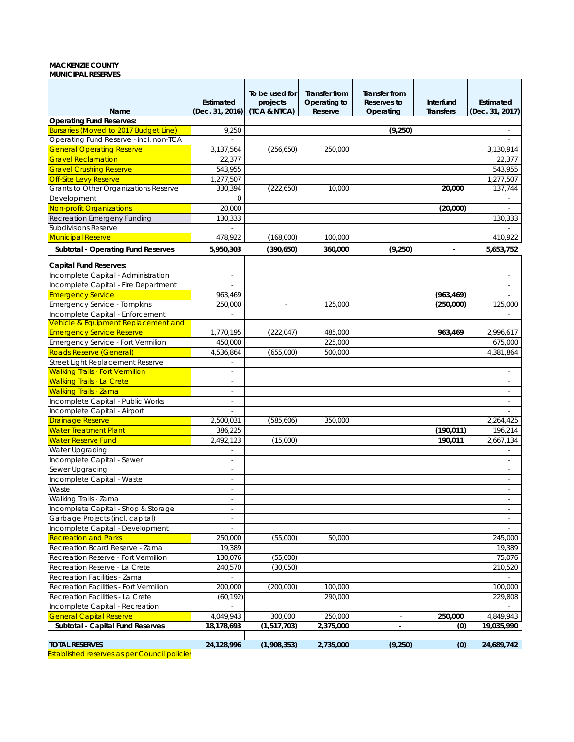**MACKENZIE COUNTY**
**MUNICIPAL RESERVES**

| Name | Estimated (Dec. 31, 2016) | To be used for projects (TCA & NTCA) | Transfer from Operating to Reserve | Transfer from Reserves to Operating | Interfund Transfers | Estimated (Dec. 31, 2017) |
|---|---|---|---|---|---|---|
| **Operating Fund Reserves:** | | | | | | |
| Bursaries (Moved to 2017 Budget Line) | 9,250 | | | (9,250) | | - |
| Operating Fund Reserve - incl. non-TCA | - | | | | | - |
| General Operating Reserve | 3,137,564 | (256,650) | 250,000 | | | 3,130,914 |
| Gravel Reclamation | 22,377 | | | | | 22,377 |
| Gravel Crushing Reserve | 543,955 | | | | | 543,955 |
| Off-Site Levy Reserve | 1,277,507 | | | | | 1,277,507 |
| Grants to Other Organizations Reserve | 330,394 | (222,650) | 10,000 | | 20,000 | 137,744 |
| Development | 0 | | | | | - |
| Non-profit Organizations | 20,000 | | | | (20,000) | - |
| Recreation Emergeny Funding | 130,333 | | | | | 130,333 |
| Subdivisions Reserve | - | | | | | - |
| Municipal Reserve | 478,922 | (168,000) | 100,000 | | | 410,922 |
| **Subtotal - Operating Fund Reserves** | **5,950,303** | **(390,650)** | **360,000** | **(9,250)** | **-** | **5,653,752** |
| **Capital Fund Reserves:** | | | | | | |
| Incomplete Capital - Administration | - | | | | | - |
| Incomplete Capital - Fire Department | - | | | | | - |
| Emergency Service | 963,469 | | | | (963,469) | - |
| Emergency Service - Tompkins | 250,000 | - | 125,000 | | (250,000) | 125,000 |
| Incomplete Capital - Enforcement | - | | | | | - |
| Vehicle & Equipment Replacement and Emergency Service Reserve | 1,770,195 | (222,047) | 485,000 | | 963,469 | 2,996,617 |
| Emergency Service - Fort Vermilion | 450,000 | | 225,000 | | | 675,000 |
| Roads Reserve (General) | 4,536,864 | (655,000) | 500,000 | | | 4,381,864 |
| Street Light Replacement Reserve | - | | | | | |
| Walking Trails - Fort Vermilion | - | | | | | - |
| Walking Trails - La Crete | - | | | | | - |
| Walking Trails - Zama | - | | | | | - |
| Incomplete Capital - Public Works | - | | | | | - |
| Incomplete Capital - Airport | - | | | | | - |
| Drainage Reserve | 2,500,031 | (585,606) | 350,000 | | | 2,264,425 |
| Water Treatment Plant | 386,225 | | | | (190,011) | 196,214 |
| Water Reserve Fund | 2,492,123 | (15,000) | | | 190,011 | 2,667,134 |
| Water Upgrading | - | | | | | - |
| Incomplete Capital - Sewer | - | | | | | - |
| Sewer Upgrading | - | | | | | - |
| Incomplete Capital - Waste | - | | | | | - |
| Waste | - | | | | | - |
| Walking Trails - Zama | - | | | | | - |
| Incomplete Capital - Shop & Storage | - | | | | | - |
| Garbage Projects (incl. capital) | - | | | | | - |
| Incomplete Capital - Development | - | | | | | - |
| Recreation and Parks | 250,000 | (55,000) | 50,000 | | | 245,000 |
| Recreation Board Reserve - Zama | 19,389 | | | | | 19,389 |
| Recreation Reserve - Fort Vermilion | 130,076 | (55,000) | | | | 75,076 |
| Recreation Reserve - La Crete | 240,570 | (30,050) | | | | 210,520 |
| Recreation Facilities - Zama | - | | | | | - |
| Recreation Facilities - Fort Vermilion | 200,000 | (200,000) | 100,000 | | | 100,000 |
| Recreation Facilities - La Crete | (60,192) | | 290,000 | | | 229,808 |
| Incomplete Capital - Recreation | - | | | | | - |
| General Capital Reserve | 4,049,943 | 300,000 | 250,000 | - | 250,000 | 4,849,943 |
| **Subtotal - Capital Fund Reserves** | **18,178,693** | **(1,517,703)** | **2,375,000** | **-** | **(0)** | **19,035,990** |
| **TOTAL RESERVES** | **24,128,996** | **(1,908,353)** | **2,735,000** | **(9,250)** | **(0)** | **24,689,742** |

Established reserves as per Council policies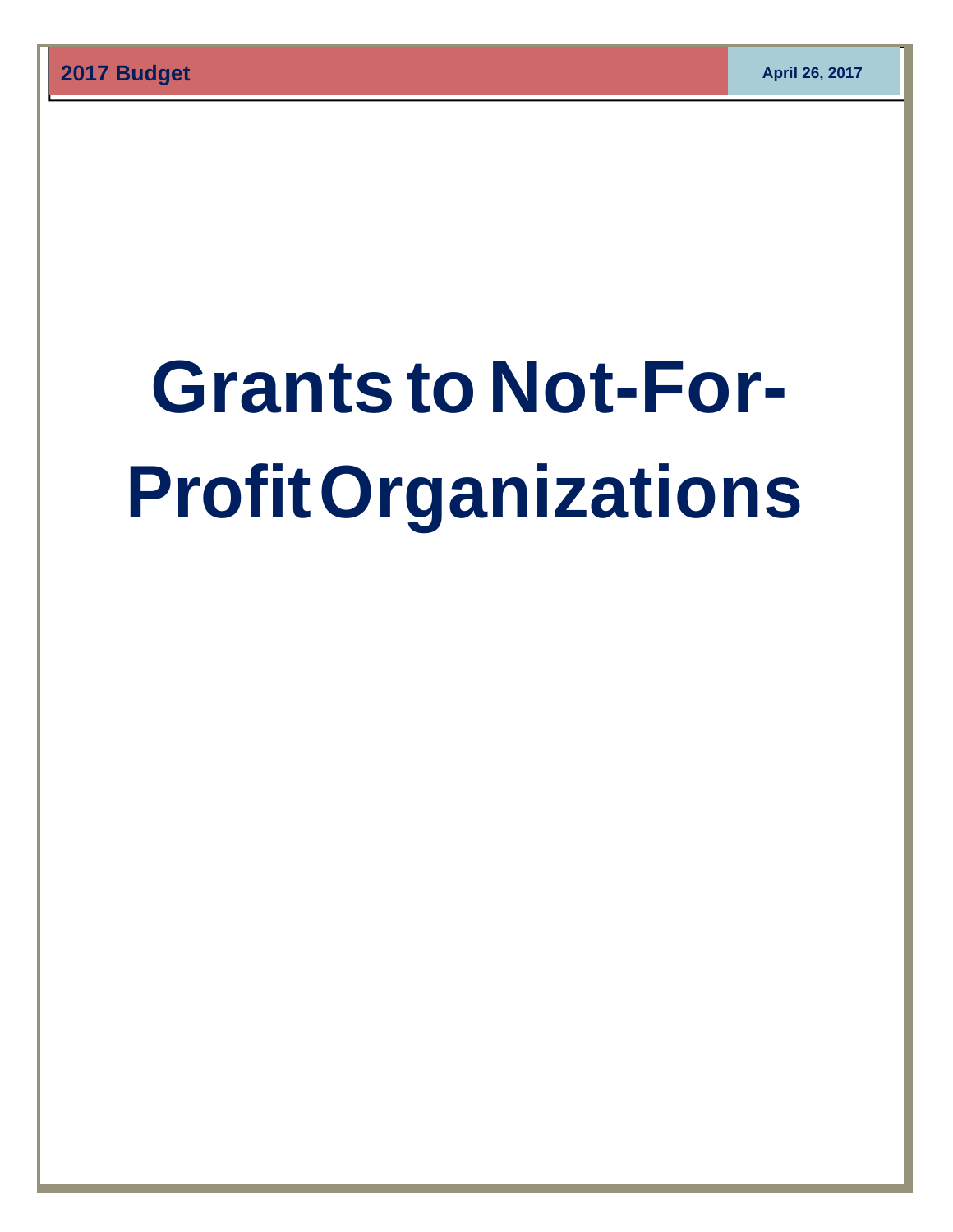# Grants to Not-For-Profit Organizations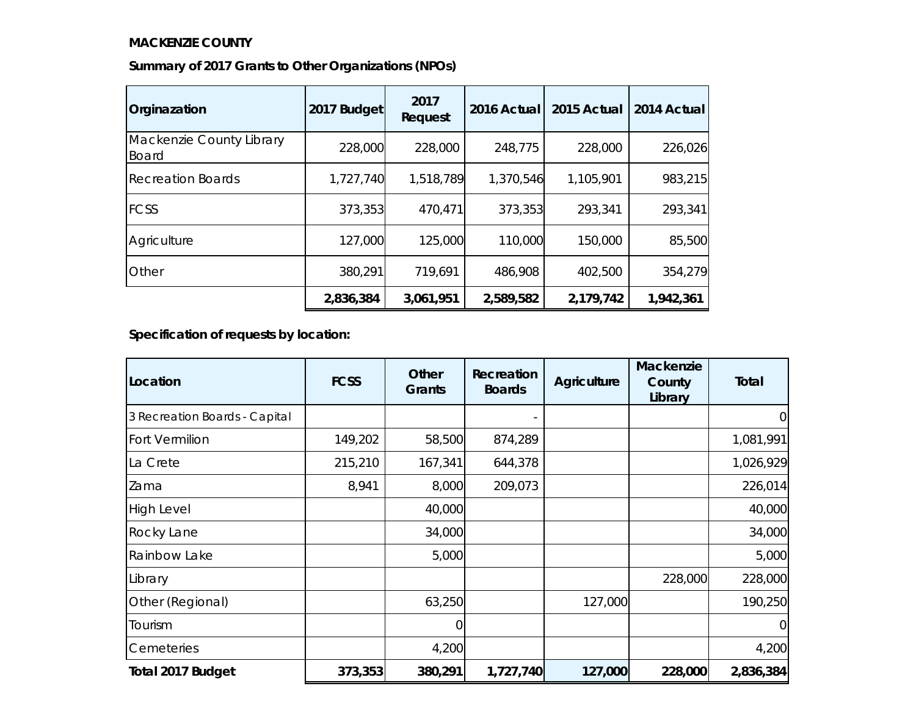**MACKENZIE COUNTY**

**Summary of 2017 Grants to Other Organizations (NPOs)**

| Orginazation | 2017 Budget | 2017 Request | 2016 Actual | 2015 Actual | 2014 Actual |
|---|---|---|---|---|---|
| Mackenzie County Library Board | 228,000 | 228,000 | 248,775 | 228,000 | 226,026 |
| Recreation Boards | 1,727,740 | 1,518,789 | 1,370,546 | 1,105,901 | 983,215 |
| FCSS | 373,353 | 470,471 | 373,353 | 293,341 | 293,341 |
| Agriculture | 127,000 | 125,000 | 110,000 | 150,000 | 85,500 |
| Other | 380,291 | 719,691 | 486,908 | 402,500 | 354,279 |
| | **2,836,384** | **3,061,951** | **2,589,582** | **2,179,742** | **1,942,361** |

**Specification of requests by location:**

| Location | FCSS | Other Grants | Recreation Boards | Agriculture | Mackenzie County Library | Total |
|---|---|---|---|---|---|---|
| 3 Recreation Boards - Capital | | | - | | | 0 |
| Fort Vermilion | 149,202 | 58,500 | 874,289 | | | 1,081,991 |
| La Crete | 215,210 | 167,341 | 644,378 | | | 1,026,929 |
| Zama | 8,941 | 8,000 | 209,073 | | | 226,014 |
| High Level | | 40,000 | | | | 40,000 |
| Rocky Lane | | 34,000 | | | | 34,000 |
| Rainbow Lake | | 5,000 | | | | 5,000 |
| Library | | | | | 228,000 | 228,000 |
| Other (Regional) | | 63,250 | | 127,000 | | 190,250 |
| Tourism | | 0 | | | | 0 |
| Cemeteries | | 4,200 | | | | 4,200 |
| **Total 2017 Budget** | **373,353** | **380,291** | **1,727,740** | **127,000** | **228,000** | **2,836,384** |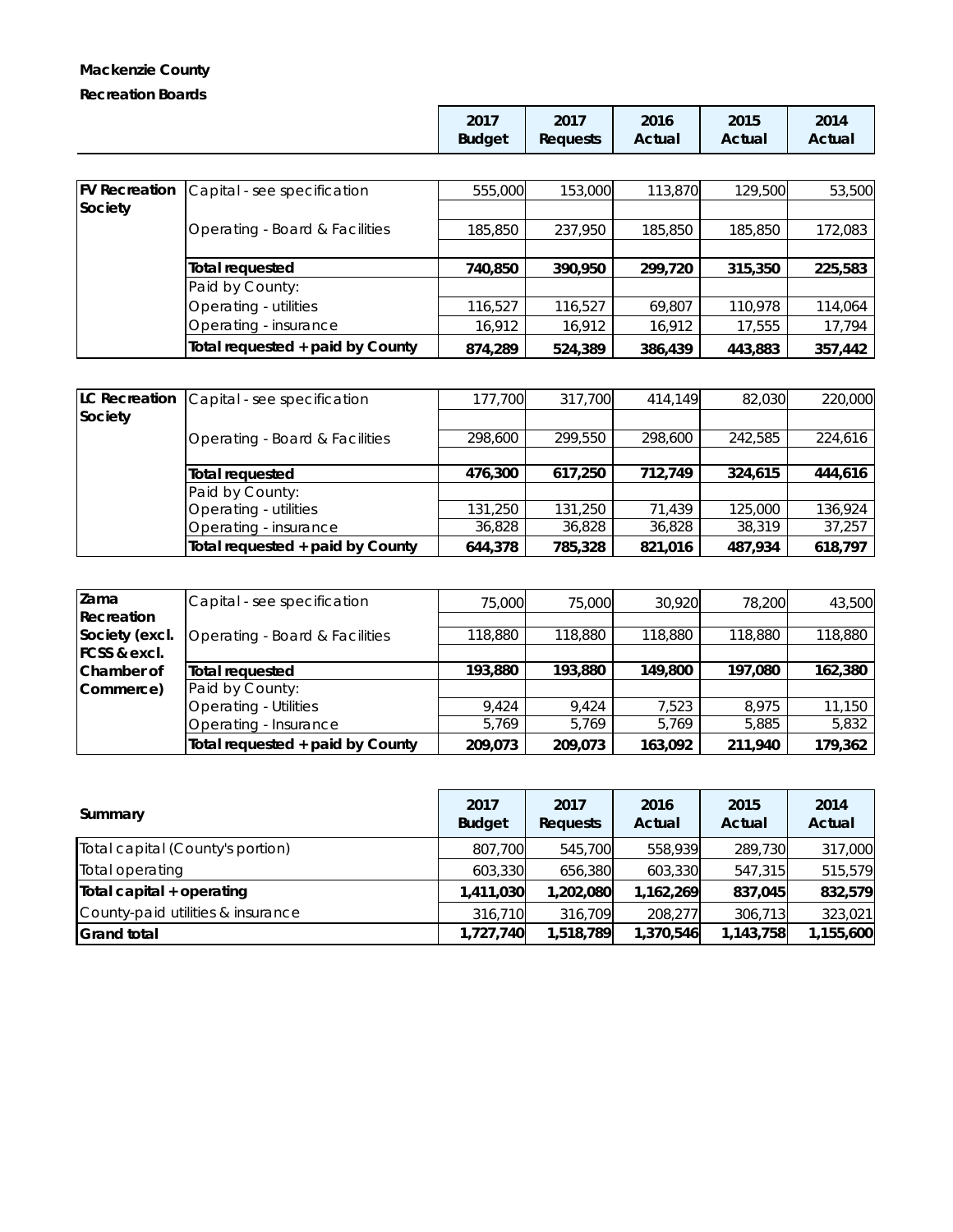**Mackenzie County**

**Recreation Boards**

| | | 2017 Budget | 2017 Requests | 2016 Actual | 2015 Actual | 2014 Actual |
|---|---|---|---|---|---|---|
| **FV Recreation Society** | Capital - see specification | 555,000 | 153,000 | 113,870 | 129,500 | 53,500 |
| | Operating - Board & Facilities | 185,850 | 237,950 | 185,850 | 185,850 | 172,083 |
| | **Total requested** | **740,850** | **390,950** | **299,720** | **315,350** | **225,583** |
| | Paid by County: | | | | | |
| | Operating - utilities | 116,527 | 116,527 | 69,807 | 110,978 | 114,064 |
| | Operating - insurance | 16,912 | 16,912 | 16,912 | 17,555 | 17,794 |
| | **Total requested + paid by County** | **874,289** | **524,389** | **386,439** | **443,883** | **357,442** |

| | | 2017 Budget | 2017 Requests | 2016 Actual | 2015 Actual | 2014 Actual |
|---|---|---|---|---|---|---|
| **LC Recreation Society** | Capital - see specification | 177,700 | 317,700 | 414,149 | 82,030 | 220,000 |
| | Operating - Board & Facilities | 298,600 | 299,550 | 298,600 | 242,585 | 224,616 |
| | **Total requested** | **476,300** | **617,250** | **712,749** | **324,615** | **444,616** |
| | Paid by County: | | | | | |
| | Operating - utilities | 131,250 | 131,250 | 71,439 | 125,000 | 136,924 |
| | Operating - insurance | 36,828 | 36,828 | 36,828 | 38,319 | 37,257 |
| | **Total requested + paid by County** | **644,378** | **785,328** | **821,016** | **487,934** | **618,797** |

| | | 2017 Budget | 2017 Requests | 2016 Actual | 2015 Actual | 2014 Actual |
|---|---|---|---|---|---|---|
| **Zama Recreation Society (excl. FCSS & excl. Chamber of Commerce)** | Capital - see specification | 75,000 | 75,000 | 30,920 | 78,200 | 43,500 |
| | Operating - Board & Facilities | 118,880 | 118,880 | 118,880 | 118,880 | 118,880 |
| | **Total requested** | **193,880** | **193,880** | **149,800** | **197,080** | **162,380** |
| | Paid by County: | | | | | |
| | Operating - Utilities | 9,424 | 9,424 | 7,523 | 8,975 | 11,150 |
| | Operating - Insurance | 5,769 | 5,769 | 5,769 | 5,885 | 5,832 |
| | **Total requested + paid by County** | **209,073** | **209,073** | **163,092** | **211,940** | **179,362** |

| **Summary** | 2017 Budget | 2017 Requests | 2016 Actual | 2015 Actual | 2014 Actual |
|---|---|---|---|---|---|
| Total capital (County's portion) | 807,700 | 545,700 | 558,939 | 289,730 | 317,000 |
| Total operating | 603,330 | 656,380 | 603,330 | 547,315 | 515,579 |
| **Total capital + operating** | **1,411,030** | **1,202,080** | **1,162,269** | **837,045** | **832,579** |
| County-paid utilities & insurance | 316,710 | 316,709 | 208,277 | 306,713 | 323,021 |
| **Grand total** | **1,727,740** | **1,518,789** | **1,370,546** | **1,143,758** | **1,155,600** |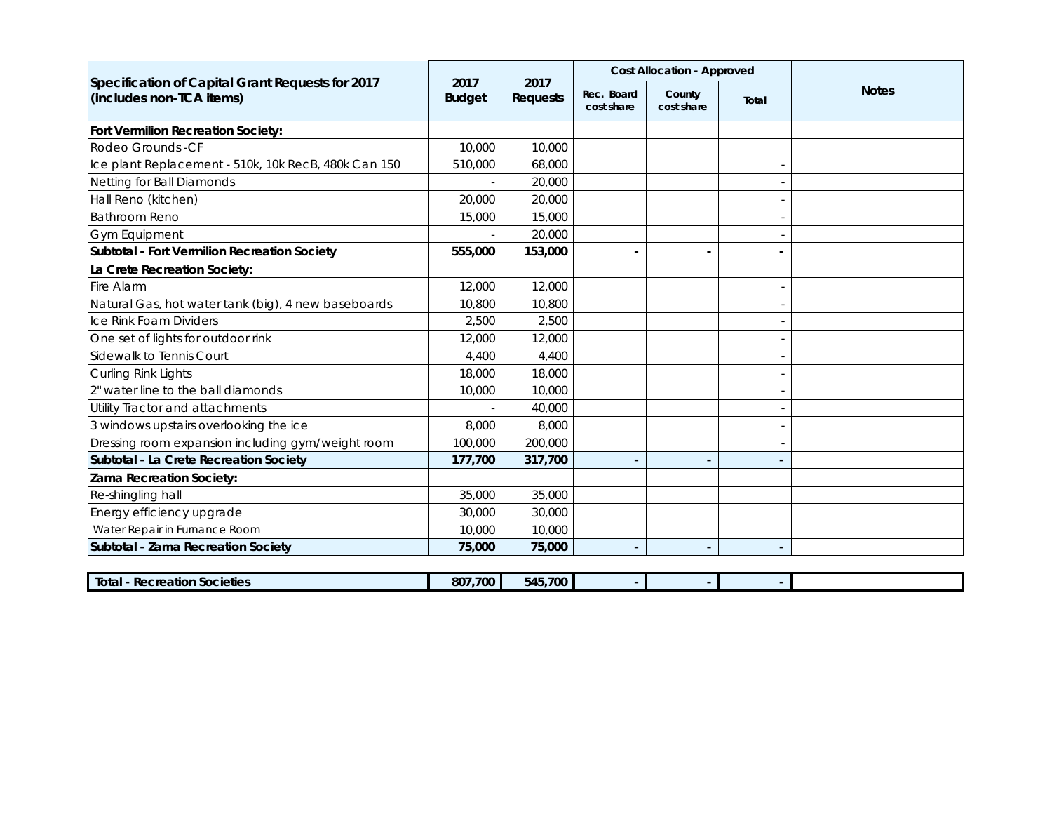| Specification of Capital Grant Requests for 2017 (includes non-TCA items) | 2017 Budget | 2017 Requests | Cost Allocation - Approved | | | Notes |
|---|---|---|---|---|---|---|
| | | | Rec. Board cost share | County cost share | Total | |
| **Fort Vermilion Recreation Society:** | | | | | | |
| Rodeo Grounds -CF | 10,000 | 10,000 | | | | |
| Ice plant Replacement - 510k, 10k Rec B, 480k Can 150 | 510,000 | 68,000 | | | - | |
| Netting for Ball Diamonds | - | 20,000 | | | - | |
| Hall Reno (kitchen) | 20,000 | 20,000 | | | - | |
| Bathroom Reno | 15,000 | 15,000 | | | - | |
| Gym Equipment | - | 20,000 | | | - | |
| **Subtotal - Fort Vermilion Recreation Society** | **555,000** | **153,000** | **-** | **-** | **-** | |
| **La Crete Recreation Society:** | | | | | | |
| Fire Alarm | 12,000 | 12,000 | | | - | |
| Natural Gas, hot water tank (big), 4 new baseboards | 10,800 | 10,800 | | | - | |
| Ice Rink Foam Dividers | 2,500 | 2,500 | | | - | |
| One set of lights for outdoor rink | 12,000 | 12,000 | | | - | |
| Sidewalk to Tennis Court | 4,400 | 4,400 | | | - | |
| Curling Rink Lights | 18,000 | 18,000 | | | - | |
| 2" water line to the ball diamonds | 10,000 | 10,000 | | | - | |
| Utility Tractor and attachments | - | 40,000 | | | - | |
| 3 windows upstairs overlooking the ice | 8,000 | 8,000 | | | - | |
| Dressing room expansion including gym/weight room | 100,000 | 200,000 | | | - | |
| **Subtotal - La Crete Recreation Society** | **177,700** | **317,700** | **-** | **-** | **-** | |
| **Zama Recreation Society:** | | | | | | |
| Re-shingling hall | 35,000 | 35,000 | | | | |
| Energy efficiency upgrade | 30,000 | 30,000 | | | | |
| Water Repair in Furnance Room | 10,000 | 10,000 | | | | |
| **Subtotal - Zama Recreation Society** | **75,000** | **75,000** | **-** | **-** | **-** | |
| | | | | | | |
| **Total - Recreation Societies** | **807,700** | **545,700** | **-** | **-** | **-** | |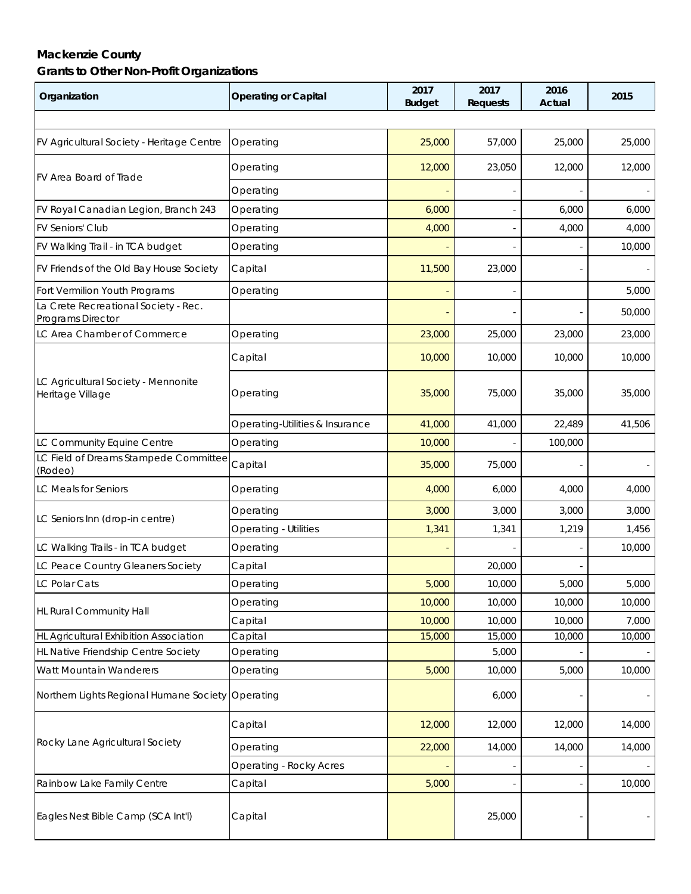**Mackenzie County**

**Grants to Other Non-Profit Organizations**

| Organization | Operating or Capital | 2017 Budget | 2017 Requests | 2016 Actual | 2015 |
|---|---|---|---|---|---|
| | | | | | |
| FV Agricultural Society - Heritage Centre | Operating | 25,000 | 57,000 | 25,000 | 25,000 |
| FV Area Board of Trade | Operating | 12,000 | 23,050 | 12,000 | 12,000 |
| | Operating | - | - | - | - |
| FV Royal Canadian Legion, Branch 243 | Operating | 6,000 | - | 6,000 | 6,000 |
| FV Seniors' Club | Operating | 4,000 | - | 4,000 | 4,000 |
| FV Walking Trail - in TCA budget | Operating | - | - | - | 10,000 |
| FV Friends of the Old Bay House Society | Capital | 11,500 | 23,000 | - | - |
| Fort Vermilion Youth Programs | Operating | - | - | | 5,000 |
| La Crete Recreational Society - Rec. Programs Director | | - | - | - | 50,000 |
| LC Area Chamber of Commerce | Operating | 23,000 | 25,000 | 23,000 | 23,000 |
| LC Agricultural Society - Mennonite Heritage Village | Capital | 10,000 | 10,000 | 10,000 | 10,000 |
| | Operating | 35,000 | 75,000 | 35,000 | 35,000 |
| | Operating-Utilities & Insurance | 41,000 | 41,000 | 22,489 | 41,506 |
| LC Community Equine Centre | Operating | 10,000 | - | 100,000 | |
| LC Field of Dreams Stampede Committee (Rodeo) | Capital | 35,000 | 75,000 | - | - |
| LC Meals for Seniors | Operating | 4,000 | 6,000 | 4,000 | 4,000 |
| LC Seniors Inn (drop-in centre) | Operating | 3,000 | 3,000 | 3,000 | 3,000 |
| | Operating - Utilities | 1,341 | 1,341 | 1,219 | 1,456 |
| LC Walking Trails - in TCA budget | Operating | - | - | - | 10,000 |
| LC Peace Country Gleaners Society | Capital | | 20,000 | - | |
| LC Polar Cats | Operating | 5,000 | 10,000 | 5,000 | 5,000 |
| HL Rural Community Hall | Operating | 10,000 | 10,000 | 10,000 | 10,000 |
| | Capital | 10,000 | 10,000 | 10,000 | 7,000 |
| HL Agricultural Exhibition Association | Capital | 15,000 | 15,000 | 10,000 | 10,000 |
| HL Native Friendship Centre Society | Operating | | 5,000 | - | - |
| Watt Mountain Wanderers | Operating | 5,000 | 10,000 | 5,000 | 10,000 |
| Northern Lights Regional Humane Society | Operating | | 6,000 | - | - |
| Rocky Lane Agricultural Society | Capital | 12,000 | 12,000 | 12,000 | 14,000 |
| | Operating | 22,000 | 14,000 | 14,000 | 14,000 |
| | Operating - Rocky Acres | - | - | - | - |
| Rainbow Lake Family Centre | Capital | 5,000 | - | - | 10,000 |
| Eagles Nest Bible Camp (SCA Int'l) | Capital | | 25,000 | - | - |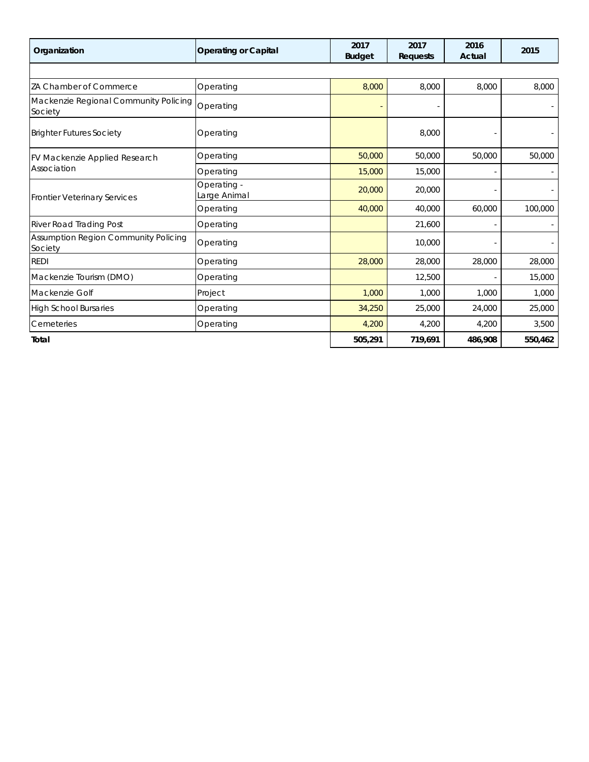| Organization | Operating or Capital | 2017 Budget | 2017 Requests | 2016 Actual | 2015 |
|---|---|---|---|---|---|
| | | | | | |
| ZA Chamber of Commerce | Operating | 8,000 | 8,000 | 8,000 | 8,000 |
| Mackenzie Regional Community Policing Society | Operating | - | - | | - |
| Brighter Futures Society | Operating | | 8,000 | - | - |
| FV Mackenzie Applied Research Association | Operating | 50,000 | 50,000 | 50,000 | 50,000 |
| | Operating | 15,000 | 15,000 | - | - |
| Frontier Veterinary Services | Operating - Large Animal | 20,000 | 20,000 | - | - |
| | Operating | 40,000 | 40,000 | 60,000 | 100,000 |
| River Road Trading Post | Operating | | 21,600 | - | - |
| Assumption Region Community Policing Society | Operating | | 10,000 | - | - |
| REDI | Operating | 28,000 | 28,000 | 28,000 | 28,000 |
| Mackenzie Tourism (DMO) | Operating | | 12,500 | - | 15,000 |
| Mackenzie Golf | Project | 1,000 | 1,000 | 1,000 | 1,000 |
| High School Bursaries | Operating | 34,250 | 25,000 | 24,000 | 25,000 |
| Cemeteries | Operating | 4,200 | 4,200 | 4,200 | 3,500 |
| **Total** | | **505,291** | **719,691** | **486,908** | **550,462** |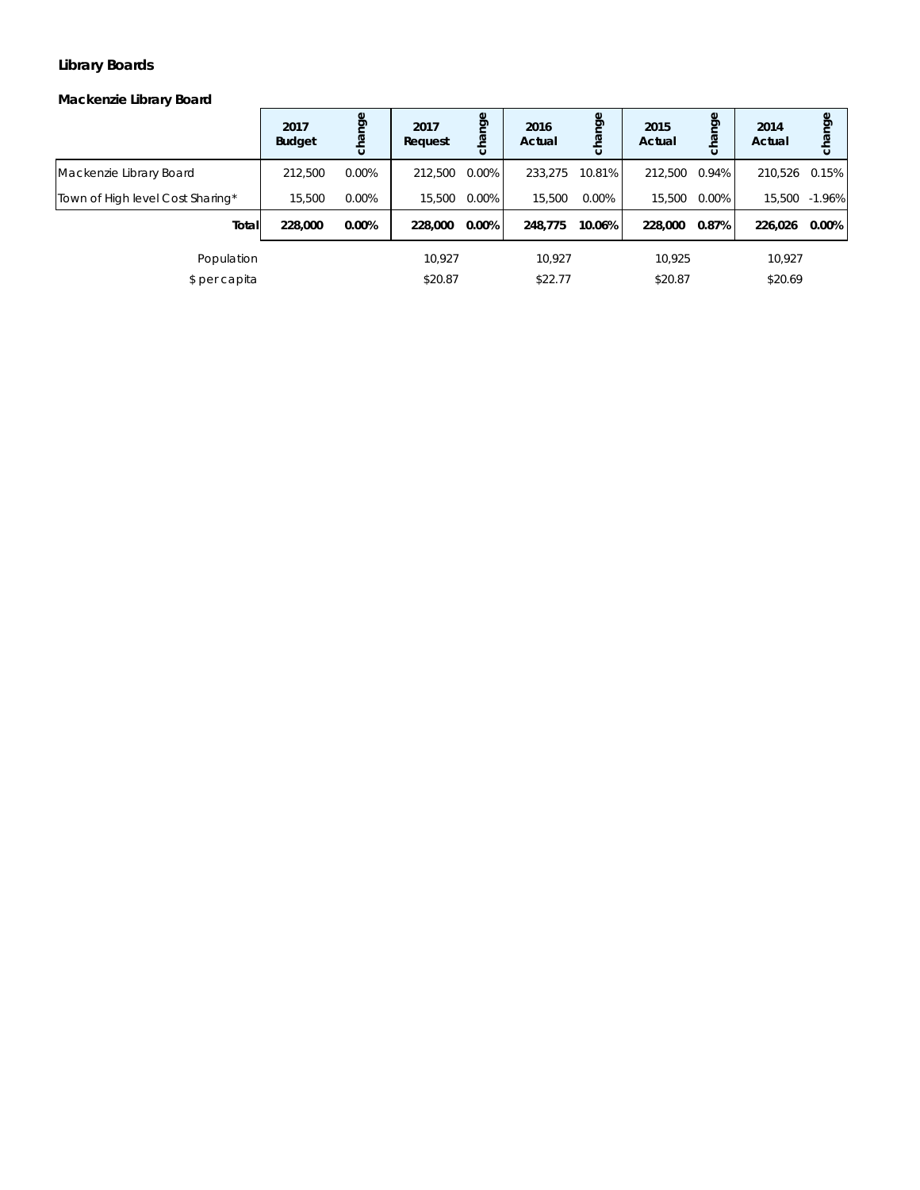## Library Boards

### Mackenzie Library Board

| | 2017 Budget | change | 2017 Request | change | 2016 Actual | change | 2015 Actual | change | 2014 Actual | change |
|---|---|---|---|---|---|---|---|---|---|---|
| Mackenzie Library Board | 212,500 | 0.00% | 212,500 | 0.00% | 233,275 | 10.81% | 212,500 | 0.94% | 210,526 | 0.15% |
| Town of High level Cost Sharing* | 15,500 | 0.00% | 15,500 | 0.00% | 15,500 | 0.00% | 15,500 | 0.00% | 15,500 | -1.96% |
| **Total** | **228,000** | **0.00%** | **228,000** | **0.00%** | **248,775** | **10.06%** | **228,000** | **0.87%** | **226,026** | **0.00%** |
| Population | | | 10,927 | | 10,927 | | 10,925 | | 10,927 | |
| $ per capita | | | $20.87 | | $22.77 | | $20.87 | | $20.69 | |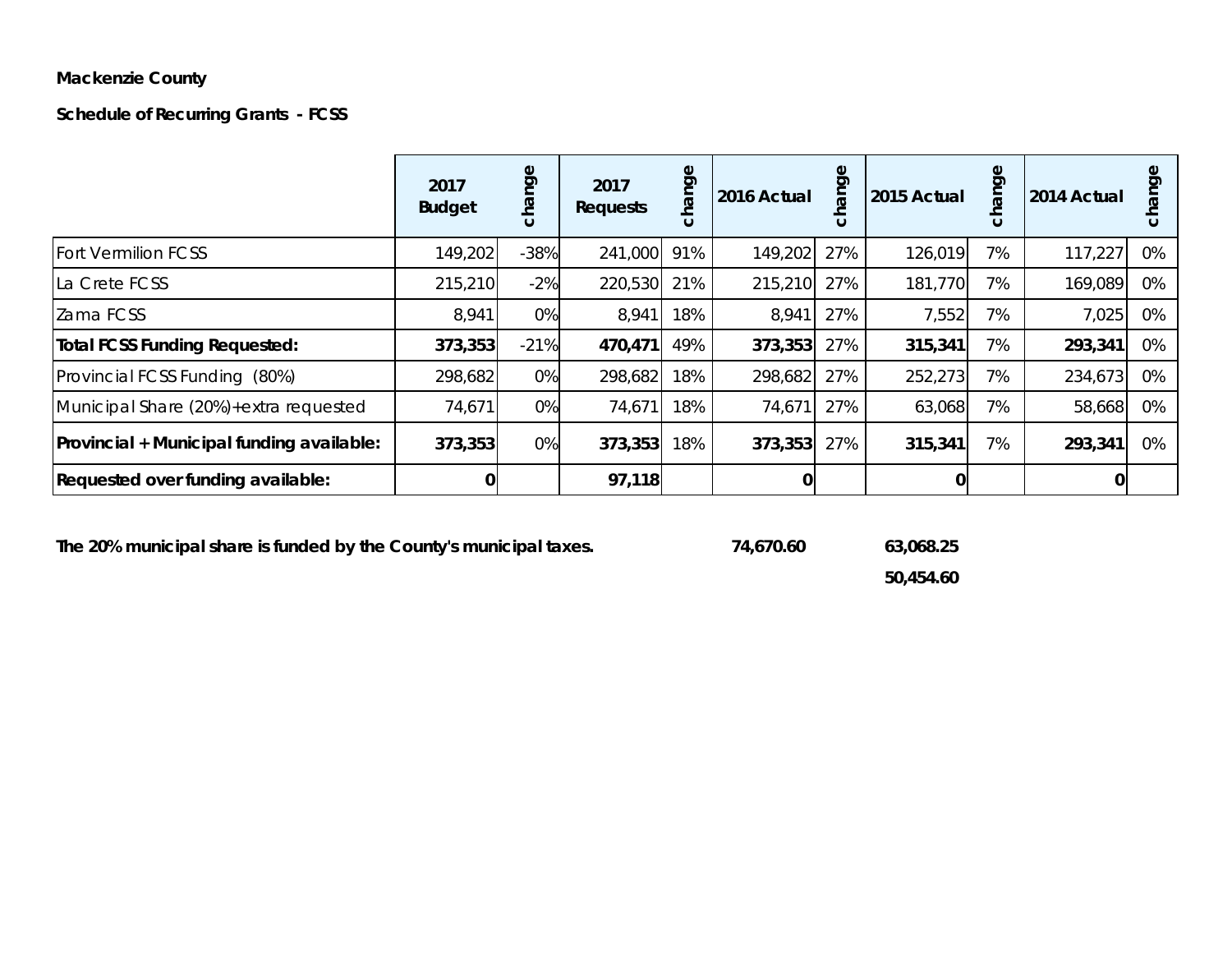**Mackenzie County**

**Schedule of Recurring Grants - FCSS**

| | 2017 Budget | change | 2017 Requests | change | 2016 Actual | change | 2015 Actual | change | 2014 Actual | change |
|---|---|---|---|---|---|---|---|---|---|---|
| Fort Vermilion FCSS | 149,202 | -38% | 241,000 | 91% | 149,202 | 27% | 126,019 | 7% | 117,227 | 0% |
| La Crete FCSS | 215,210 | -2% | 220,530 | 21% | 215,210 | 27% | 181,770 | 7% | 169,089 | 0% |
| Zama FCSS | 8,941 | 0% | 8,941 | 18% | 8,941 | 27% | 7,552 | 7% | 7,025 | 0% |
| **Total FCSS Funding Requested:** | **373,353** | -21% | **470,471** | 49% | **373,353** | 27% | **315,341** | 7% | **293,341** | 0% |
| Provincial FCSS Funding (80%) | 298,682 | 0% | 298,682 | 18% | 298,682 | 27% | 252,273 | 7% | 234,673 | 0% |
| Municipal Share (20%)+extra requested | 74,671 | 0% | 74,671 | 18% | 74,671 | 27% | 63,068 | 7% | 58,668 | 0% |
| **Provincial + Municipal funding available:** | **373,353** | 0% | **373,353** | 18% | **373,353** | 27% | **315,341** | 7% | **293,341** | 0% |
| **Requested over funding available:** | **0** | | **97,118** | | **0** | | **0** | | **0** | |

**The 20% municipal share is funded by the County's municipal taxes.** **74,670.60** **63,068.25**

**50,454.60**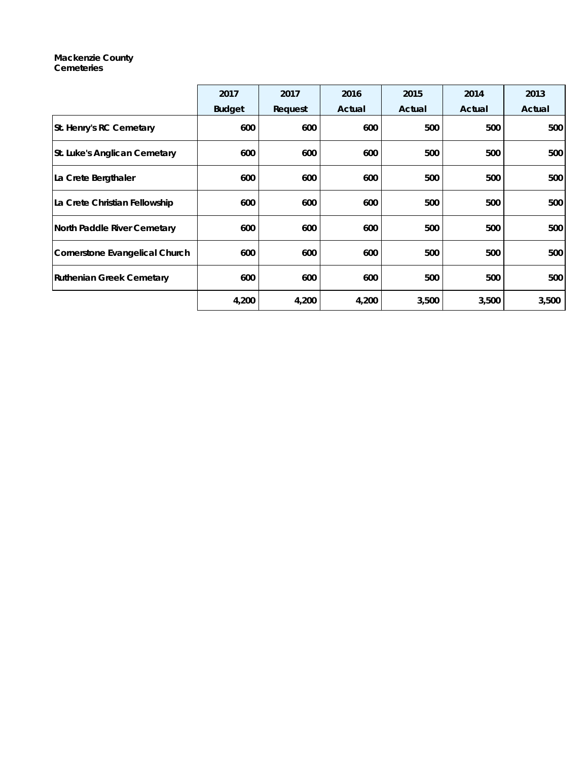**Mackenzie County**
**Cemeteries**

| | 2017 Budget | 2017 Request | 2016 Actual | 2015 Actual | 2014 Actual | 2013 Actual |
|---|---|---|---|---|---|---|
| St. Henry's RC Cemetary | 600 | 600 | 600 | 500 | 500 | 500 |
| St. Luke's Anglican Cemetary | 600 | 600 | 600 | 500 | 500 | 500 |
| La Crete Bergthaler | 600 | 600 | 600 | 500 | 500 | 500 |
| La Crete Christian Fellowship | 600 | 600 | 600 | 500 | 500 | 500 |
| North Paddle River Cemetary | 600 | 600 | 600 | 500 | 500 | 500 |
| Cornerstone Evangelical Church | 600 | 600 | 600 | 500 | 500 | 500 |
| Ruthenian Greek Cemetary | 600 | 600 | 600 | 500 | 500 | 500 |
| | 4,200 | 4,200 | 4,200 | 3,500 | 3,500 | 3,500 |